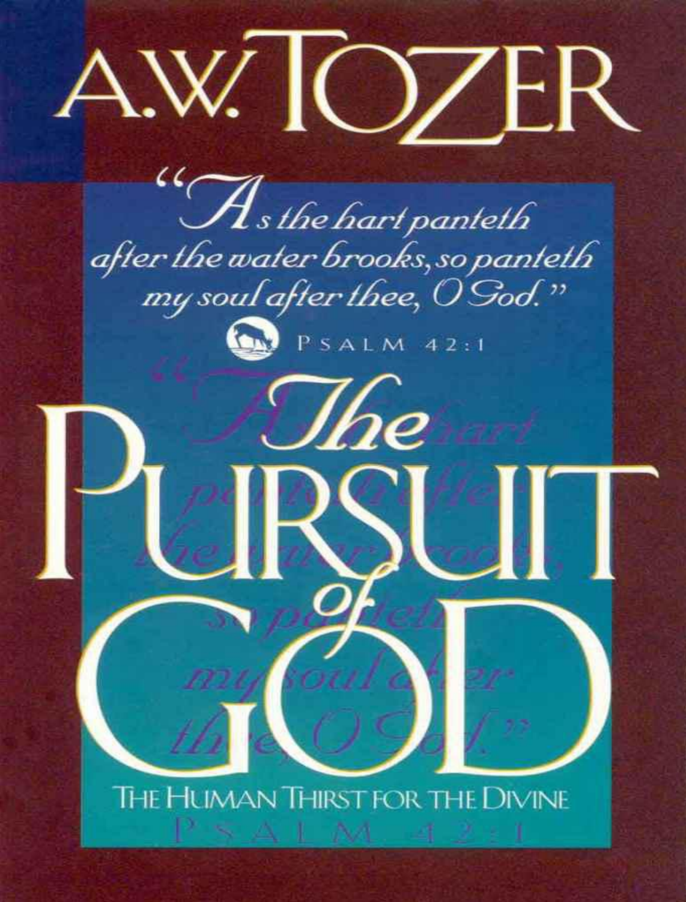# A.W. TOZER

*"As the hart panteth after the water brooks, so panteth my soul after thee, O God."*

PSALM 42:1

# The PURSUIT of GOD

THE HUMAN THIRST FOR THE DIVINE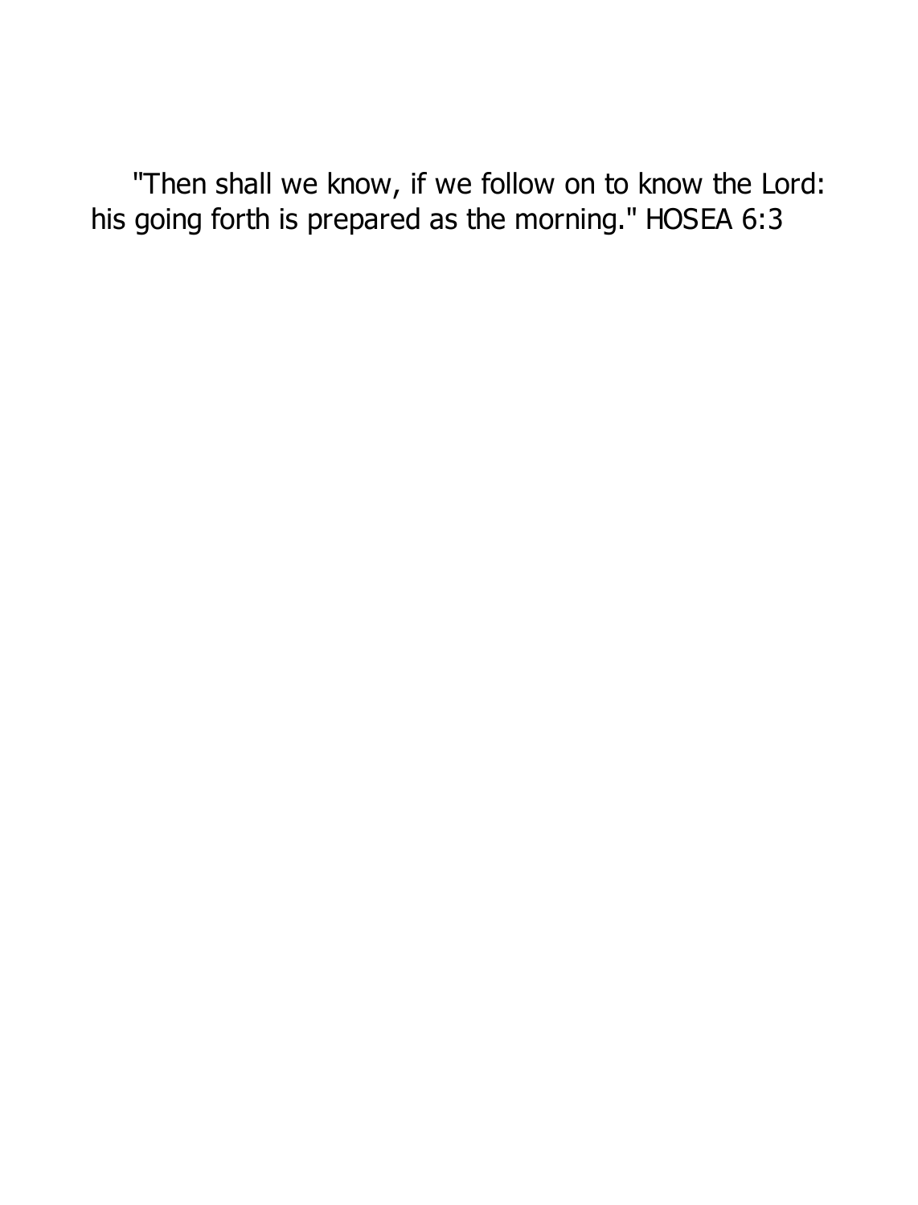"Then shall we know, if we follow on to know the Lord: his going forth is prepared as the morning." HOSEA 6:3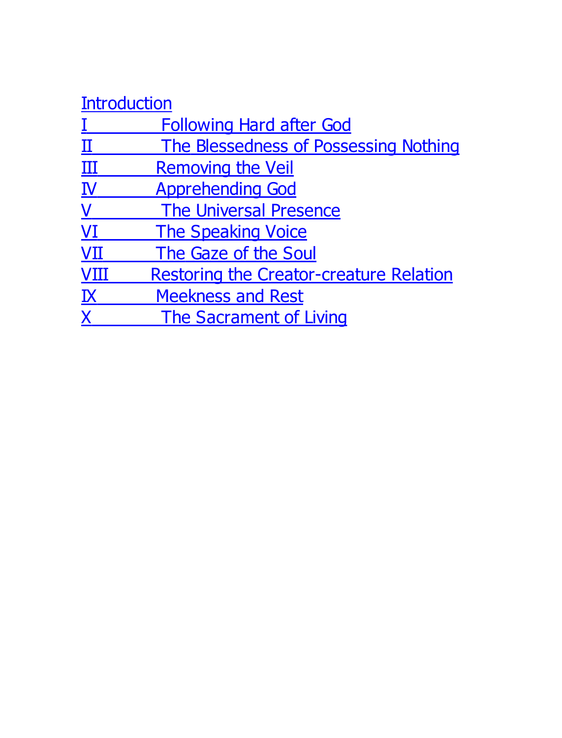Introduction

I Following Hard after God

II The Blessedness of Possessing Nothing

III Removing the Veil

IV Apprehending God

V The Universal Presence

VI The Speaking Voice

VII The Gaze of the Soul

VIII Restoring the Creator-creature Relation

IX Meekness and Rest

X The Sacrament of Living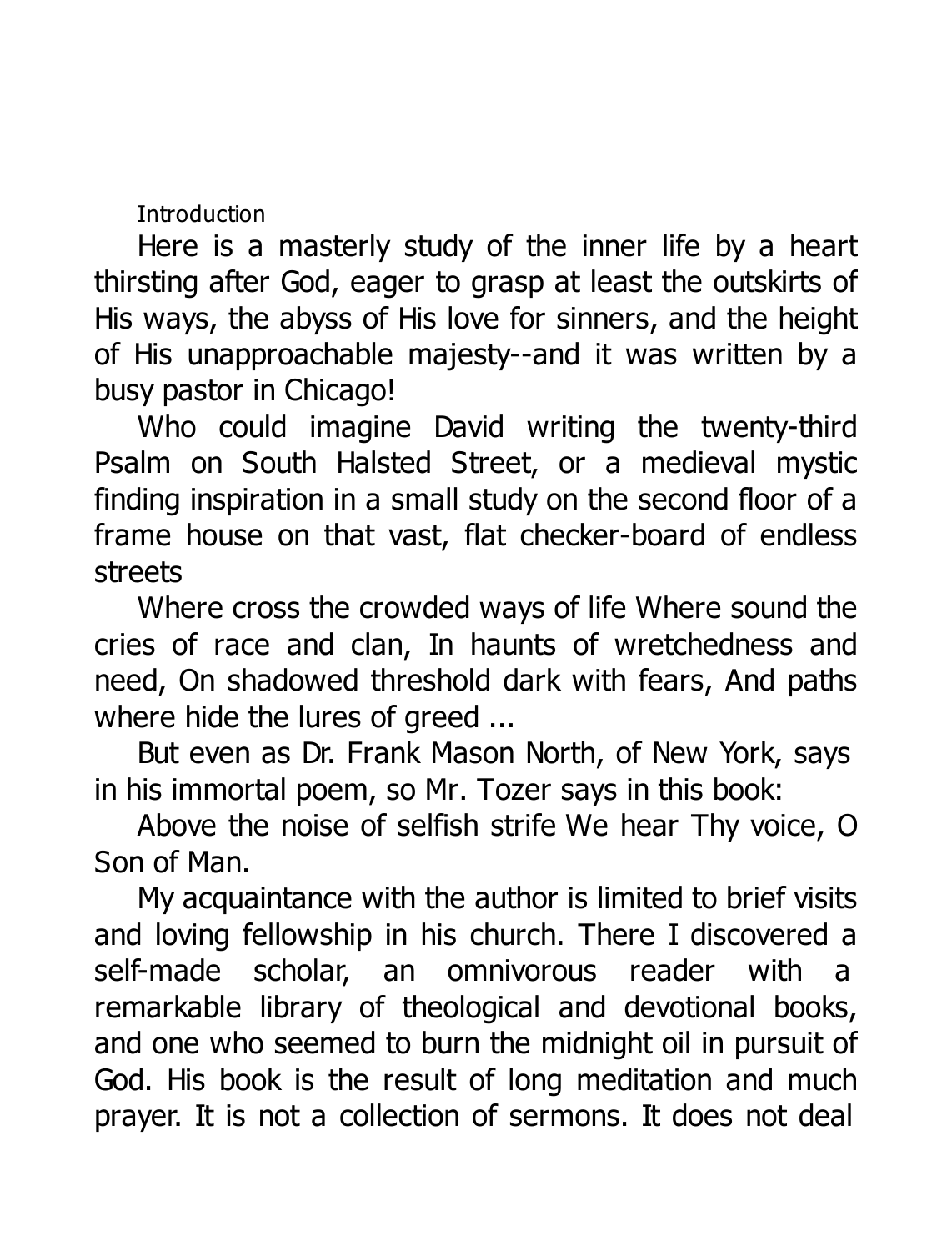## Introduction

Here is a masterly study of the inner life by a heart thirsting after God, eager to grasp at least the outskirts of His ways, the abyss of His love for sinners, and the height of His unapproachable majesty--and it was written by a busy pastor in Chicago!

Who could imagine David writing the twenty-third Psalm on South Halsted Street, or a medieval mystic finding inspiration in a small study on the second floor of a frame house on that vast, flat checker-board of endless streets

Where cross the crowded ways of life Where sound the cries of race and clan, In haunts of wretchedness and need, On shadowed threshold dark with fears, And paths where hide the lures of greed ...

But even as Dr. Frank Mason North, of New York, says in his immortal poem, so Mr. Tozer says in this book:

Above the noise of selfish strife We hear Thy voice, O Son of Man.

My acquaintance with the author is limited to brief visits and loving fellowship in his church. There I discovered a self-made scholar, an omnivorous reader with a remarkable library of theological and devotional books, and one who seemed to burn the midnight oil in pursuit of God. His book is the result of long meditation and much prayer. It is not a collection of sermons. It does not deal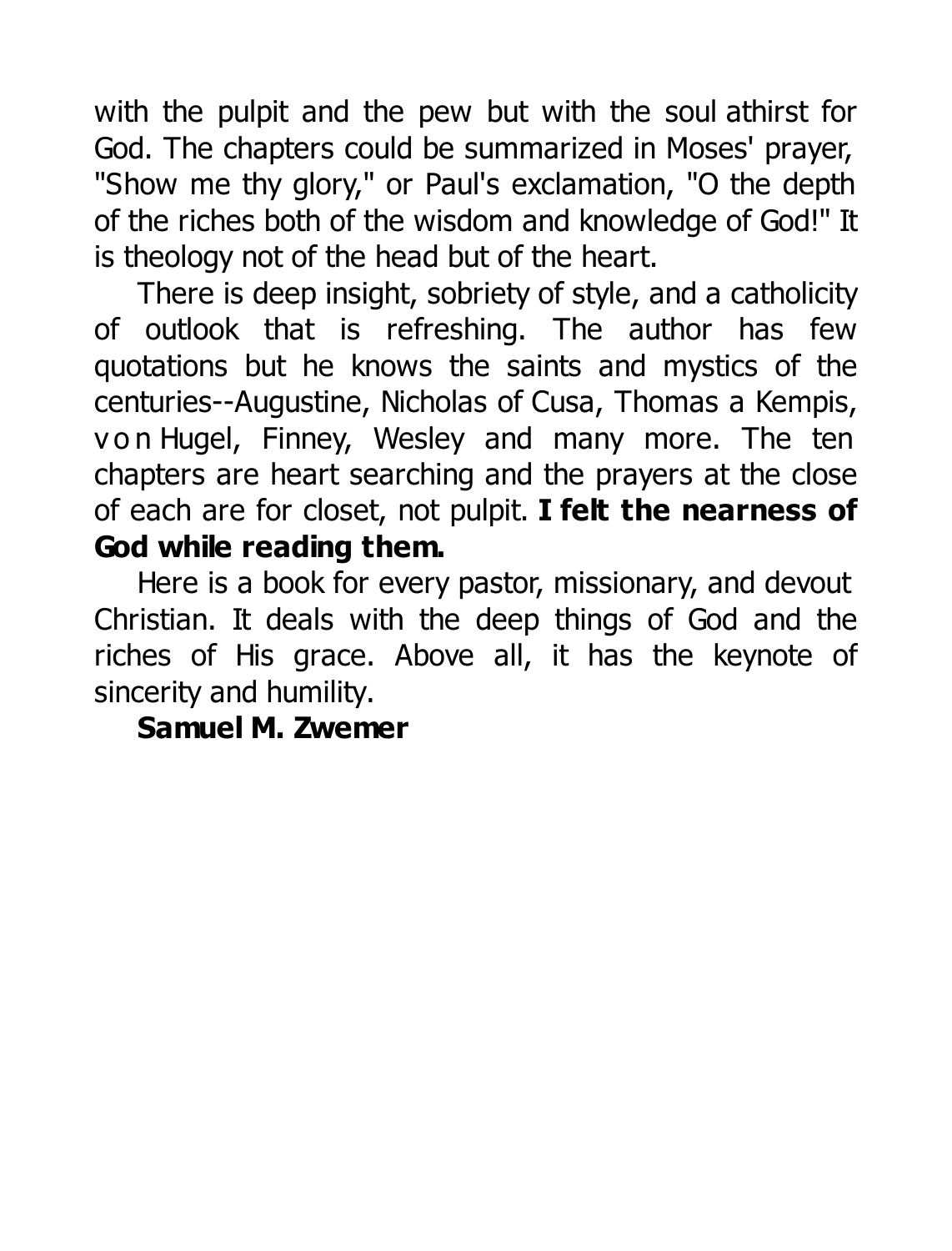with the pulpit and the pew but with the soul athirst for God. The chapters could be summarized in Moses' prayer, "Show me thy glory," or Paul's exclamation, "O the depth of the riches both of the wisdom and knowledge of God!" It is theology not of the head but of the heart.

There is deep insight, sobriety of style, and a catholicity of outlook that is refreshing. The author has few quotations but he knows the saints and mystics of the centuries--Augustine, Nicholas of Cusa, Thomas a Kempis, von Hugel, Finney, Wesley and many more. The ten chapters are heart searching and the prayers at the close of each are for closet, not pulpit. **I felt the nearness of God while reading them.**

Here is a book for every pastor, missionary, and devout Christian. It deals with the deep things of God and the riches of His grace. Above all, it has the keynote of sincerity and humility.

**Samuel M. Zwemer**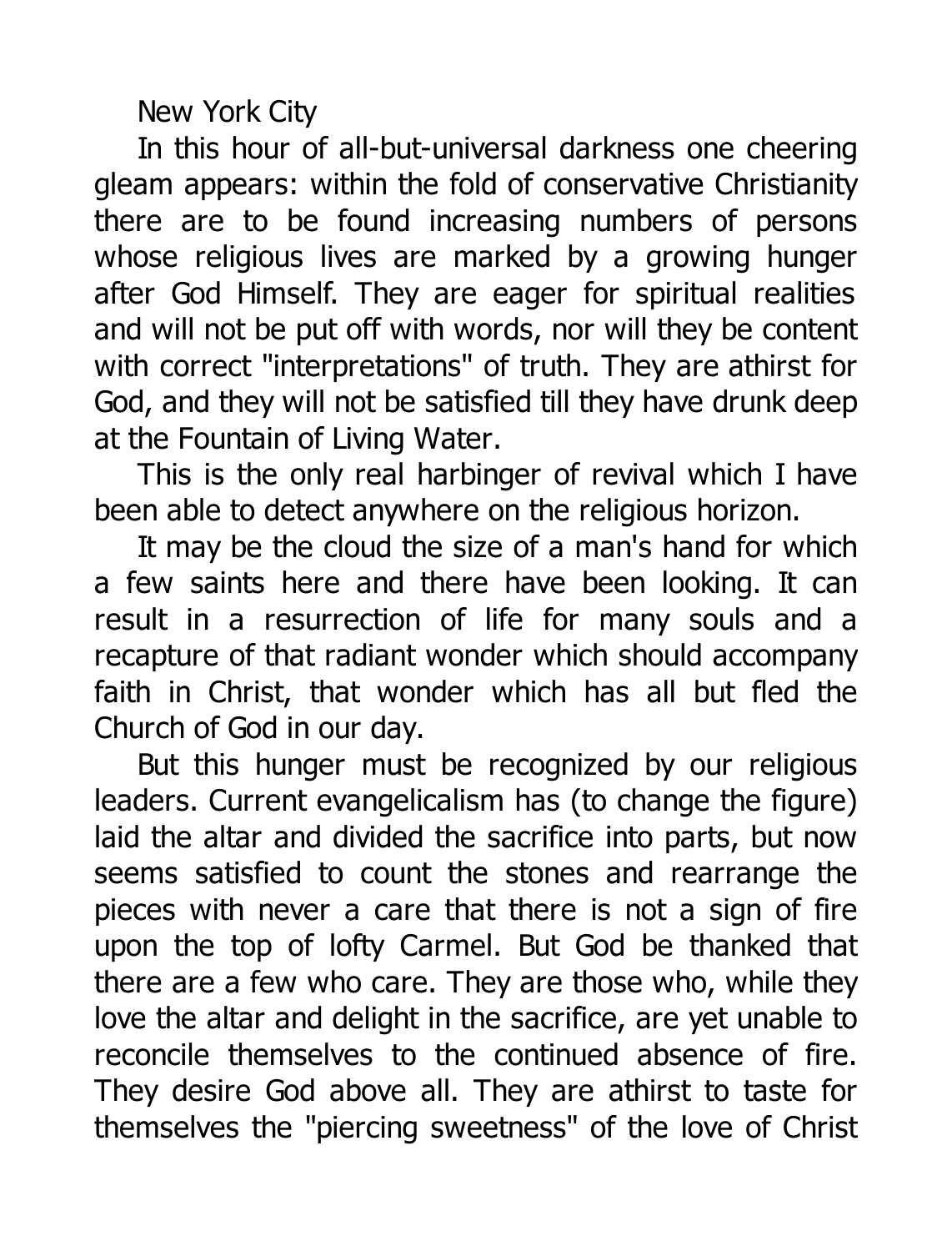New York City

In this hour of all-but-universal darkness one cheering gleam appears: within the fold of conservative Christianity there are to be found increasing numbers of persons whose religious lives are marked by a growing hunger after God Himself. They are eager for spiritual realities and will not be put off with words, nor will they be content with correct "interpretations" of truth. They are athirst for God, and they will not be satisfied till they have drunk deep at the Fountain of Living Water.

This is the only real harbinger of revival which I have been able to detect anywhere on the religious horizon.

It may be the cloud the size of a man's hand for which a few saints here and there have been looking. It can result in a resurrection of life for many souls and a recapture of that radiant wonder which should accompany faith in Christ, that wonder which has all but fled the Church of God in our day.

But this hunger must be recognized by our religious leaders. Current evangelicalism has (to change the figure) laid the altar and divided the sacrifice into parts, but now seems satisfied to count the stones and rearrange the pieces with never a care that there is not a sign of fire upon the top of lofty Carmel. But God be thanked that there are a few who care. They are those who, while they love the altar and delight in the sacrifice, are yet unable to reconcile themselves to the continued absence of fire. They desire God above all. They are athirst to taste for themselves the "piercing sweetness" of the love of Christ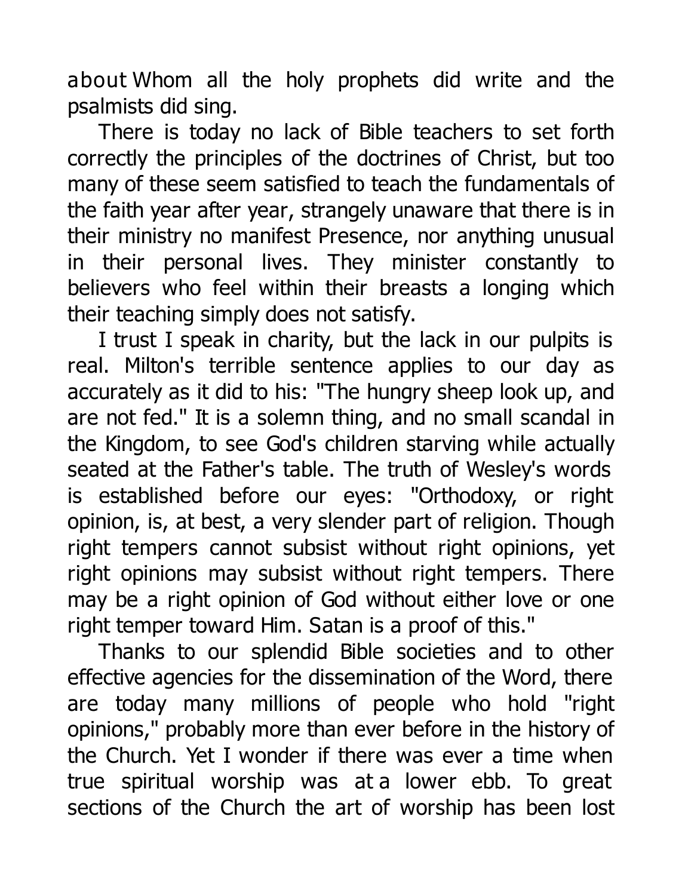about Whom all the holy prophets did write and the psalmists did sing.

There is today no lack of Bible teachers to set forth correctly the principles of the doctrines of Christ, but too many of these seem satisfied to teach the fundamentals of the faith year after year, strangely unaware that there is in their ministry no manifest Presence, nor anything unusual in their personal lives. They minister constantly to believers who feel within their breasts a longing which their teaching simply does not satisfy.

I trust I speak in charity, but the lack in our pulpits is real. Milton's terrible sentence applies to our day as accurately as it did to his: "The hungry sheep look up, and are not fed." It is a solemn thing, and no small scandal in the Kingdom, to see God's children starving while actually seated at the Father's table. The truth of Wesley's words is established before our eyes: "Orthodoxy, or right opinion, is, at best, a very slender part of religion. Though right tempers cannot subsist without right opinions, yet right opinions may subsist without right tempers. There may be a right opinion of God without either love or one right temper toward Him. Satan is a proof of this."

Thanks to our splendid Bible societies and to other effective agencies for the dissemination of the Word, there are today many millions of people who hold "right opinions," probably more than ever before in the history of the Church. Yet I wonder if there was ever a time when true spiritual worship was at a lower ebb. To great sections of the Church the art of worship has been lost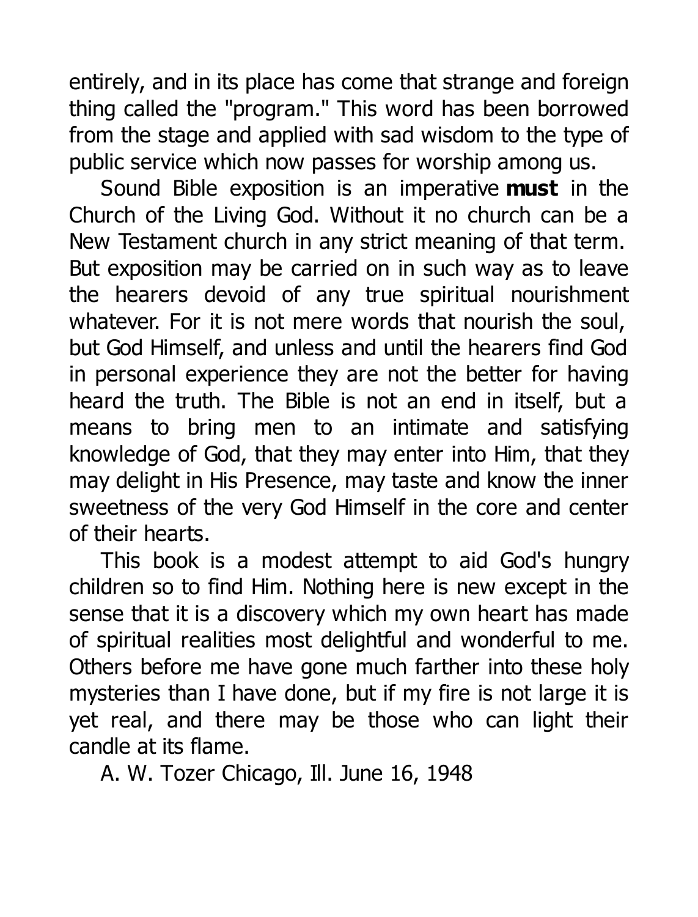entirely, and in its place has come that strange and foreign thing called the "program." This word has been borrowed from the stage and applied with sad wisdom to the type of public service which now passes for worship among us.

Sound Bible exposition is an imperative **must** in the Church of the Living God. Without it no church can be a New Testament church in any strict meaning of that term. But exposition may be carried on in such way as to leave the hearers devoid of any true spiritual nourishment whatever. For it is not mere words that nourish the soul, but God Himself, and unless and until the hearers find God in personal experience they are not the better for having heard the truth. The Bible is not an end in itself, but a means to bring men to an intimate and satisfying knowledge of God, that they may enter into Him, that they may delight in His Presence, may taste and know the inner sweetness of the very God Himself in the core and center of their hearts.

This book is a modest attempt to aid God's hungry children so to find Him. Nothing here is new except in the sense that it is a discovery which my own heart has made of spiritual realities most delightful and wonderful to me. Others before me have gone much farther into these holy mysteries than I have done, but if my fire is not large it is yet real, and there may be those who can light their candle at its flame.

A. W. Tozer Chicago, Ill. June 16, 1948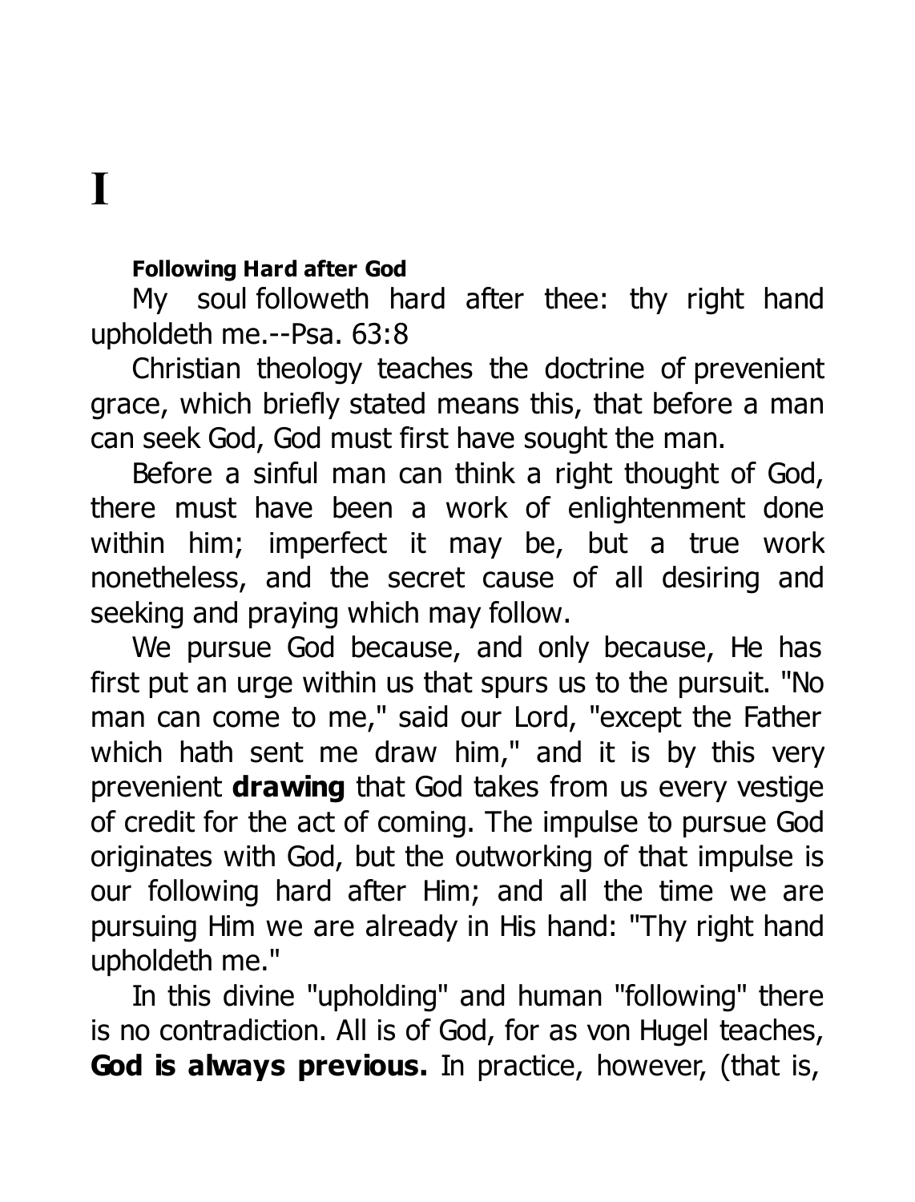# I

**Following Hard after God**

My soul followeth hard after thee: thy right hand upholdeth me.--Psa. 63:8

Christian theology teaches the doctrine of prevenient grace, which briefly stated means this, that before a man can seek God, God must first have sought the man.

Before a sinful man can think a right thought of God, there must have been a work of enlightenment done within him; imperfect it may be, but a true work nonetheless, and the secret cause of all desiring and seeking and praying which may follow.

We pursue God because, and only because, He has first put an urge within us that spurs us to the pursuit. "No man can come to me," said our Lord, "except the Father which hath sent me draw him," and it is by this very prevenient **drawing** that God takes from us every vestige of credit for the act of coming. The impulse to pursue God originates with God, but the outworking of that impulse is our following hard after Him; and all the time we are pursuing Him we are already in His hand: "Thy right hand upholdeth me."

In this divine "upholding" and human "following" there is no contradiction. All is of God, for as von Hugel teaches, **God is always previous.** In practice, however, (that is,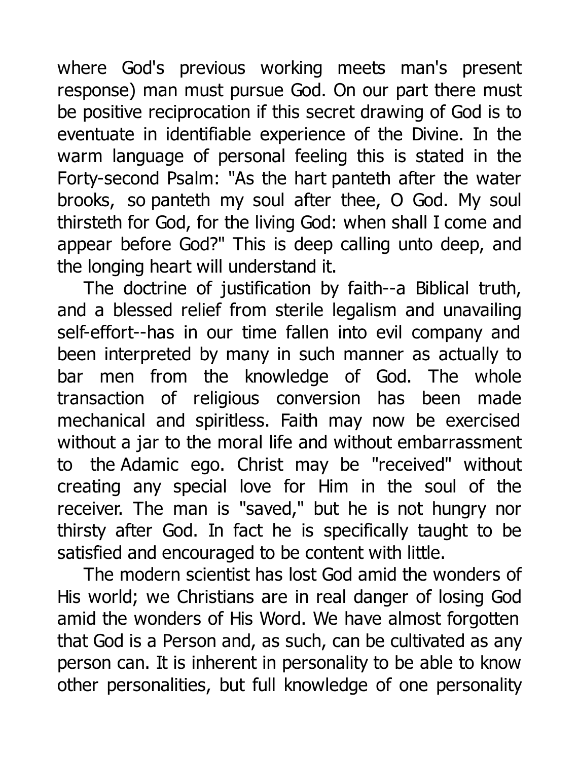where God's previous working meets man's present response) man must pursue God. On our part there must be positive reciprocation if this secret drawing of God is to eventuate in identifiable experience of the Divine. In the warm language of personal feeling this is stated in the Forty-second Psalm: "As the hart panteth after the water brooks, so panteth my soul after thee, O God. My soul thirsteth for God, for the living God: when shall I come and appear before God?" This is deep calling unto deep, and the longing heart will understand it.

The doctrine of justification by faith--a Biblical truth, and a blessed relief from sterile legalism and unavailing self-effort--has in our time fallen into evil company and been interpreted by many in such manner as actually to bar men from the knowledge of God. The whole transaction of religious conversion has been made mechanical and spiritless. Faith may now be exercised without a jar to the moral life and without embarrassment to the Adamic ego. Christ may be "received" without creating any special love for Him in the soul of the receiver. The man is "saved," but he is not hungry nor thirsty after God. In fact he is specifically taught to be satisfied and encouraged to be content with little.

The modern scientist has lost God amid the wonders of His world; we Christians are in real danger of losing God amid the wonders of His Word. We have almost forgotten that God is a Person and, as such, can be cultivated as any person can. It is inherent in personality to be able to know other personalities, but full knowledge of one personality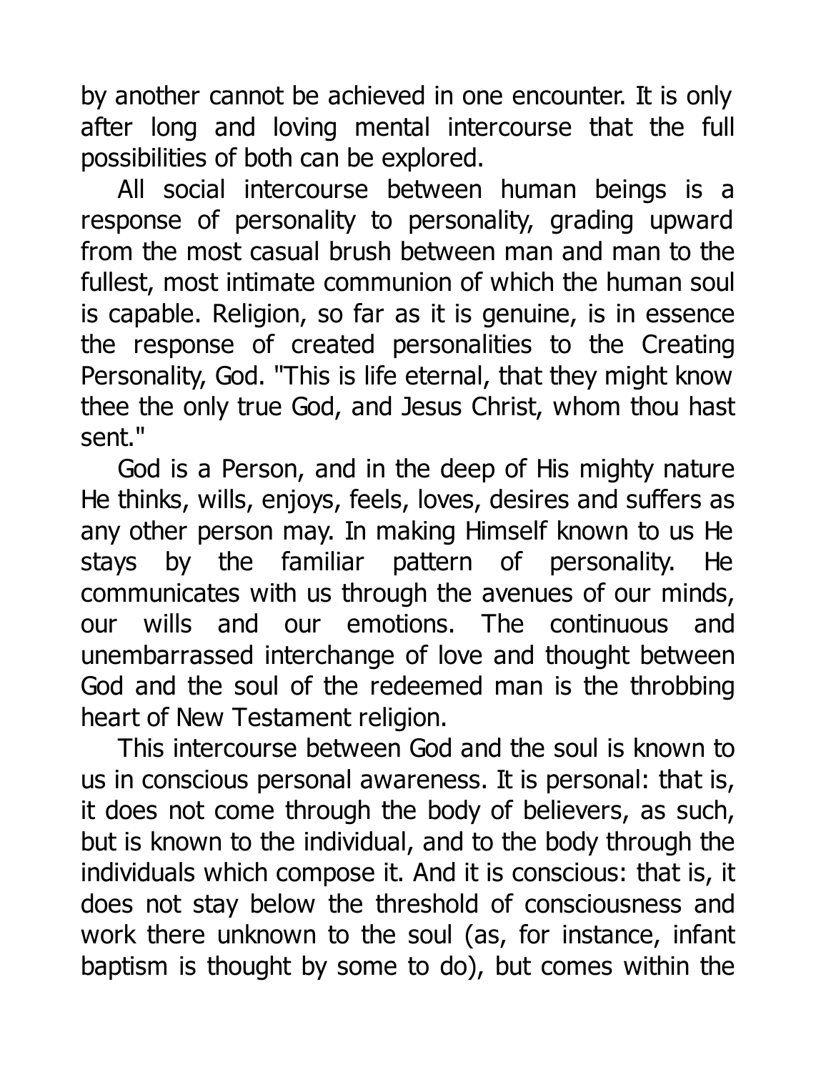by another cannot be achieved in one encounter. It is only after long and loving mental intercourse that the full possibilities of both can be explored.

All social intercourse between human beings is a response of personality to personality, grading upward from the most casual brush between man and man to the fullest, most intimate communion of which the human soul is capable. Religion, so far as it is genuine, is in essence the response of created personalities to the Creating Personality, God. "This is life eternal, that they might know thee the only true God, and Jesus Christ, whom thou hast sent."

God is a Person, and in the deep of His mighty nature He thinks, wills, enjoys, feels, loves, desires and suffers as any other person may. In making Himself known to us He stays by the familiar pattern of personality. He communicates with us through the avenues of our minds, our wills and our emotions. The continuous and unembarrassed interchange of love and thought between God and the soul of the redeemed man is the throbbing heart of New Testament religion.

This intercourse between God and the soul is known to us in conscious personal awareness. It is personal: that is, it does not come through the body of believers, as such, but is known to the individual, and to the body through the individuals which compose it. And it is conscious: that is, it does not stay below the threshold of consciousness and work there unknown to the soul (as, for instance, infant baptism is thought by some to do), but comes within the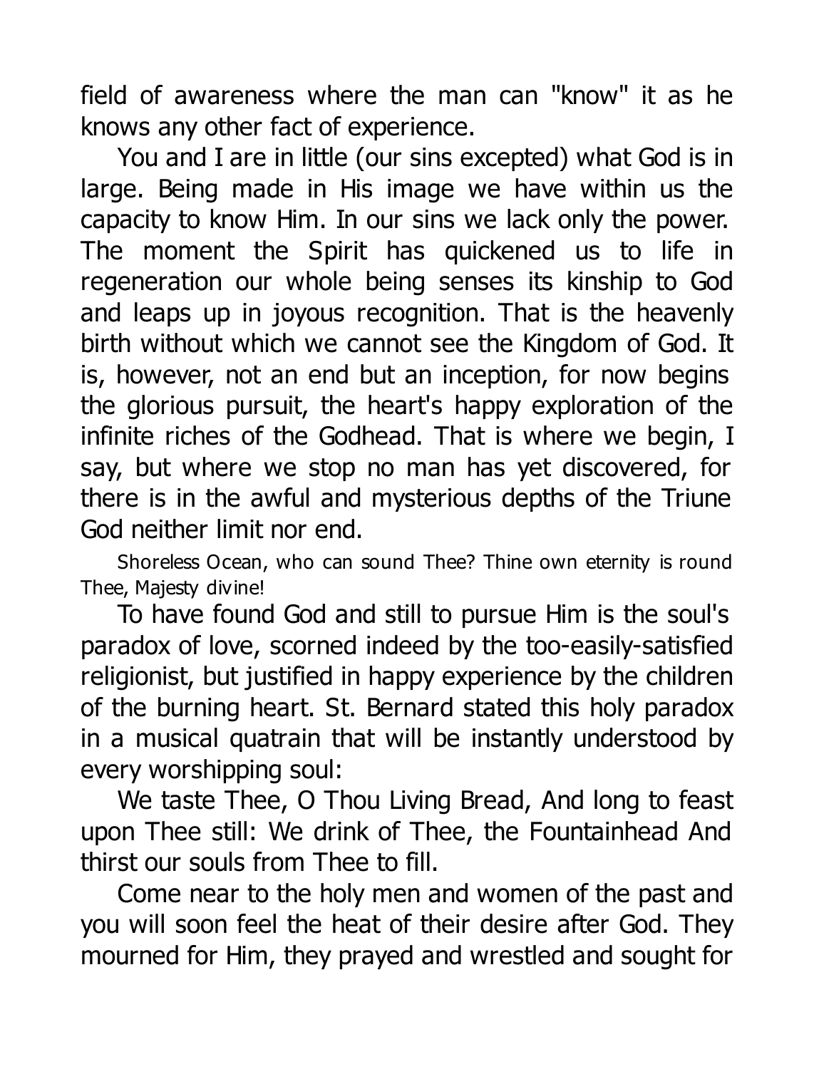field of awareness where the man can "know" it as he knows any other fact of experience.

You and I are in little (our sins excepted) what God is in large. Being made in His image we have within us the capacity to know Him. In our sins we lack only the power. The moment the Spirit has quickened us to life in regeneration our whole being senses its kinship to God and leaps up in joyous recognition. That is the heavenly birth without which we cannot see the Kingdom of God. It is, however, not an end but an inception, for now begins the glorious pursuit, the heart's happy exploration of the infinite riches of the Godhead. That is where we begin, I say, but where we stop no man has yet discovered, for there is in the awful and mysterious depths of the Triune God neither limit nor end.

Shoreless Ocean, who can sound Thee? Thine own eternity is round Thee, Majesty divine!

To have found God and still to pursue Him is the soul's paradox of love, scorned indeed by the too-easily-satisfied religionist, but justified in happy experience by the children of the burning heart. St. Bernard stated this holy paradox in a musical quatrain that will be instantly understood by every worshipping soul:

We taste Thee, O Thou Living Bread, And long to feast upon Thee still: We drink of Thee, the Fountainhead And thirst our souls from Thee to fill.

Come near to the holy men and women of the past and you will soon feel the heat of their desire after God. They mourned for Him, they prayed and wrestled and sought for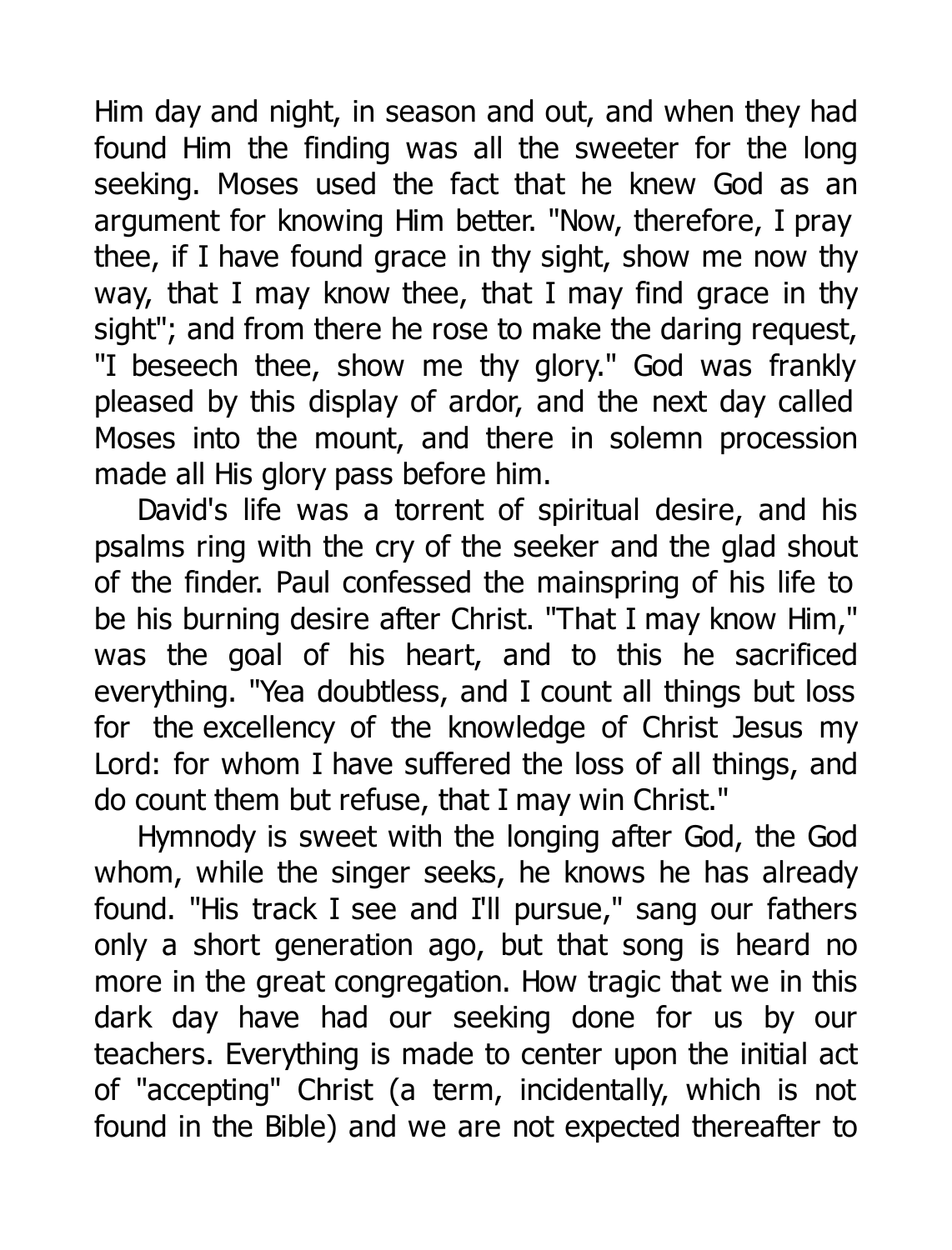Him day and night, in season and out, and when they had found Him the finding was all the sweeter for the long seeking. Moses used the fact that he knew God as an argument for knowing Him better. "Now, therefore, I pray thee, if I have found grace in thy sight, show me now thy way, that I may know thee, that I may find grace in thy sight"; and from there he rose to make the daring request, "I beseech thee, show me thy glory." God was frankly pleased by this display of ardor, and the next day called Moses into the mount, and there in solemn procession made all His glory pass before him.

David's life was a torrent of spiritual desire, and his psalms ring with the cry of the seeker and the glad shout of the finder. Paul confessed the mainspring of his life to be his burning desire after Christ. "That I may know Him," was the goal of his heart, and to this he sacrificed everything. "Yea doubtless, and I count all things but loss for the excellency of the knowledge of Christ Jesus my Lord: for whom I have suffered the loss of all things, and do count them but refuse, that I may win Christ."

Hymnody is sweet with the longing after God, the God whom, while the singer seeks, he knows he has already found. "His track I see and I'll pursue," sang our fathers only a short generation ago, but that song is heard no more in the great congregation. How tragic that we in this dark day have had our seeking done for us by our teachers. Everything is made to center upon the initial act of "accepting" Christ (a term, incidentally, which is not found in the Bible) and we are not expected thereafter to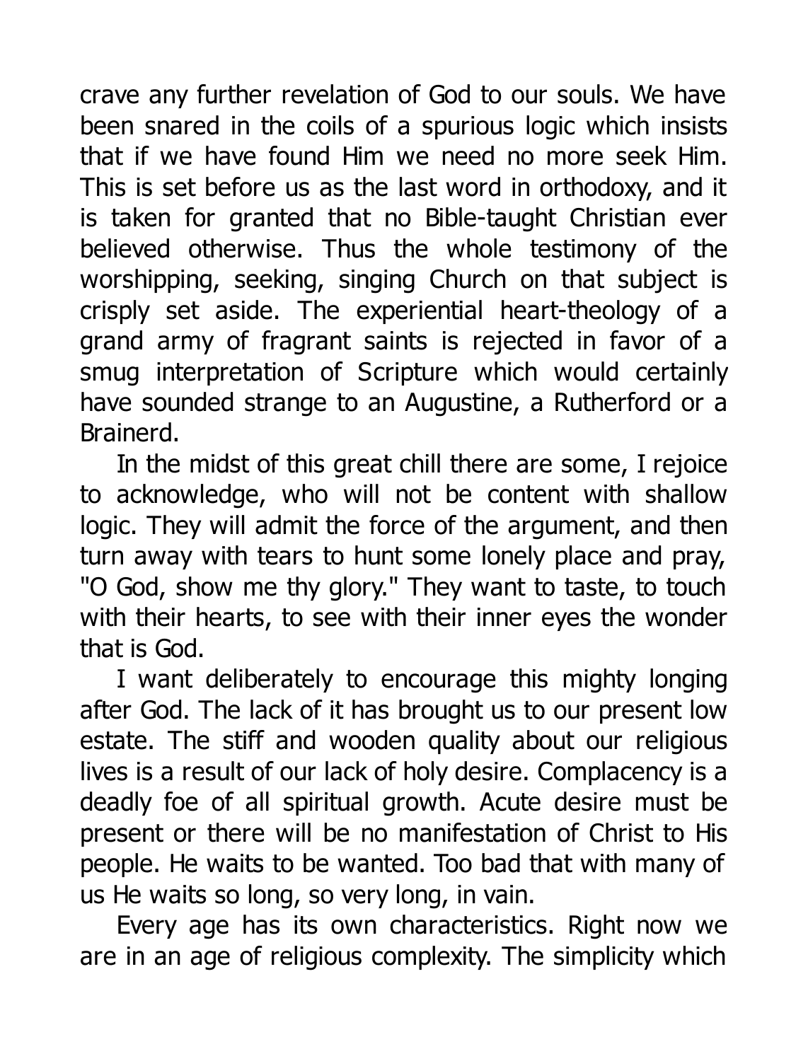crave any further revelation of God to our souls. We have been snared in the coils of a spurious logic which insists that if we have found Him we need no more seek Him. This is set before us as the last word in orthodoxy, and it is taken for granted that no Bible-taught Christian ever believed otherwise. Thus the whole testimony of the worshipping, seeking, singing Church on that subject is crisply set aside. The experiential heart-theology of a grand army of fragrant saints is rejected in favor of a smug interpretation of Scripture which would certainly have sounded strange to an Augustine, a Rutherford or a Brainerd.

In the midst of this great chill there are some, I rejoice to acknowledge, who will not be content with shallow logic. They will admit the force of the argument, and then turn away with tears to hunt some lonely place and pray, "O God, show me thy glory." They want to taste, to touch with their hearts, to see with their inner eyes the wonder that is God.

I want deliberately to encourage this mighty longing after God. The lack of it has brought us to our present low estate. The stiff and wooden quality about our religious lives is a result of our lack of holy desire. Complacency is a deadly foe of all spiritual growth. Acute desire must be present or there will be no manifestation of Christ to His people. He waits to be wanted. Too bad that with many of us He waits so long, so very long, in vain.

Every age has its own characteristics. Right now we are in an age of religious complexity. The simplicity which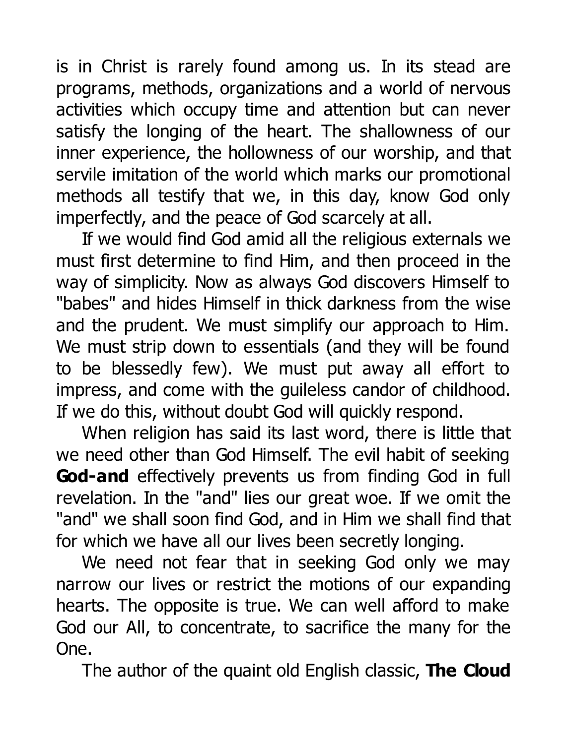is in Christ is rarely found among us. In its stead are programs, methods, organizations and a world of nervous activities which occupy time and attention but can never satisfy the longing of the heart. The shallowness of our inner experience, the hollowness of our worship, and that servile imitation of the world which marks our promotional methods all testify that we, in this day, know God only imperfectly, and the peace of God scarcely at all.

If we would find God amid all the religious externals we must first determine to find Him, and then proceed in the way of simplicity. Now as always God discovers Himself to "babes" and hides Himself in thick darkness from the wise and the prudent. We must simplify our approach to Him. We must strip down to essentials (and they will be found to be blessedly few). We must put away all effort to impress, and come with the guileless candor of childhood. If we do this, without doubt God will quickly respond.

When religion has said its last word, there is little that we need other than God Himself. The evil habit of seeking **God-and** effectively prevents us from finding God in full revelation. In the "and" lies our great woe. If we omit the "and" we shall soon find God, and in Him we shall find that for which we have all our lives been secretly longing.

We need not fear that in seeking God only we may narrow our lives or restrict the motions of our expanding hearts. The opposite is true. We can well afford to make God our All, to concentrate, to sacrifice the many for the One.

The author of the quaint old English classic, **The Cloud**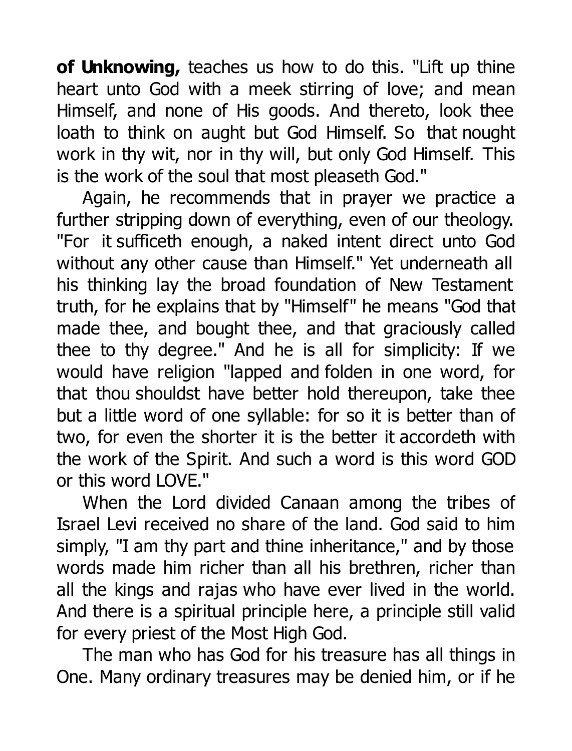**of Unknowing,** teaches us how to do this. "Lift up thine heart unto God with a meek stirring of love; and mean Himself, and none of His goods. And thereto, look thee loath to think on aught but God Himself. So that nought work in thy wit, nor in thy will, but only God Himself. This is the work of the soul that most pleaseth God."

Again, he recommends that in prayer we practice a further stripping down of everything, even of our theology. "For it sufficeth enough, a naked intent direct unto God without any other cause than Himself." Yet underneath all his thinking lay the broad foundation of New Testament truth, for he explains that by "Himself" he means "God that made thee, and bought thee, and that graciously called thee to thy degree." And he is all for simplicity: If we would have religion "lapped and folden in one word, for that thou shouldst have better hold thereupon, take thee but a little word of one syllable: for so it is better than of two, for even the shorter it is the better it accordeth with the work of the Spirit. And such a word is this word GOD or this word LOVE."

When the Lord divided Canaan among the tribes of Israel Levi received no share of the land. God said to him simply, "I am thy part and thine inheritance," and by those words made him richer than all his brethren, richer than all the kings and rajas who have ever lived in the world. And there is a spiritual principle here, a principle still valid for every priest of the Most High God.

The man who has God for his treasure has all things in One. Many ordinary treasures may be denied him, or if he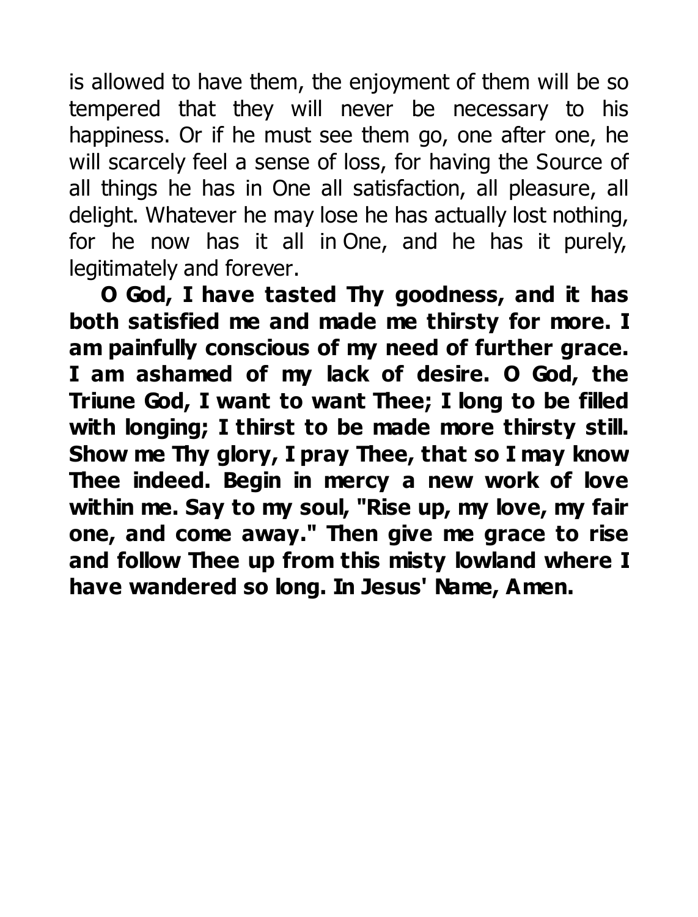is allowed to have them, the enjoyment of them will be so tempered that they will never be necessary to his happiness. Or if he must see them go, one after one, he will scarcely feel a sense of loss, for having the Source of all things he has in One all satisfaction, all pleasure, all delight. Whatever he may lose he has actually lost nothing, for he now has it all in One, and he has it purely, legitimately and forever.

**O God, I have tasted Thy goodness, and it has both satisfied me and made me thirsty for more. I am painfully conscious of my need of further grace. I am ashamed of my lack of desire. O God, the Triune God, I want to want Thee; I long to be filled with longing; I thirst to be made more thirsty still. Show me Thy glory, I pray Thee, that so I may know Thee indeed. Begin in mercy a new work of love within me. Say to my soul, "Rise up, my love, my fair one, and come away." Then give me grace to rise and follow Thee up from this misty lowland where I have wandered so long. In Jesus' Name, Amen.**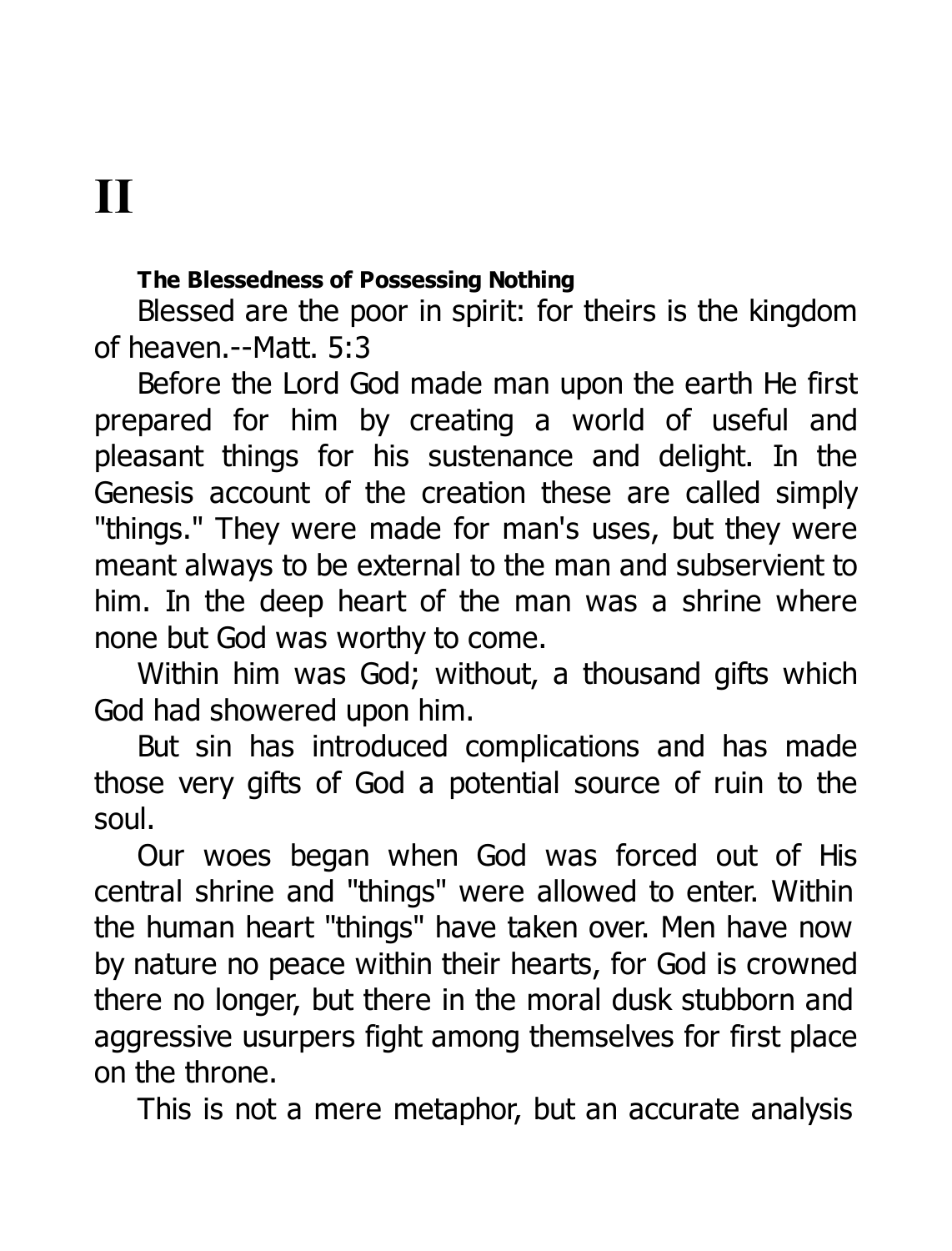# II

**The Blessedness of Possessing Nothing**

Blessed are the poor in spirit: for theirs is the kingdom of heaven.--Matt. 5:3

Before the Lord God made man upon the earth He first prepared for him by creating a world of useful and pleasant things for his sustenance and delight. In the Genesis account of the creation these are called simply "things." They were made for man's uses, but they were meant always to be external to the man and subservient to him. In the deep heart of the man was a shrine where none but God was worthy to come.

Within him was God; without, a thousand gifts which God had showered upon him.

But sin has introduced complications and has made those very gifts of God a potential source of ruin to the soul.

Our woes began when God was forced out of His central shrine and "things" were allowed to enter. Within the human heart "things" have taken over. Men have now by nature no peace within their hearts, for God is crowned there no longer, but there in the moral dusk stubborn and aggressive usurpers fight among themselves for first place on the throne.

This is not a mere metaphor, but an accurate analysis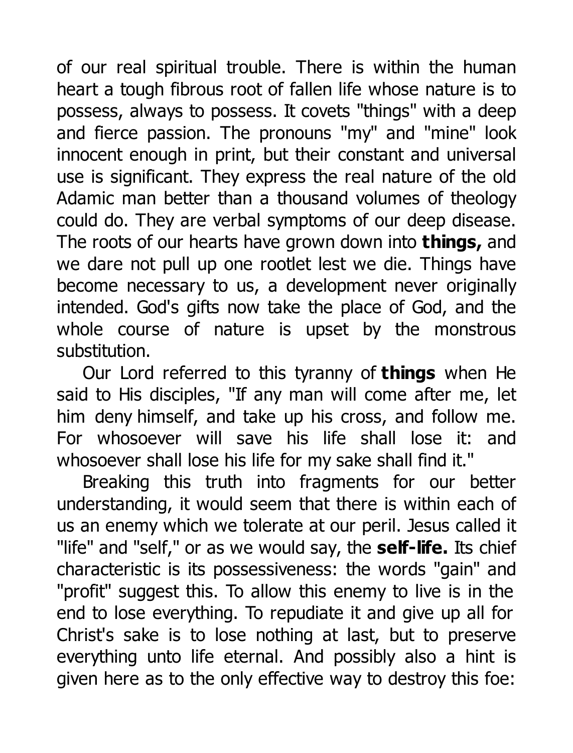of our real spiritual trouble. There is within the human heart a tough fibrous root of fallen life whose nature is to possess, always to possess. It covets "things" with a deep and fierce passion. The pronouns "my" and "mine" look innocent enough in print, but their constant and universal use is significant. They express the real nature of the old Adamic man better than a thousand volumes of theology could do. They are verbal symptoms of our deep disease. The roots of our hearts have grown down into **things,** and we dare not pull up one rootlet lest we die. Things have become necessary to us, a development never originally intended. God's gifts now take the place of God, and the whole course of nature is upset by the monstrous substitution.

Our Lord referred to this tyranny of **things** when He said to His disciples, "If any man will come after me, let him deny himself, and take up his cross, and follow me. For whosoever will save his life shall lose it: and whosoever shall lose his life for my sake shall find it."

Breaking this truth into fragments for our better understanding, it would seem that there is within each of us an enemy which we tolerate at our peril. Jesus called it "life" and "self," or as we would say, the **self-life.** Its chief characteristic is its possessiveness: the words "gain" and "profit" suggest this. To allow this enemy to live is in the end to lose everything. To repudiate it and give up all for Christ's sake is to lose nothing at last, but to preserve everything unto life eternal. And possibly also a hint is given here as to the only effective way to destroy this foe: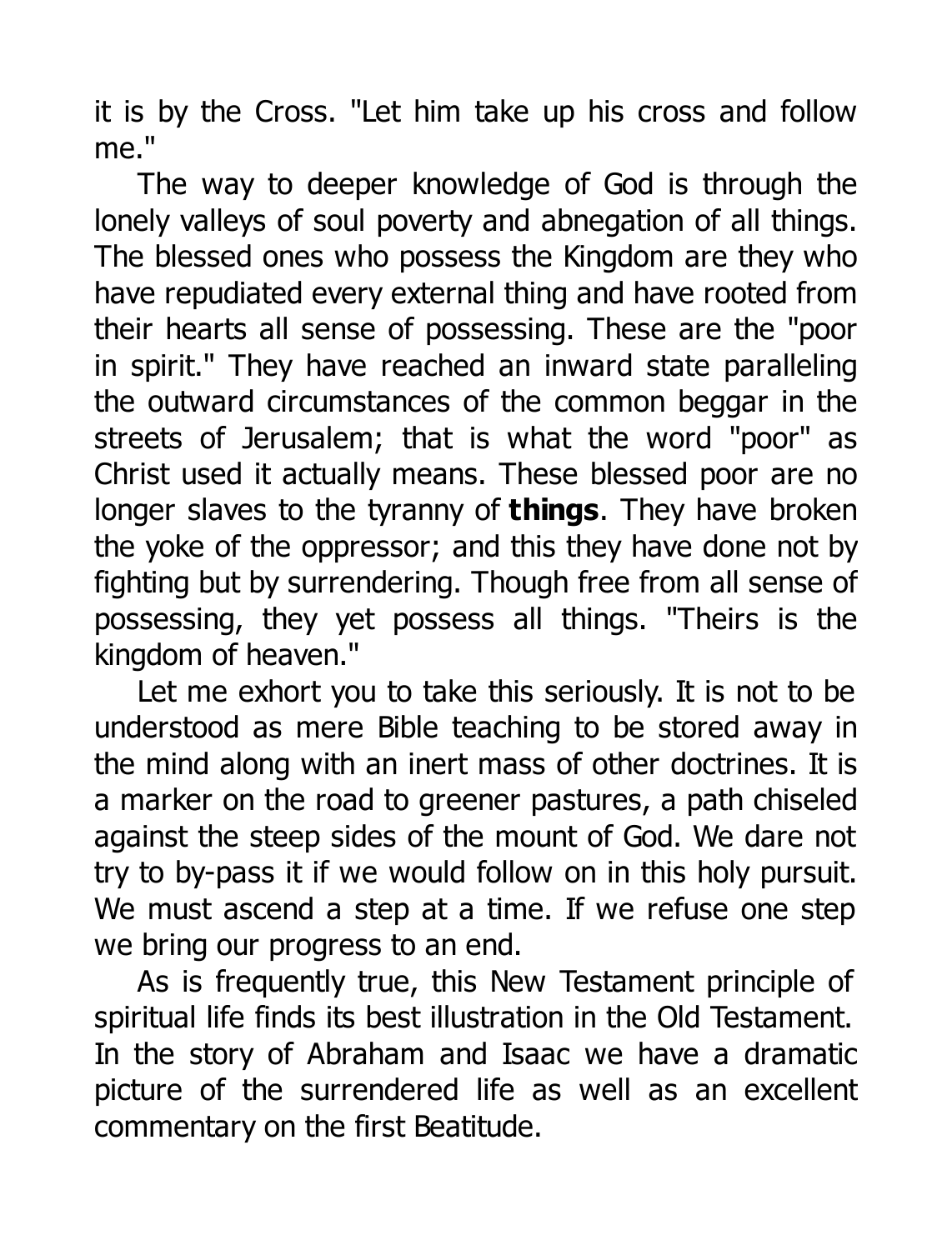it is by the Cross. "Let him take up his cross and follow me."

The way to deeper knowledge of God is through the lonely valleys of soul poverty and abnegation of all things. The blessed ones who possess the Kingdom are they who have repudiated every external thing and have rooted from their hearts all sense of possessing. These are the "poor in spirit." They have reached an inward state paralleling the outward circumstances of the common beggar in the streets of Jerusalem; that is what the word "poor" as Christ used it actually means. These blessed poor are no longer slaves to the tyranny of **things**. They have broken the yoke of the oppressor; and this they have done not by fighting but by surrendering. Though free from all sense of possessing, they yet possess all things. "Theirs is the kingdom of heaven."

Let me exhort you to take this seriously. It is not to be understood as mere Bible teaching to be stored away in the mind along with an inert mass of other doctrines. It is a marker on the road to greener pastures, a path chiseled against the steep sides of the mount of God. We dare not try to by-pass it if we would follow on in this holy pursuit. We must ascend a step at a time. If we refuse one step we bring our progress to an end.

As is frequently true, this New Testament principle of spiritual life finds its best illustration in the Old Testament. In the story of Abraham and Isaac we have a dramatic picture of the surrendered life as well as an excellent commentary on the first Beatitude.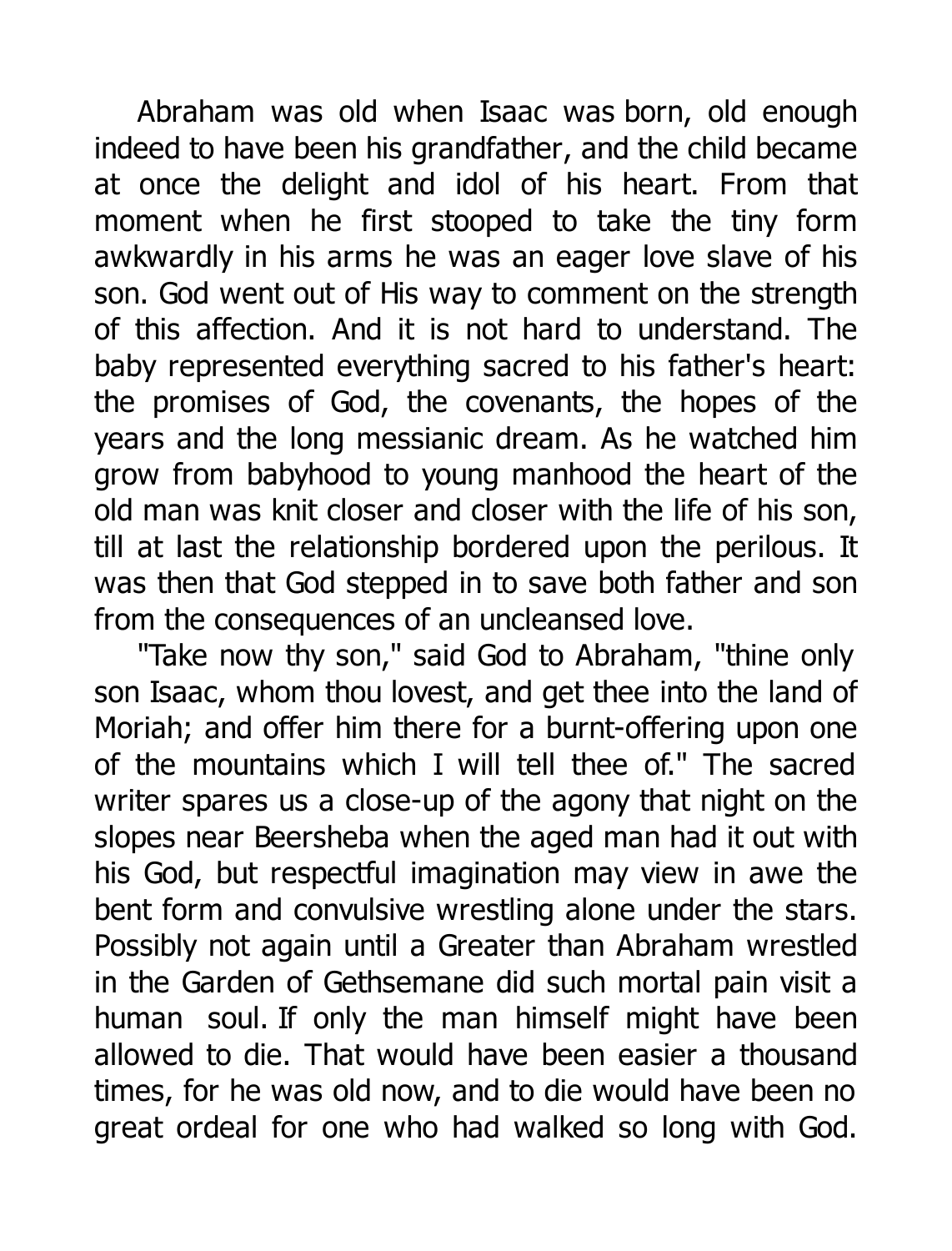Abraham was old when Isaac was born, old enough indeed to have been his grandfather, and the child became at once the delight and idol of his heart. From that moment when he first stooped to take the tiny form awkwardly in his arms he was an eager love slave of his son. God went out of His way to comment on the strength of this affection. And it is not hard to understand. The baby represented everything sacred to his father's heart: the promises of God, the covenants, the hopes of the years and the long messianic dream. As he watched him grow from babyhood to young manhood the heart of the old man was knit closer and closer with the life of his son, till at last the relationship bordered upon the perilous. It was then that God stepped in to save both father and son from the consequences of an uncleansed love.

"Take now thy son," said God to Abraham, "thine only son Isaac, whom thou lovest, and get thee into the land of Moriah; and offer him there for a burnt-offering upon one of the mountains which I will tell thee of." The sacred writer spares us a close-up of the agony that night on the slopes near Beersheba when the aged man had it out with his God, but respectful imagination may view in awe the bent form and convulsive wrestling alone under the stars. Possibly not again until a Greater than Abraham wrestled in the Garden of Gethsemane did such mortal pain visit a human soul. If only the man himself might have been allowed to die. That would have been easier a thousand times, for he was old now, and to die would have been no great ordeal for one who had walked so long with God.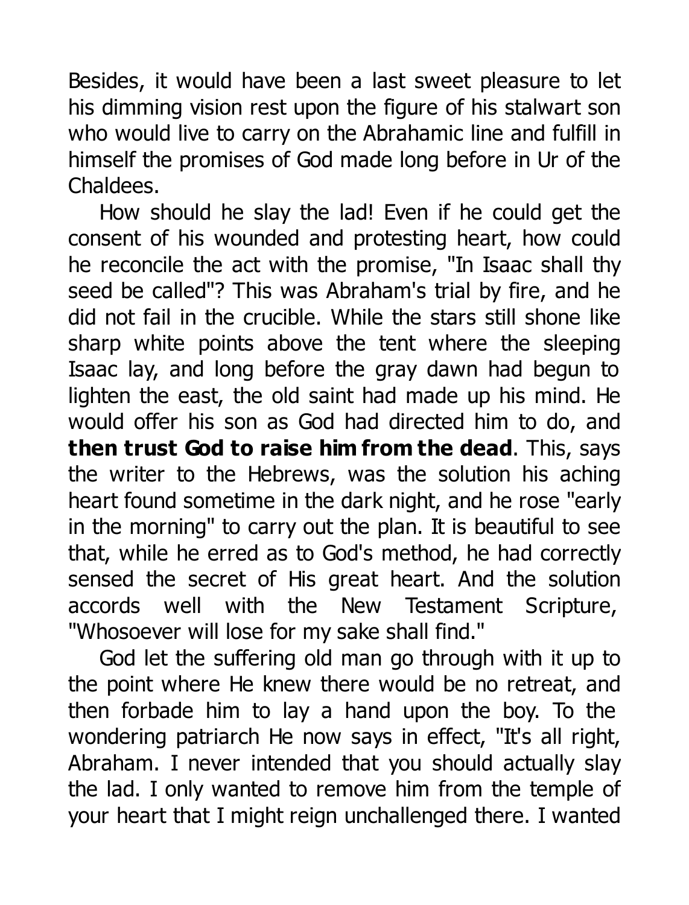Besides, it would have been a last sweet pleasure to let his dimming vision rest upon the figure of his stalwart son who would live to carry on the Abrahamic line and fulfill in himself the promises of God made long before in Ur of the Chaldees.

How should he slay the lad! Even if he could get the consent of his wounded and protesting heart, how could he reconcile the act with the promise, "In Isaac shall thy seed be called"? This was Abraham's trial by fire, and he did not fail in the crucible. While the stars still shone like sharp white points above the tent where the sleeping Isaac lay, and long before the gray dawn had begun to lighten the east, the old saint had made up his mind. He would offer his son as God had directed him to do, and **then trust God to raise him from the dead**. This, says the writer to the Hebrews, was the solution his aching heart found sometime in the dark night, and he rose "early in the morning" to carry out the plan. It is beautiful to see that, while he erred as to God's method, he had correctly sensed the secret of His great heart. And the solution accords well with the New Testament Scripture, "Whosoever will lose for my sake shall find."

God let the suffering old man go through with it up to the point where He knew there would be no retreat, and then forbade him to lay a hand upon the boy. To the wondering patriarch He now says in effect, "It's all right, Abraham. I never intended that you should actually slay the lad. I only wanted to remove him from the temple of your heart that I might reign unchallenged there. I wanted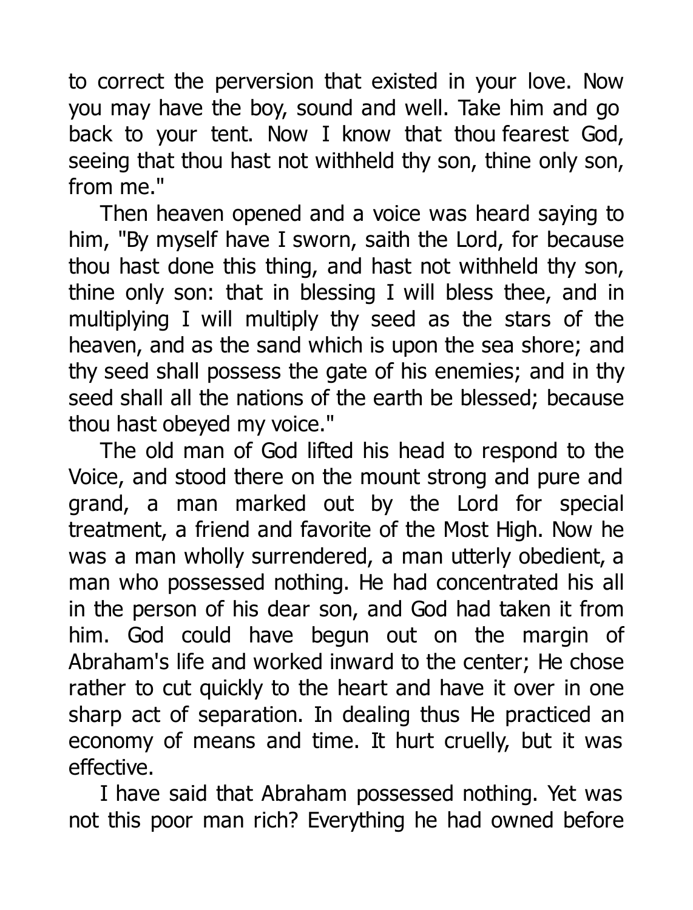to correct the perversion that existed in your love. Now you may have the boy, sound and well. Take him and go back to your tent. Now I know that thou fearest God, seeing that thou hast not withheld thy son, thine only son, from me."

Then heaven opened and a voice was heard saying to him, "By myself have I sworn, saith the Lord, for because thou hast done this thing, and hast not withheld thy son, thine only son: that in blessing I will bless thee, and in multiplying I will multiply thy seed as the stars of the heaven, and as the sand which is upon the sea shore; and thy seed shall possess the gate of his enemies; and in thy seed shall all the nations of the earth be blessed; because thou hast obeyed my voice."

The old man of God lifted his head to respond to the Voice, and stood there on the mount strong and pure and grand, a man marked out by the Lord for special treatment, a friend and favorite of the Most High. Now he was a man wholly surrendered, a man utterly obedient, a man who possessed nothing. He had concentrated his all in the person of his dear son, and God had taken it from him. God could have begun out on the margin of Abraham's life and worked inward to the center; He chose rather to cut quickly to the heart and have it over in one sharp act of separation. In dealing thus He practiced an economy of means and time. It hurt cruelly, but it was effective.

I have said that Abraham possessed nothing. Yet was not this poor man rich? Everything he had owned before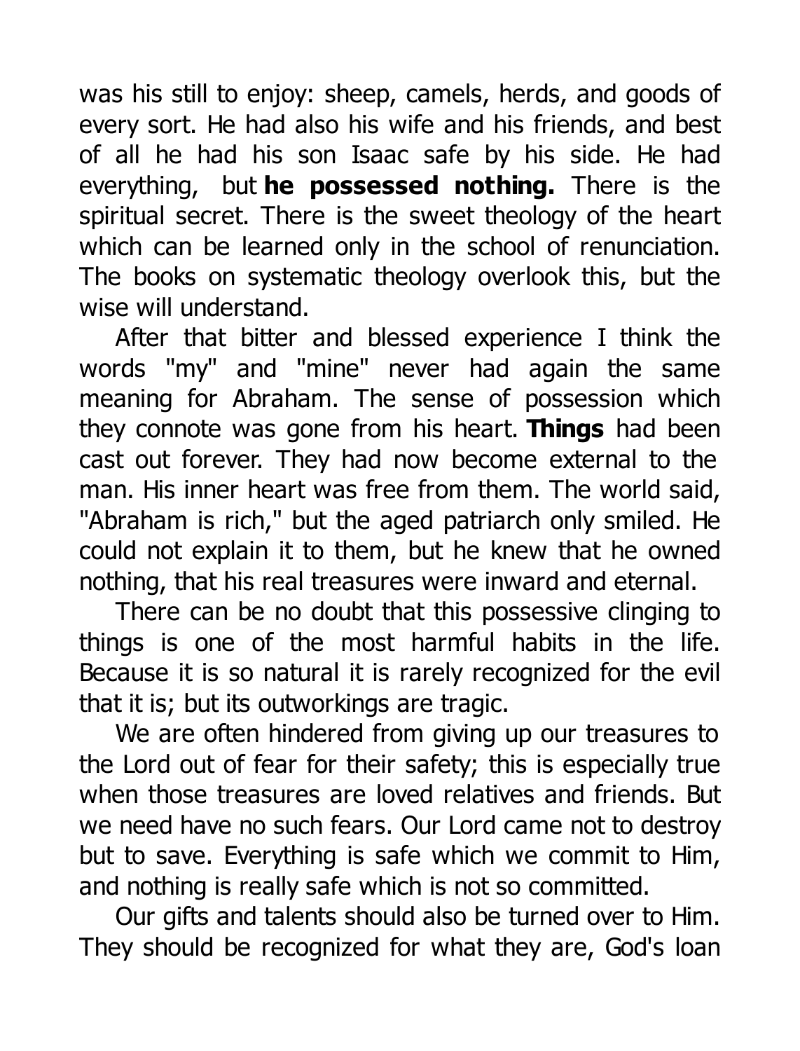was his still to enjoy: sheep, camels, herds, and goods of every sort. He had also his wife and his friends, and best of all he had his son Isaac safe by his side. He had everything, but **he possessed nothing.** There is the spiritual secret. There is the sweet theology of the heart which can be learned only in the school of renunciation. The books on systematic theology overlook this, but the wise will understand.

After that bitter and blessed experience I think the words "my" and "mine" never had again the same meaning for Abraham. The sense of possession which they connote was gone from his heart. **Things** had been cast out forever. They had now become external to the man. His inner heart was free from them. The world said, "Abraham is rich," but the aged patriarch only smiled. He could not explain it to them, but he knew that he owned nothing, that his real treasures were inward and eternal.

There can be no doubt that this possessive clinging to things is one of the most harmful habits in the life. Because it is so natural it is rarely recognized for the evil that it is; but its outworkings are tragic.

We are often hindered from giving up our treasures to the Lord out of fear for their safety; this is especially true when those treasures are loved relatives and friends. But we need have no such fears. Our Lord came not to destroy but to save. Everything is safe which we commit to Him, and nothing is really safe which is not so committed.

Our gifts and talents should also be turned over to Him. They should be recognized for what they are, God's loan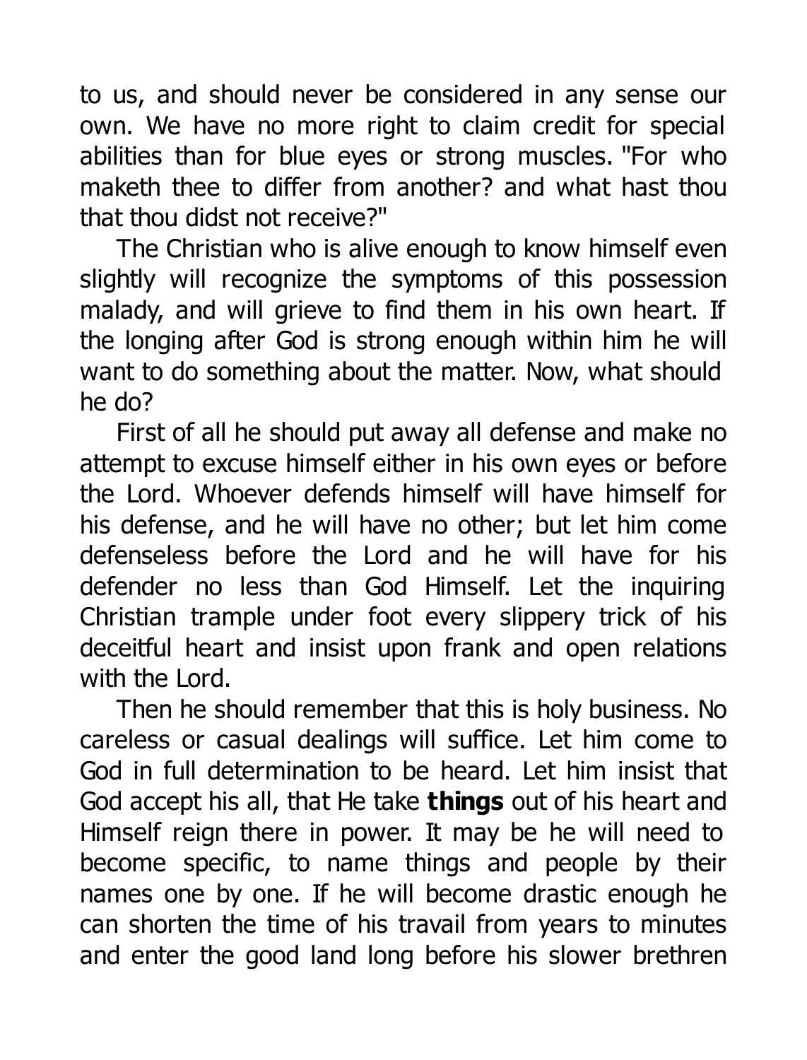to us, and should never be considered in any sense our own. We have no more right to claim credit for special abilities than for blue eyes or strong muscles. "For who maketh thee to differ from another? and what hast thou that thou didst not receive?"

The Christian who is alive enough to know himself even slightly will recognize the symptoms of this possession malady, and will grieve to find them in his own heart. If the longing after God is strong enough within him he will want to do something about the matter. Now, what should he do?

First of all he should put away all defense and make no attempt to excuse himself either in his own eyes or before the Lord. Whoever defends himself will have himself for his defense, and he will have no other; but let him come defenseless before the Lord and he will have for his defender no less than God Himself. Let the inquiring Christian trample under foot every slippery trick of his deceitful heart and insist upon frank and open relations with the Lord.

Then he should remember that this is holy business. No careless or casual dealings will suffice. Let him come to God in full determination to be heard. Let him insist that God accept his all, that He take **things** out of his heart and Himself reign there in power. It may be he will need to become specific, to name things and people by their names one by one. If he will become drastic enough he can shorten the time of his travail from years to minutes and enter the good land long before his slower brethren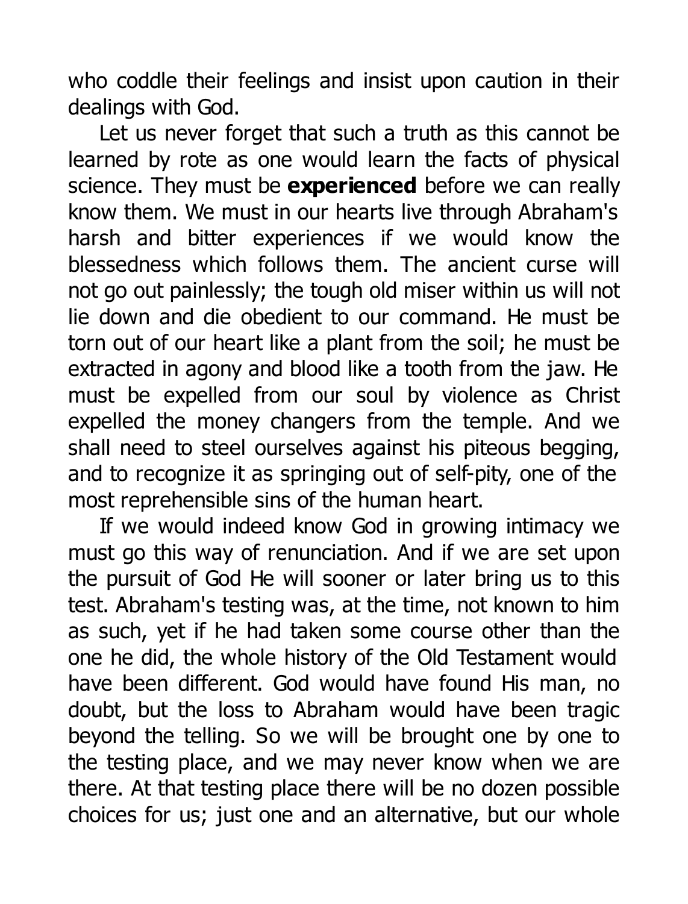who coddle their feelings and insist upon caution in their dealings with God.

Let us never forget that such a truth as this cannot be learned by rote as one would learn the facts of physical science. They must be **experienced** before we can really know them. We must in our hearts live through Abraham's harsh and bitter experiences if we would know the blessedness which follows them. The ancient curse will not go out painlessly; the tough old miser within us will not lie down and die obedient to our command. He must be torn out of our heart like a plant from the soil; he must be extracted in agony and blood like a tooth from the jaw. He must be expelled from our soul by violence as Christ expelled the money changers from the temple. And we shall need to steel ourselves against his piteous begging, and to recognize it as springing out of self-pity, one of the most reprehensible sins of the human heart.

If we would indeed know God in growing intimacy we must go this way of renunciation. And if we are set upon the pursuit of God He will sooner or later bring us to this test. Abraham's testing was, at the time, not known to him as such, yet if he had taken some course other than the one he did, the whole history of the Old Testament would have been different. God would have found His man, no doubt, but the loss to Abraham would have been tragic beyond the telling. So we will be brought one by one to the testing place, and we may never know when we are there. At that testing place there will be no dozen possible choices for us; just one and an alternative, but our whole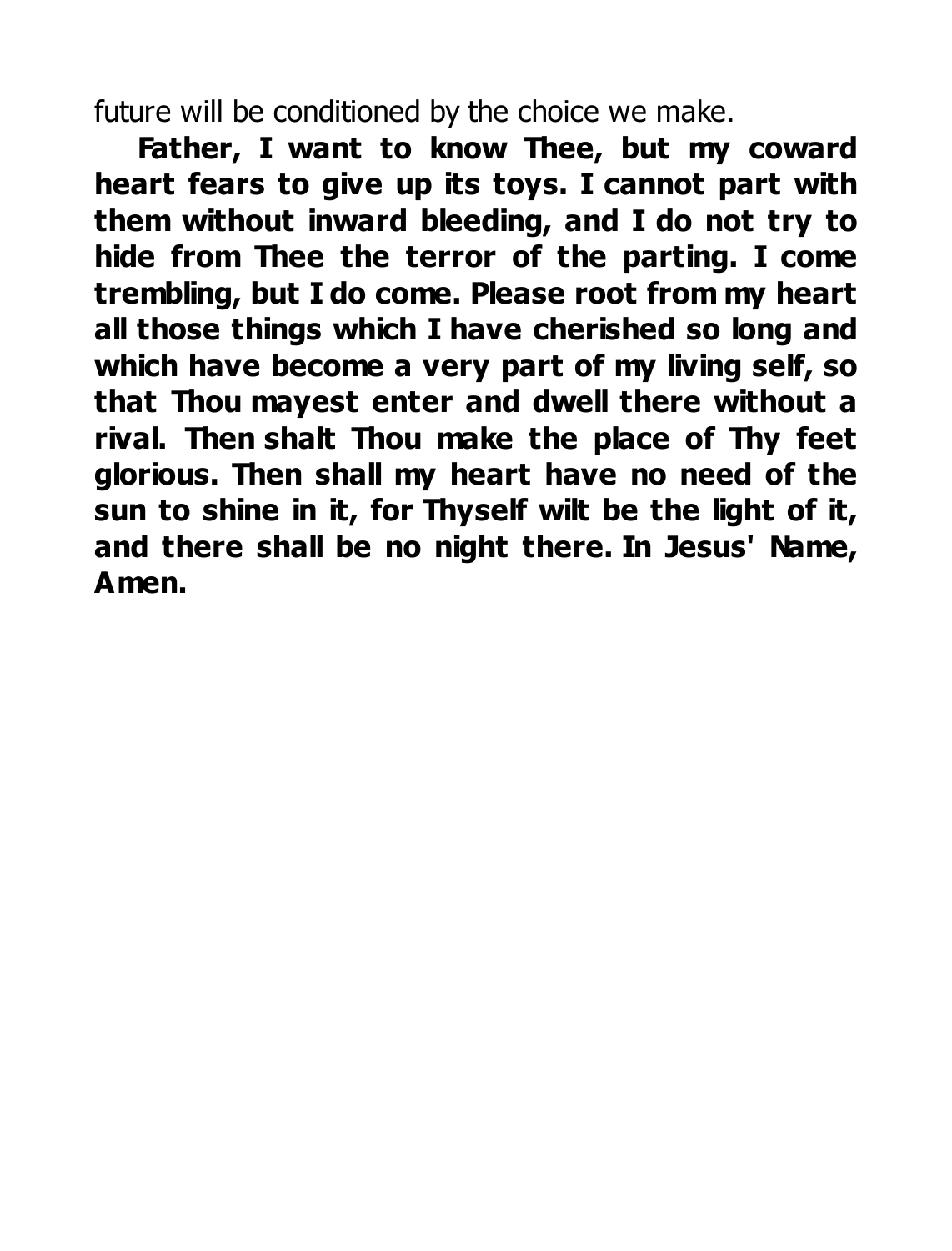future will be conditioned by the choice we make.

**Father, I want to know Thee, but my coward heart fears to give up its toys. I cannot part with them without inward bleeding, and I do not try to hide from Thee the terror of the parting. I come trembling, but I do come. Please root from my heart all those things which I have cherished so long and which have become a very part of my living self, so that Thou mayest enter and dwell there without a rival. Then shalt Thou make the place of Thy feet glorious. Then shall my heart have no need of the sun to shine in it, for Thyself wilt be the light of it, and there shall be no night there. In Jesus' Name, Amen.**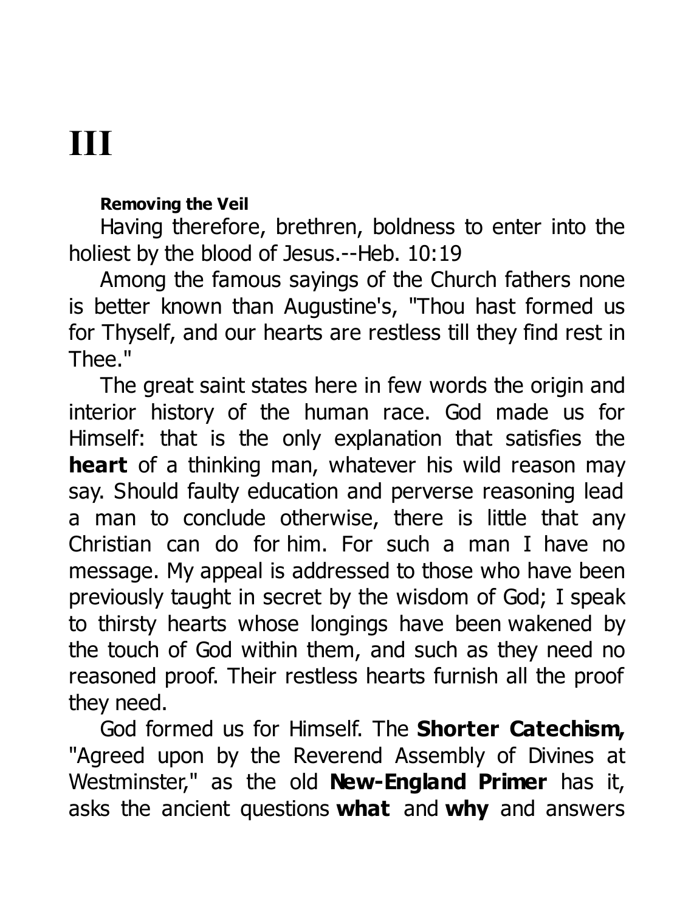# III

### Removing the Veil

Having therefore, brethren, boldness to enter into the holiest by the blood of Jesus.--Heb. 10:19

Among the famous sayings of the Church fathers none is better known than Augustine's, "Thou hast formed us for Thyself, and our hearts are restless till they find rest in Thee."

The great saint states here in few words the origin and interior history of the human race. God made us for Himself: that is the only explanation that satisfies the **heart** of a thinking man, whatever his wild reason may say. Should faulty education and perverse reasoning lead a man to conclude otherwise, there is little that any Christian can do for him. For such a man I have no message. My appeal is addressed to those who have been previously taught in secret by the wisdom of God; I speak to thirsty hearts whose longings have been wakened by the touch of God within them, and such as they need no reasoned proof. Their restless hearts furnish all the proof they need.

God formed us for Himself. The **Shorter Catechism,** "Agreed upon by the Reverend Assembly of Divines at Westminster," as the old **New-England Primer** has it, asks the ancient questions **what** and **why** and answers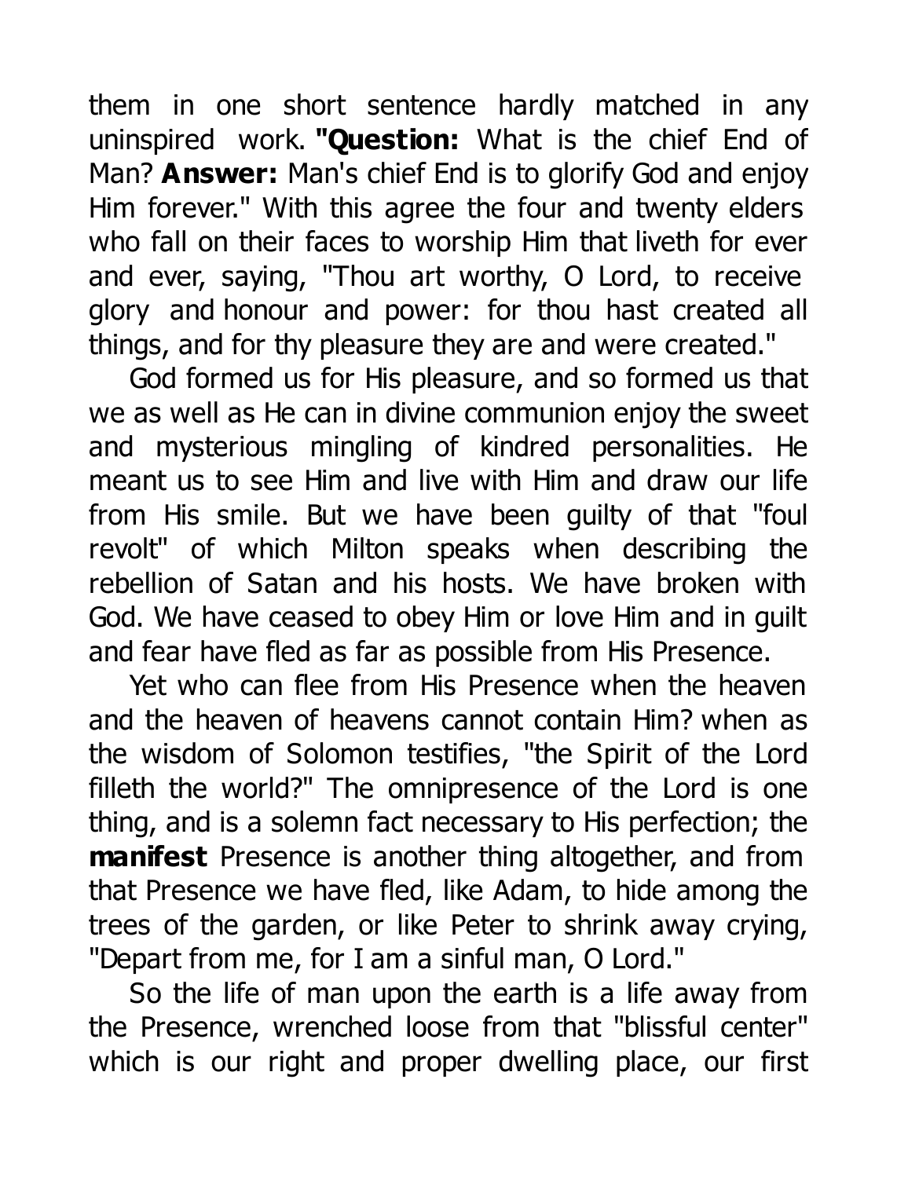them in one short sentence hardly matched in any uninspired work. **"Question:** What is the chief End of Man? **Answer:** Man's chief End is to glorify God and enjoy Him forever." With this agree the four and twenty elders who fall on their faces to worship Him that liveth for ever and ever, saying, "Thou art worthy, O Lord, to receive glory and honour and power: for thou hast created all things, and for thy pleasure they are and were created."

God formed us for His pleasure, and so formed us that we as well as He can in divine communion enjoy the sweet and mysterious mingling of kindred personalities. He meant us to see Him and live with Him and draw our life from His smile. But we have been guilty of that "foul revolt" of which Milton speaks when describing the rebellion of Satan and his hosts. We have broken with God. We have ceased to obey Him or love Him and in guilt and fear have fled as far as possible from His Presence.

Yet who can flee from His Presence when the heaven and the heaven of heavens cannot contain Him? when as the wisdom of Solomon testifies, "the Spirit of the Lord filleth the world?" The omnipresence of the Lord is one thing, and is a solemn fact necessary to His perfection; the **manifest** Presence is another thing altogether, and from that Presence we have fled, like Adam, to hide among the trees of the garden, or like Peter to shrink away crying, "Depart from me, for I am a sinful man, O Lord."

So the life of man upon the earth is a life away from the Presence, wrenched loose from that "blissful center" which is our right and proper dwelling place, our first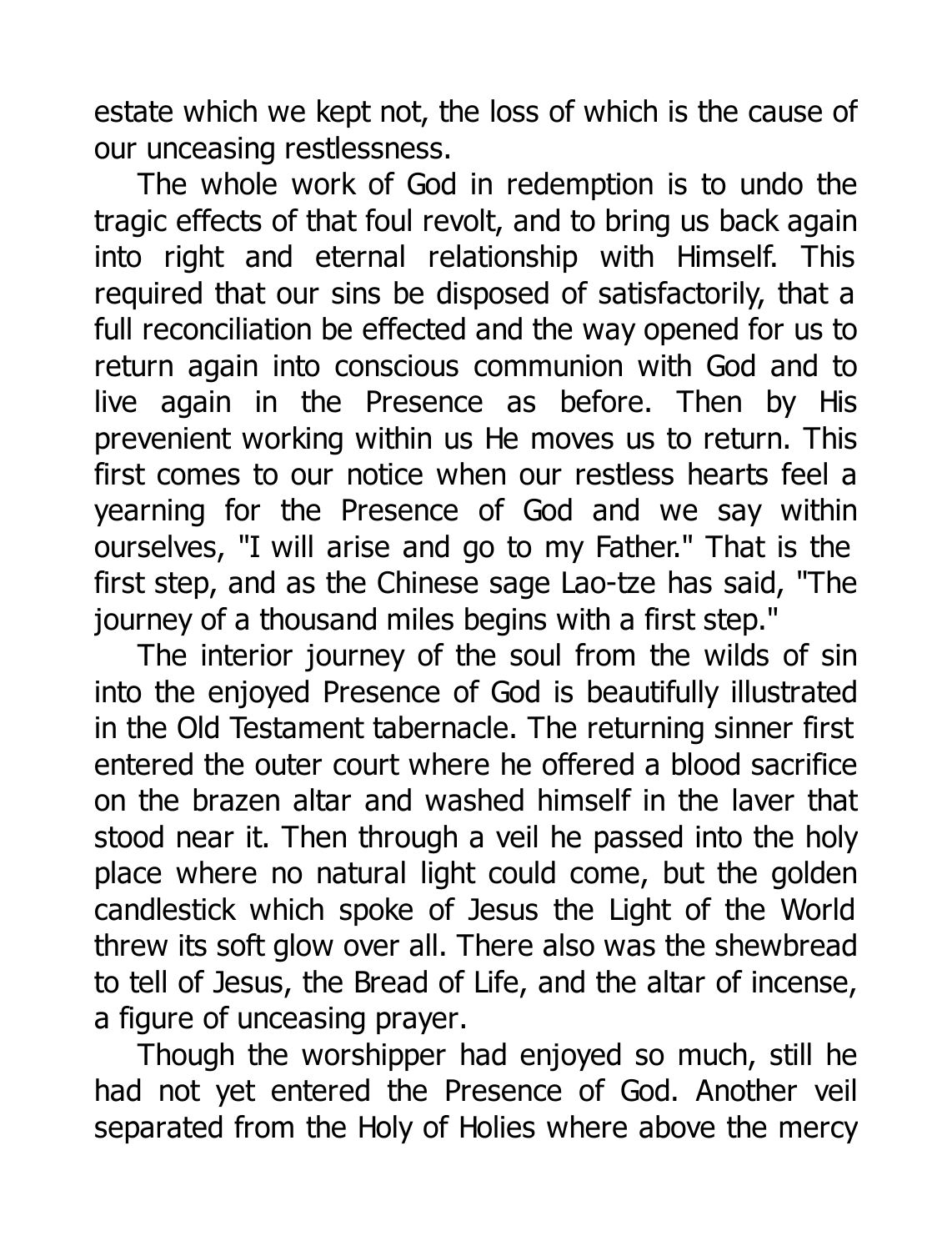estate which we kept not, the loss of which is the cause of our unceasing restlessness.

The whole work of God in redemption is to undo the tragic effects of that foul revolt, and to bring us back again into right and eternal relationship with Himself. This required that our sins be disposed of satisfactorily, that a full reconciliation be effected and the way opened for us to return again into conscious communion with God and to live again in the Presence as before. Then by His prevenient working within us He moves us to return. This first comes to our notice when our restless hearts feel a yearning for the Presence of God and we say within ourselves, "I will arise and go to my Father." That is the first step, and as the Chinese sage Lao-tze has said, "The journey of a thousand miles begins with a first step."

The interior journey of the soul from the wilds of sin into the enjoyed Presence of God is beautifully illustrated in the Old Testament tabernacle. The returning sinner first entered the outer court where he offered a blood sacrifice on the brazen altar and washed himself in the laver that stood near it. Then through a veil he passed into the holy place where no natural light could come, but the golden candlestick which spoke of Jesus the Light of the World threw its soft glow over all. There also was the shewbread to tell of Jesus, the Bread of Life, and the altar of incense, a figure of unceasing prayer.

Though the worshipper had enjoyed so much, still he had not yet entered the Presence of God. Another veil separated from the Holy of Holies where above the mercy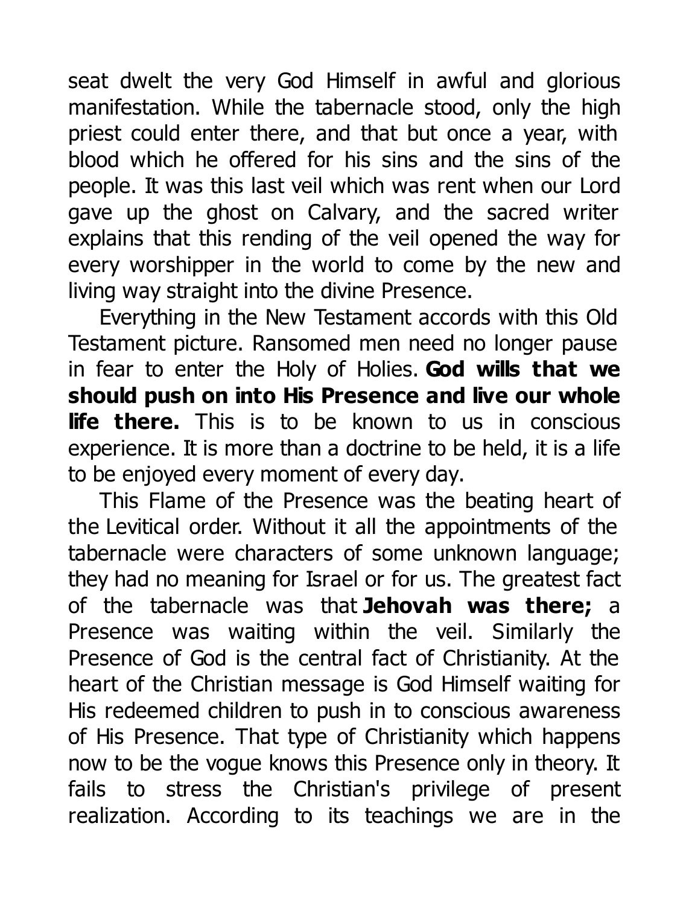seat dwelt the very God Himself in awful and glorious manifestation. While the tabernacle stood, only the high priest could enter there, and that but once a year, with blood which he offered for his sins and the sins of the people. It was this last veil which was rent when our Lord gave up the ghost on Calvary, and the sacred writer explains that this rending of the veil opened the way for every worshipper in the world to come by the new and living way straight into the divine Presence.

Everything in the New Testament accords with this Old Testament picture. Ransomed men need no longer pause in fear to enter the Holy of Holies. **God wills that we should push on into His Presence and live our whole life there.** This is to be known to us in conscious experience. It is more than a doctrine to be held, it is a life to be enjoyed every moment of every day.

This Flame of the Presence was the beating heart of the Levitical order. Without it all the appointments of the tabernacle were characters of some unknown language; they had no meaning for Israel or for us. The greatest fact of the tabernacle was that **Jehovah was there;** a Presence was waiting within the veil. Similarly the Presence of God is the central fact of Christianity. At the heart of the Christian message is God Himself waiting for His redeemed children to push in to conscious awareness of His Presence. That type of Christianity which happens now to be the vogue knows this Presence only in theory. It fails to stress the Christian's privilege of present realization. According to its teachings we are in the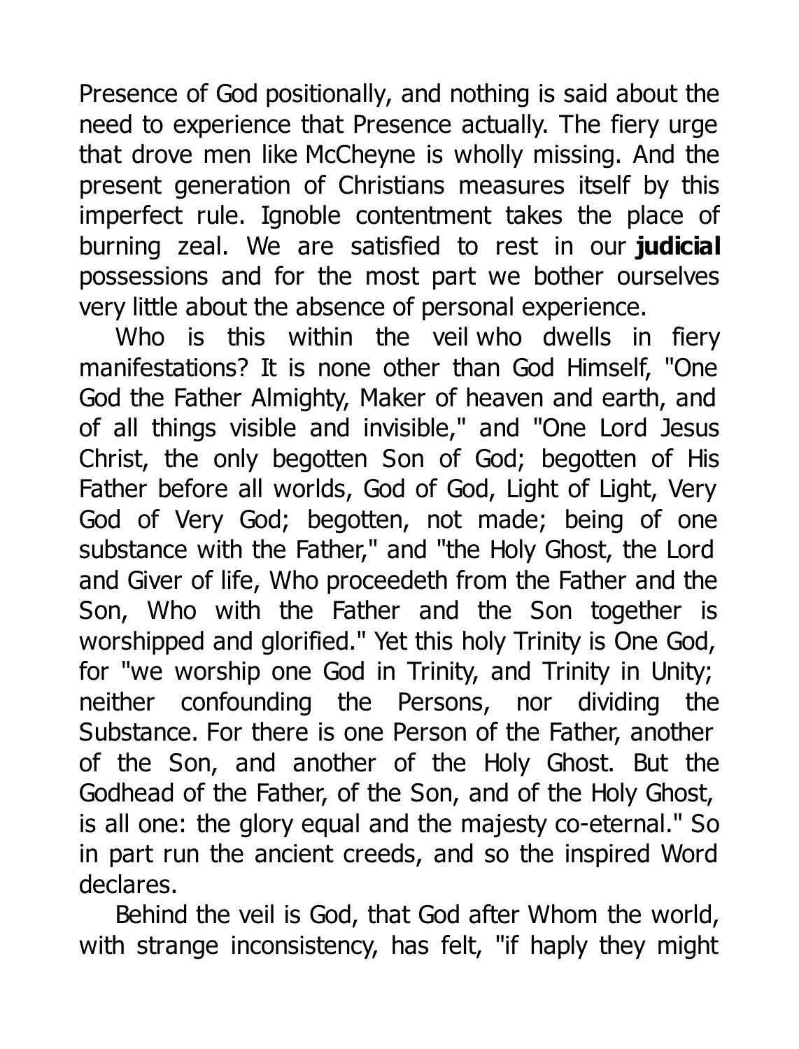Presence of God positionally, and nothing is said about the need to experience that Presence actually. The fiery urge that drove men like McCheyne is wholly missing. And the present generation of Christians measures itself by this imperfect rule. Ignoble contentment takes the place of burning zeal. We are satisfied to rest in our **judicial** possessions and for the most part we bother ourselves very little about the absence of personal experience.

Who is this within the veil who dwells in fiery manifestations? It is none other than God Himself, "One God the Father Almighty, Maker of heaven and earth, and of all things visible and invisible," and "One Lord Jesus Christ, the only begotten Son of God; begotten of His Father before all worlds, God of God, Light of Light, Very God of Very God; begotten, not made; being of one substance with the Father," and "the Holy Ghost, the Lord and Giver of life, Who proceedeth from the Father and the Son, Who with the Father and the Son together is worshipped and glorified." Yet this holy Trinity is One God, for "we worship one God in Trinity, and Trinity in Unity; neither confounding the Persons, nor dividing the Substance. For there is one Person of the Father, another of the Son, and another of the Holy Ghost. But the Godhead of the Father, of the Son, and of the Holy Ghost, is all one: the glory equal and the majesty co-eternal." So in part run the ancient creeds, and so the inspired Word declares.

Behind the veil is God, that God after Whom the world, with strange inconsistency, has felt, "if haply they might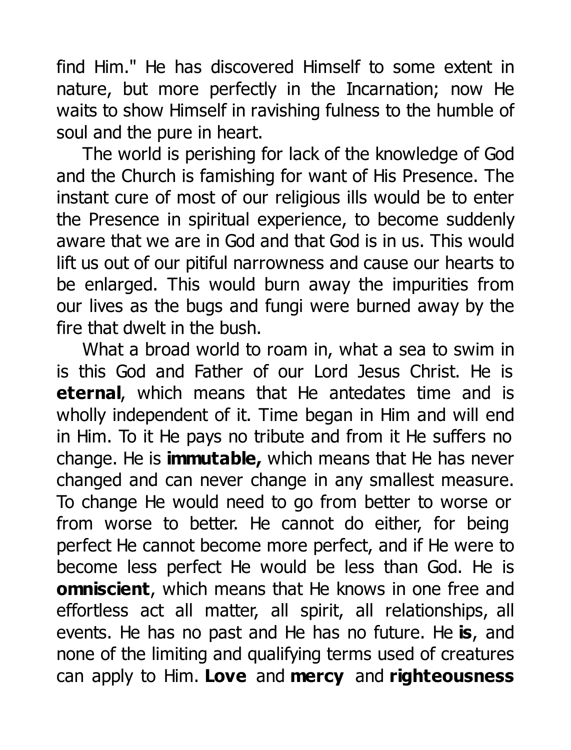find Him." He has discovered Himself to some extent in nature, but more perfectly in the Incarnation; now He waits to show Himself in ravishing fulness to the humble of soul and the pure in heart.

The world is perishing for lack of the knowledge of God and the Church is famishing for want of His Presence. The instant cure of most of our religious ills would be to enter the Presence in spiritual experience, to become suddenly aware that we are in God and that God is in us. This would lift us out of our pitiful narrowness and cause our hearts to be enlarged. This would burn away the impurities from our lives as the bugs and fungi were burned away by the fire that dwelt in the bush.

What a broad world to roam in, what a sea to swim in is this God and Father of our Lord Jesus Christ. He is **eternal**, which means that He antedates time and is wholly independent of it. Time began in Him and will end in Him. To it He pays no tribute and from it He suffers no change. He is **immutable,** which means that He has never changed and can never change in any smallest measure. To change He would need to go from better to worse or from worse to better. He cannot do either, for being perfect He cannot become more perfect, and if He were to become less perfect He would be less than God. He is **omniscient**, which means that He knows in one free and effortless act all matter, all spirit, all relationships, all events. He has no past and He has no future. He **is**, and none of the limiting and qualifying terms used of creatures can apply to Him. **Love** and **mercy** and **righteousness**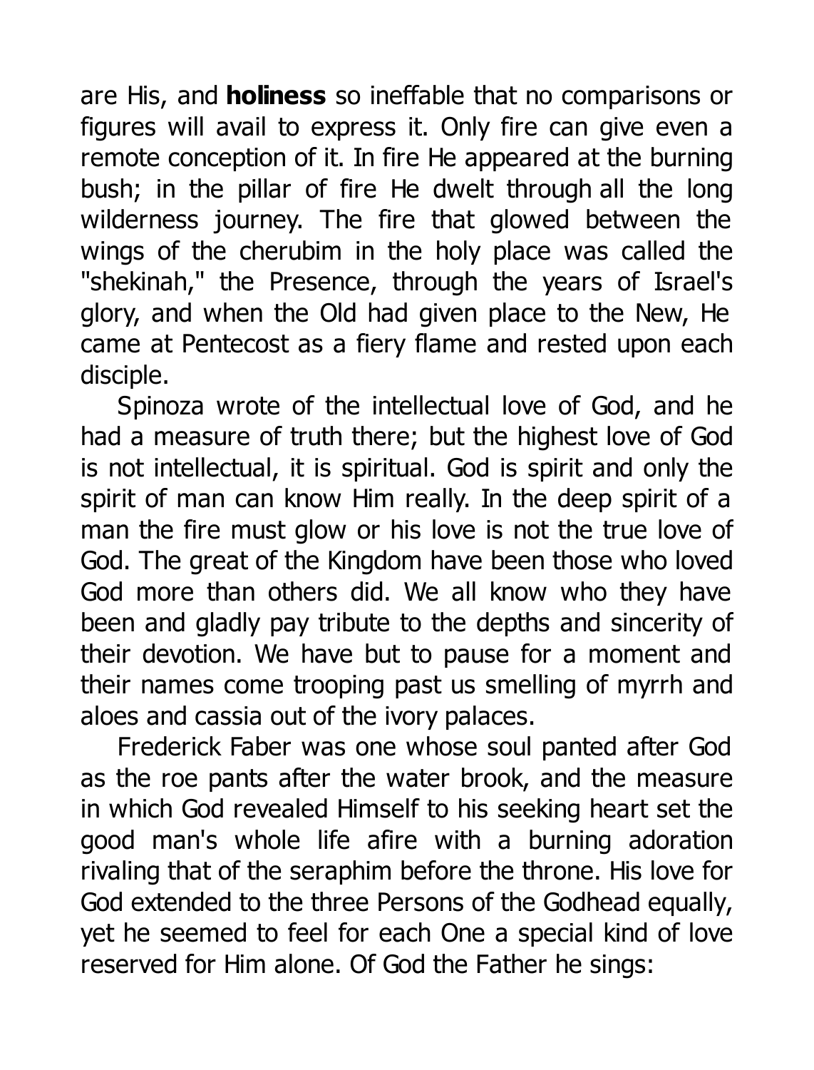are His, and **holiness** so ineffable that no comparisons or figures will avail to express it. Only fire can give even a remote conception of it. In fire He appeared at the burning bush; in the pillar of fire He dwelt through all the long wilderness journey. The fire that glowed between the wings of the cherubim in the holy place was called the "shekinah," the Presence, through the years of Israel's glory, and when the Old had given place to the New, He came at Pentecost as a fiery flame and rested upon each disciple.

Spinoza wrote of the intellectual love of God, and he had a measure of truth there; but the highest love of God is not intellectual, it is spiritual. God is spirit and only the spirit of man can know Him really. In the deep spirit of a man the fire must glow or his love is not the true love of God. The great of the Kingdom have been those who loved God more than others did. We all know who they have been and gladly pay tribute to the depths and sincerity of their devotion. We have but to pause for a moment and their names come trooping past us smelling of myrrh and aloes and cassia out of the ivory palaces.

Frederick Faber was one whose soul panted after God as the roe pants after the water brook, and the measure in which God revealed Himself to his seeking heart set the good man's whole life afire with a burning adoration rivaling that of the seraphim before the throne. His love for God extended to the three Persons of the Godhead equally, yet he seemed to feel for each One a special kind of love reserved for Him alone. Of God the Father he sings: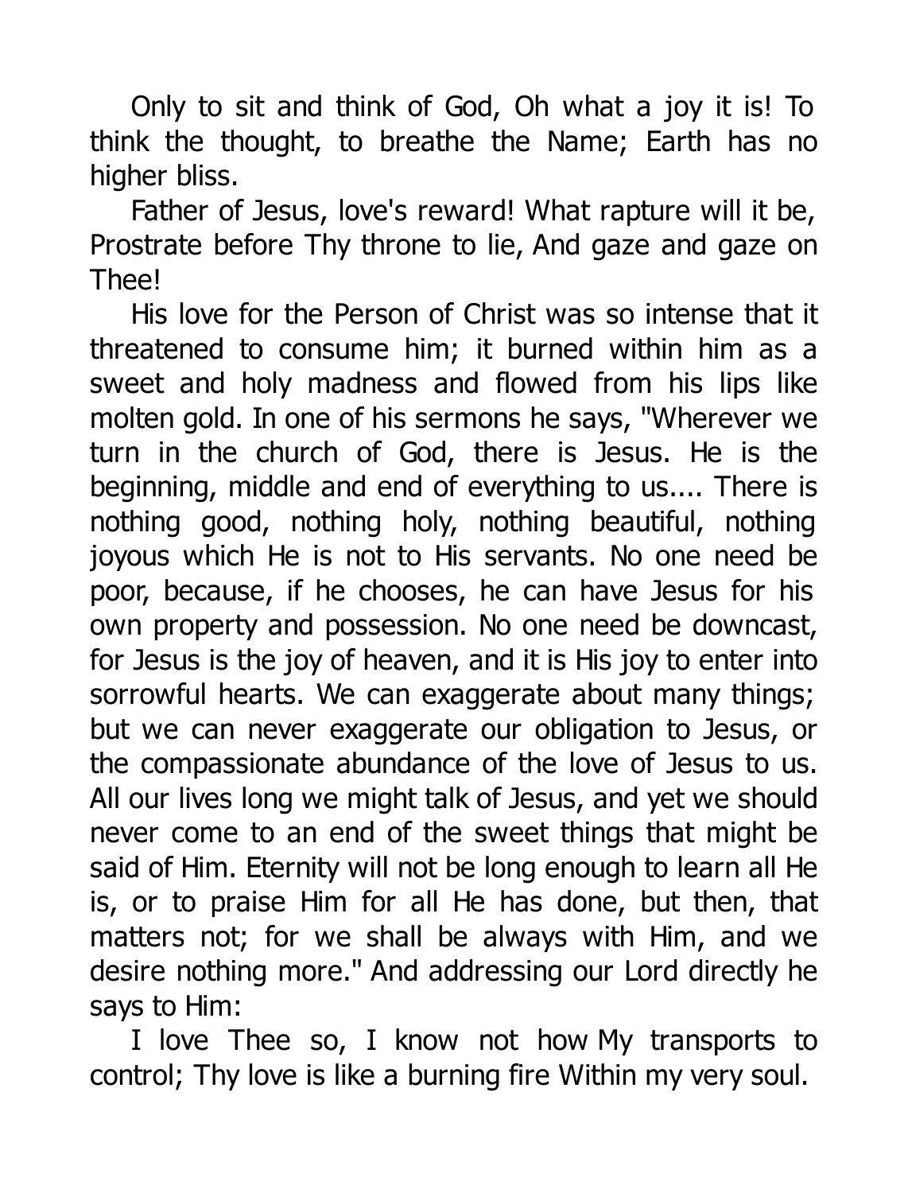Only to sit and think of God, Oh what a joy it is! To think the thought, to breathe the Name; Earth has no higher bliss.

Father of Jesus, love's reward! What rapture will it be, Prostrate before Thy throne to lie, And gaze and gaze on Thee!

His love for the Person of Christ was so intense that it threatened to consume him; it burned within him as a sweet and holy madness and flowed from his lips like molten gold. In one of his sermons he says, "Wherever we turn in the church of God, there is Jesus. He is the beginning, middle and end of everything to us.... There is nothing good, nothing holy, nothing beautiful, nothing joyous which He is not to His servants. No one need be poor, because, if he chooses, he can have Jesus for his own property and possession. No one need be downcast, for Jesus is the joy of heaven, and it is His joy to enter into sorrowful hearts. We can exaggerate about many things; but we can never exaggerate our obligation to Jesus, or the compassionate abundance of the love of Jesus to us. All our lives long we might talk of Jesus, and yet we should never come to an end of the sweet things that might be said of Him. Eternity will not be long enough to learn all He is, or to praise Him for all He has done, but then, that matters not; for we shall be always with Him, and we desire nothing more." And addressing our Lord directly he says to Him:

I love Thee so, I know not how My transports to control; Thy love is like a burning fire Within my very soul.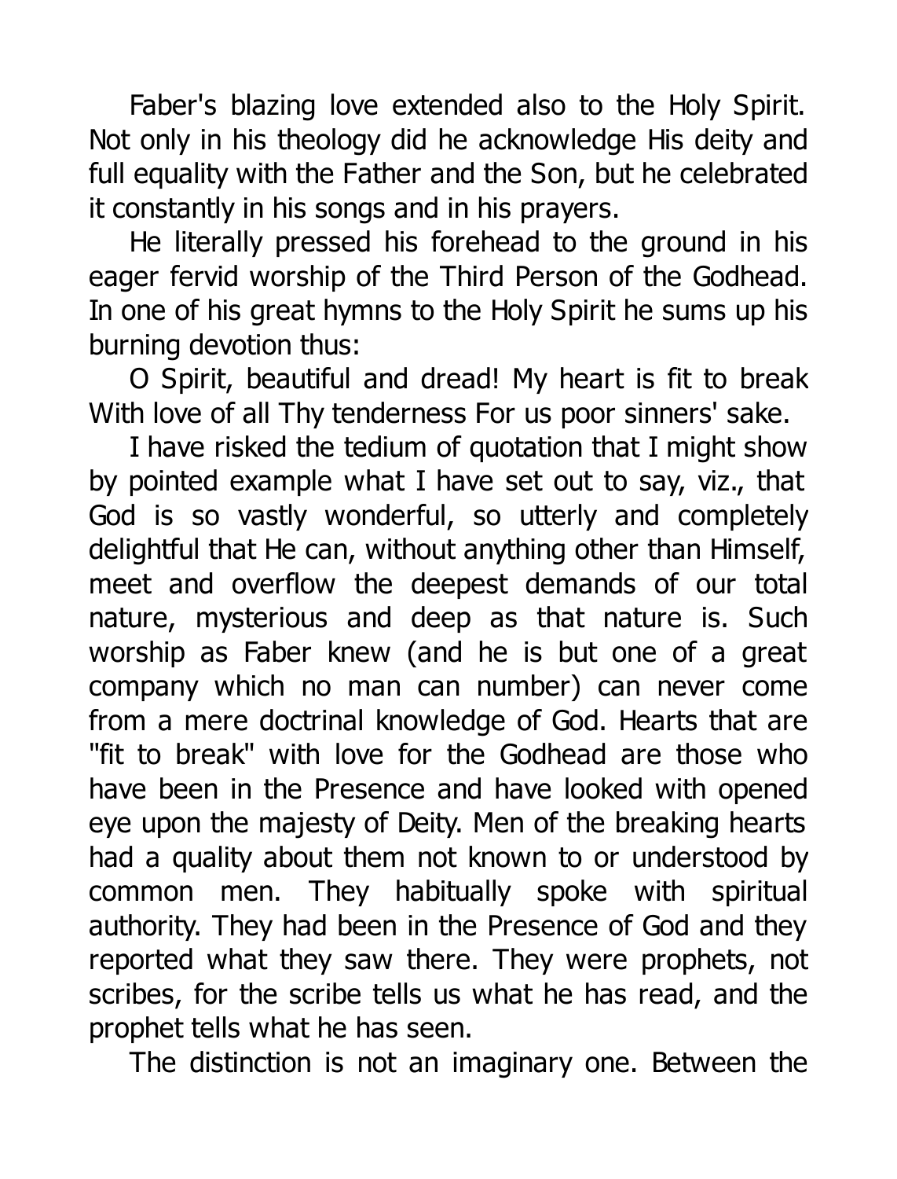Faber's blazing love extended also to the Holy Spirit. Not only in his theology did he acknowledge His deity and full equality with the Father and the Son, but he celebrated it constantly in his songs and in his prayers.

He literally pressed his forehead to the ground in his eager fervid worship of the Third Person of the Godhead. In one of his great hymns to the Holy Spirit he sums up his burning devotion thus:

O Spirit, beautiful and dread! My heart is fit to break With love of all Thy tenderness For us poor sinners' sake.

I have risked the tedium of quotation that I might show by pointed example what I have set out to say, viz., that God is so vastly wonderful, so utterly and completely delightful that He can, without anything other than Himself, meet and overflow the deepest demands of our total nature, mysterious and deep as that nature is. Such worship as Faber knew (and he is but one of a great company which no man can number) can never come from a mere doctrinal knowledge of God. Hearts that are "fit to break" with love for the Godhead are those who have been in the Presence and have looked with opened eye upon the majesty of Deity. Men of the breaking hearts had a quality about them not known to or understood by common men. They habitually spoke with spiritual authority. They had been in the Presence of God and they reported what they saw there. They were prophets, not scribes, for the scribe tells us what he has read, and the prophet tells what he has seen.

The distinction is not an imaginary one. Between the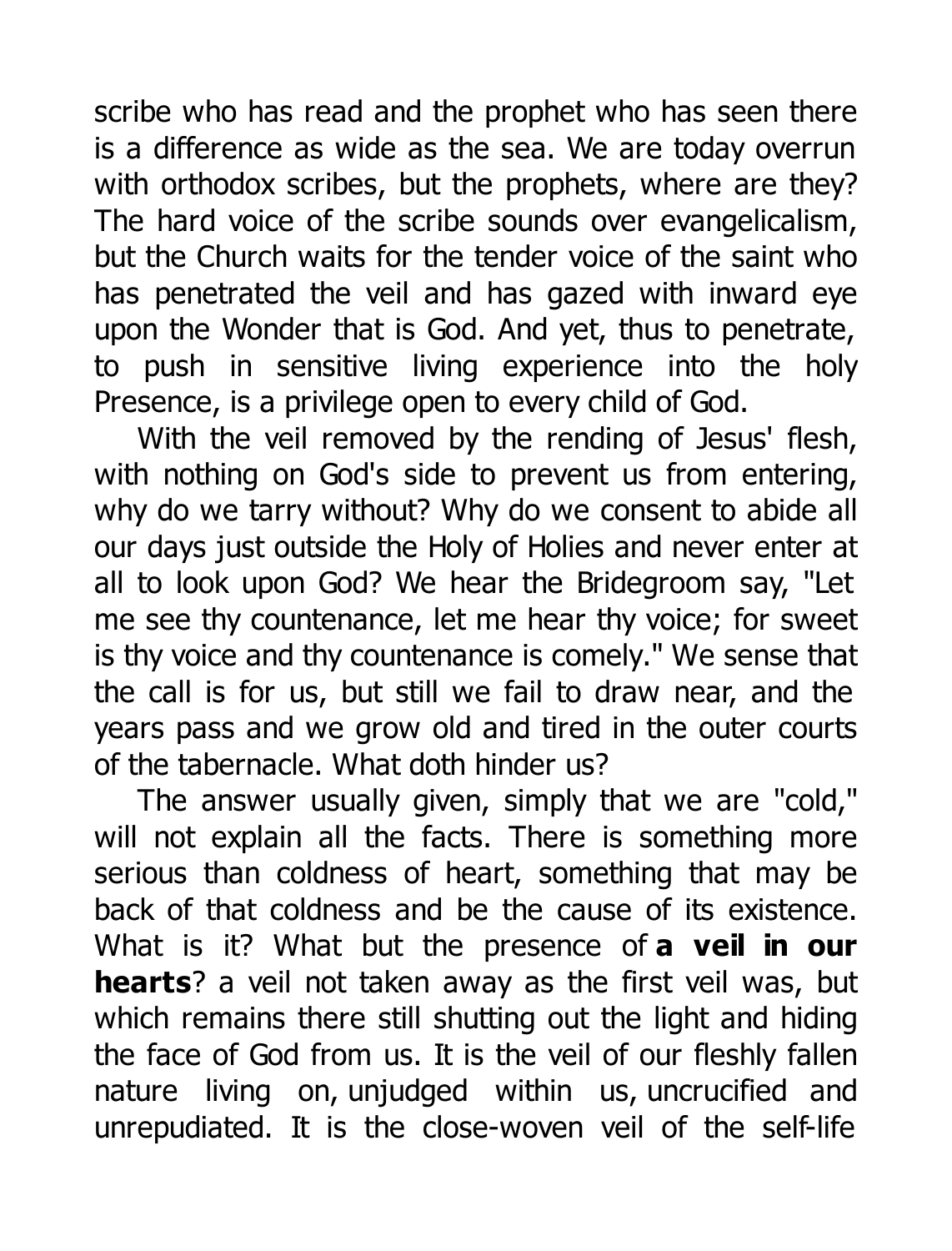scribe who has read and the prophet who has seen there is a difference as wide as the sea. We are today overrun with orthodox scribes, but the prophets, where are they? The hard voice of the scribe sounds over evangelicalism, but the Church waits for the tender voice of the saint who has penetrated the veil and has gazed with inward eye upon the Wonder that is God. And yet, thus to penetrate, to push in sensitive living experience into the holy Presence, is a privilege open to every child of God.

With the veil removed by the rending of Jesus' flesh, with nothing on God's side to prevent us from entering, why do we tarry without? Why do we consent to abide all our days just outside the Holy of Holies and never enter at all to look upon God? We hear the Bridegroom say, "Let me see thy countenance, let me hear thy voice; for sweet is thy voice and thy countenance is comely." We sense that the call is for us, but still we fail to draw near, and the years pass and we grow old and tired in the outer courts of the tabernacle. What doth hinder us?

The answer usually given, simply that we are "cold," will not explain all the facts. There is something more serious than coldness of heart, something that may be back of that coldness and be the cause of its existence. What is it? What but the presence of **a veil in our hearts**? a veil not taken away as the first veil was, but which remains there still shutting out the light and hiding the face of God from us. It is the veil of our fleshly fallen nature living on, unjudged within us, uncrucified and unrepudiated. It is the close-woven veil of the self-life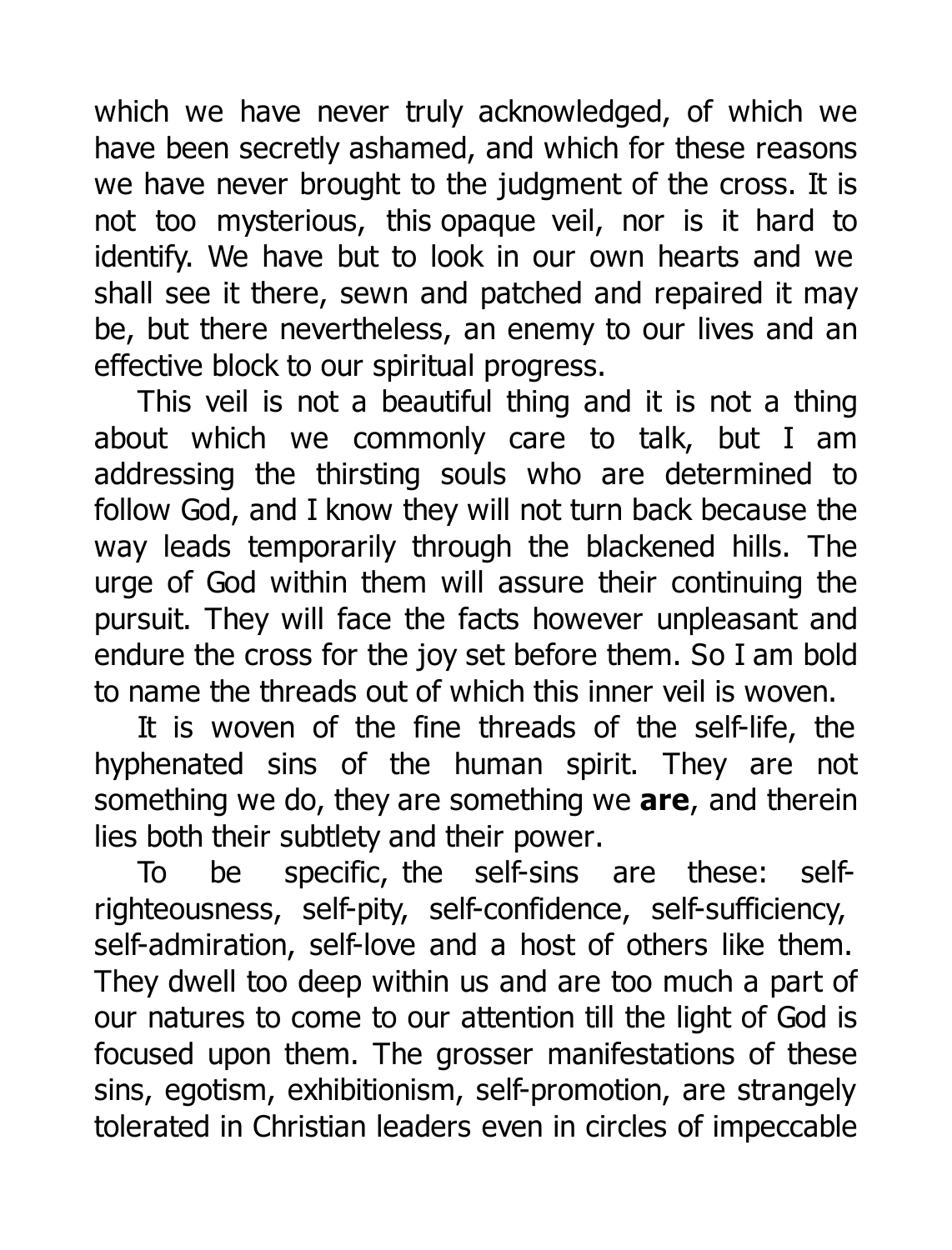which we have never truly acknowledged, of which we have been secretly ashamed, and which for these reasons we have never brought to the judgment of the cross. It is not too mysterious, this opaque veil, nor is it hard to identify. We have but to look in our own hearts and we shall see it there, sewn and patched and repaired it may be, but there nevertheless, an enemy to our lives and an effective block to our spiritual progress.

This veil is not a beautiful thing and it is not a thing about which we commonly care to talk, but I am addressing the thirsting souls who are determined to follow God, and I know they will not turn back because the way leads temporarily through the blackened hills. The urge of God within them will assure their continuing the pursuit. They will face the facts however unpleasant and endure the cross for the joy set before them. So I am bold to name the threads out of which this inner veil is woven.

It is woven of the fine threads of the self-life, the hyphenated sins of the human spirit. They are not something we do, they are something we **are**, and therein lies both their subtlety and their power.

To be specific, the self-sins are these: self-righteousness, self-pity, self-confidence, self-sufficiency, self-admiration, self-love and a host of others like them. They dwell too deep within us and are too much a part of our natures to come to our attention till the light of God is focused upon them. The grosser manifestations of these sins, egotism, exhibitionism, self-promotion, are strangely tolerated in Christian leaders even in circles of impeccable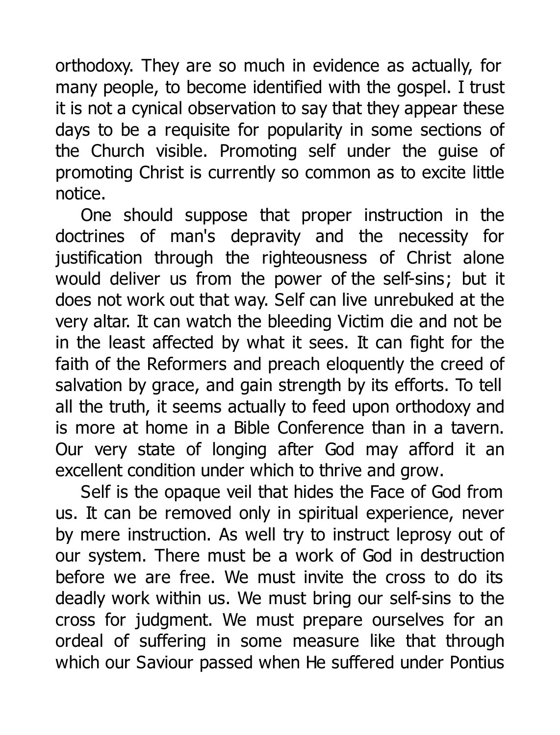orthodoxy. They are so much in evidence as actually, for many people, to become identified with the gospel. I trust it is not a cynical observation to say that they appear these days to be a requisite for popularity in some sections of the Church visible. Promoting self under the guise of promoting Christ is currently so common as to excite little notice.

One should suppose that proper instruction in the doctrines of man's depravity and the necessity for justification through the righteousness of Christ alone would deliver us from the power of the self-sins; but it does not work out that way. Self can live unrebuked at the very altar. It can watch the bleeding Victim die and not be in the least affected by what it sees. It can fight for the faith of the Reformers and preach eloquently the creed of salvation by grace, and gain strength by its efforts. To tell all the truth, it seems actually to feed upon orthodoxy and is more at home in a Bible Conference than in a tavern. Our very state of longing after God may afford it an excellent condition under which to thrive and grow.

Self is the opaque veil that hides the Face of God from us. It can be removed only in spiritual experience, never by mere instruction. As well try to instruct leprosy out of our system. There must be a work of God in destruction before we are free. We must invite the cross to do its deadly work within us. We must bring our self-sins to the cross for judgment. We must prepare ourselves for an ordeal of suffering in some measure like that through which our Saviour passed when He suffered under Pontius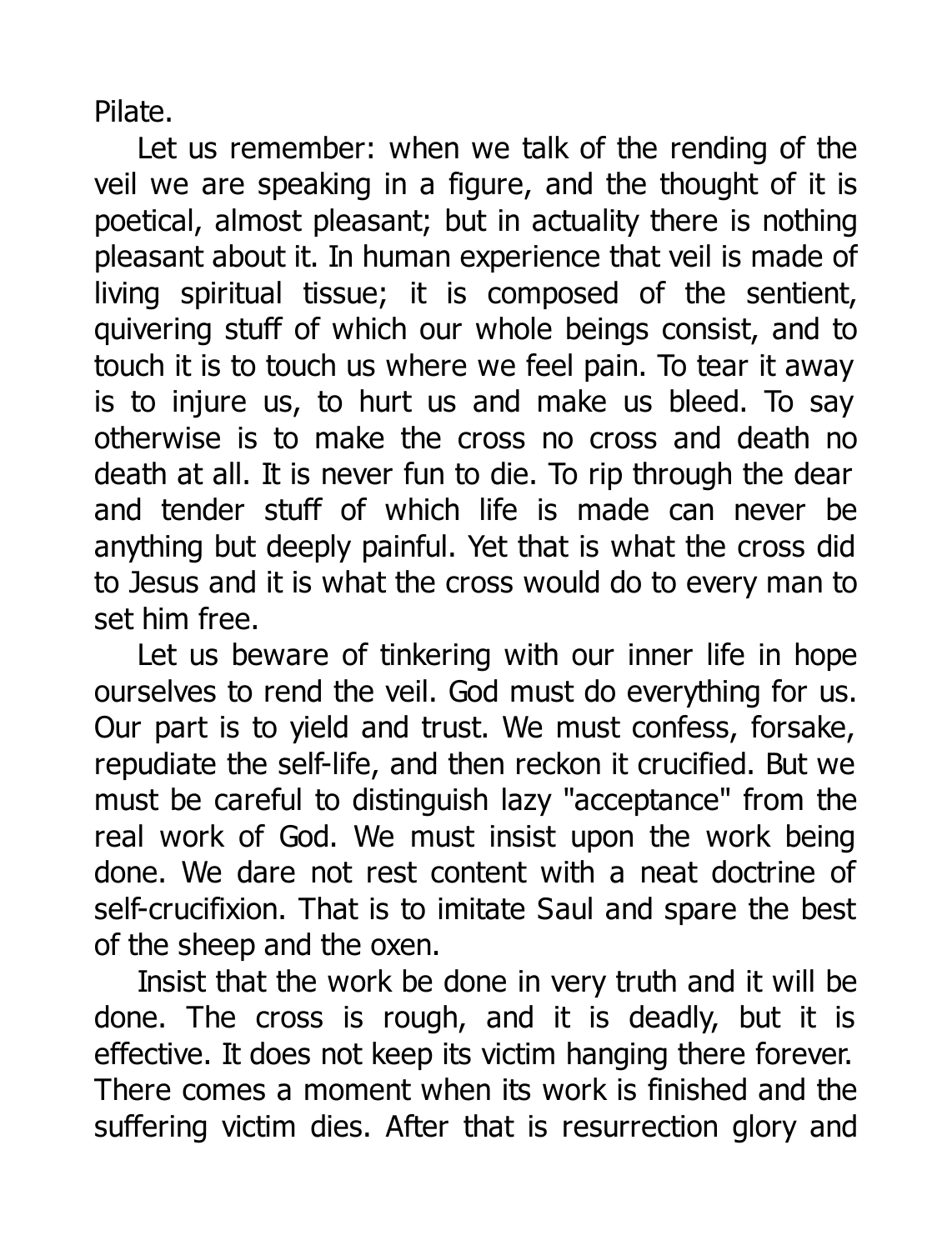Pilate.

Let us remember: when we talk of the rending of the veil we are speaking in a figure, and the thought of it is poetical, almost pleasant; but in actuality there is nothing pleasant about it. In human experience that veil is made of living spiritual tissue; it is composed of the sentient, quivering stuff of which our whole beings consist, and to touch it is to touch us where we feel pain. To tear it away is to injure us, to hurt us and make us bleed. To say otherwise is to make the cross no cross and death no death at all. It is never fun to die. To rip through the dear and tender stuff of which life is made can never be anything but deeply painful. Yet that is what the cross did to Jesus and it is what the cross would do to every man to set him free.

Let us beware of tinkering with our inner life in hope ourselves to rend the veil. God must do everything for us. Our part is to yield and trust. We must confess, forsake, repudiate the self-life, and then reckon it crucified. But we must be careful to distinguish lazy "acceptance" from the real work of God. We must insist upon the work being done. We dare not rest content with a neat doctrine of self-crucifixion. That is to imitate Saul and spare the best of the sheep and the oxen.

Insist that the work be done in very truth and it will be done. The cross is rough, and it is deadly, but it is effective. It does not keep its victim hanging there forever. There comes a moment when its work is finished and the suffering victim dies. After that is resurrection glory and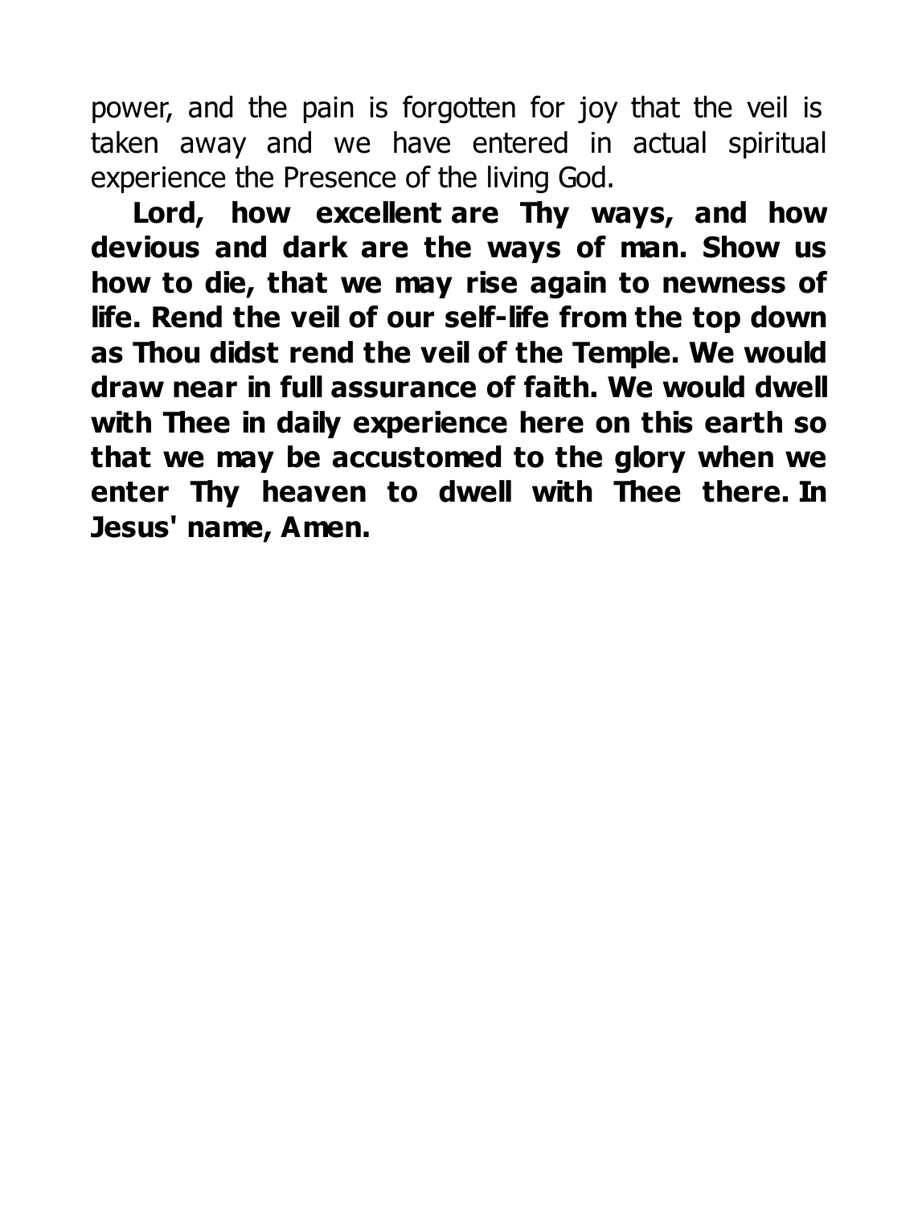power, and the pain is forgotten for joy that the veil is taken away and we have entered in actual spiritual experience the Presence of the living God.

**Lord, how excellent are Thy ways, and how devious and dark are the ways of man. Show us how to die, that we may rise again to newness of life. Rend the veil of our self-life from the top down as Thou didst rend the veil of the Temple. We would draw near in full assurance of faith. We would dwell with Thee in daily experience here on this earth so that we may be accustomed to the glory when we enter Thy heaven to dwell with Thee there. In Jesus' name, Amen.**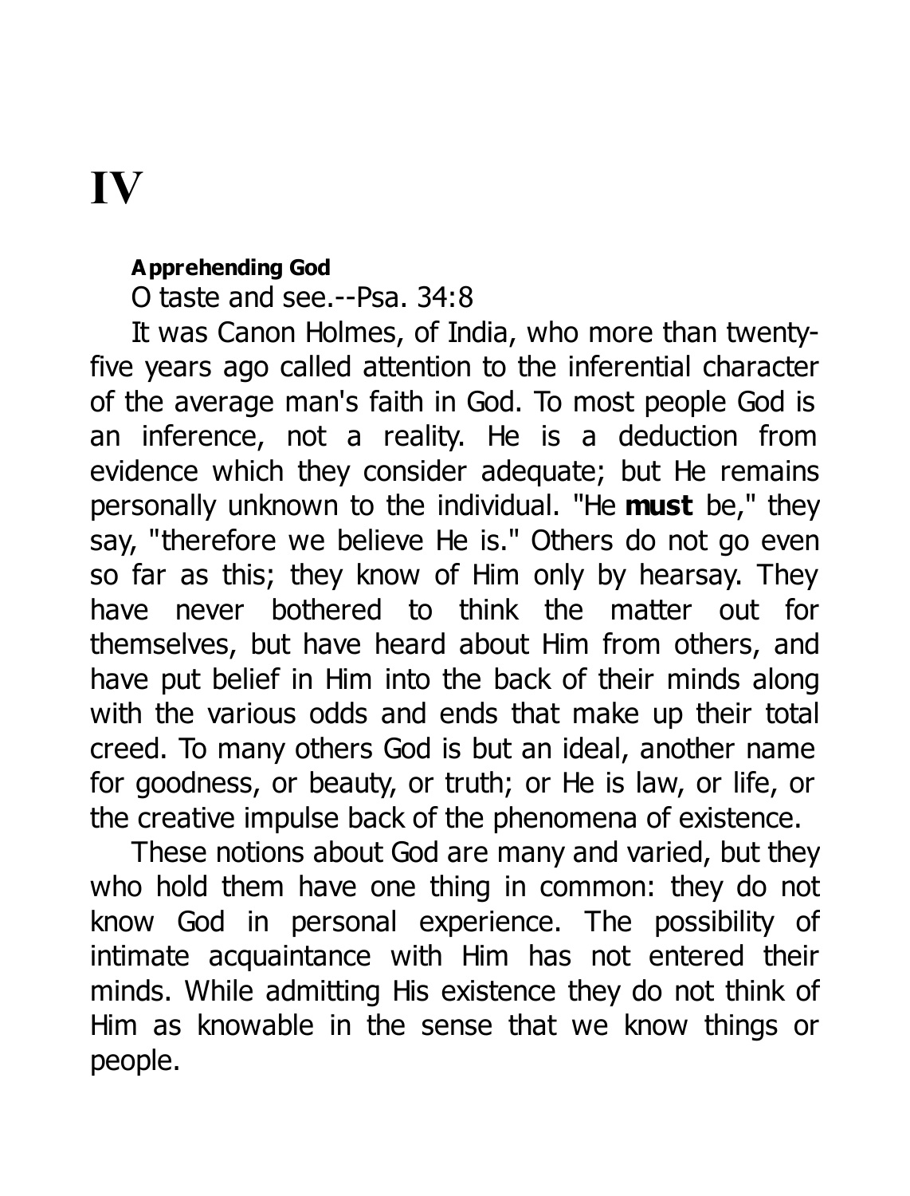# IV

**Apprehending God**

O taste and see.--Psa. 34:8

It was Canon Holmes, of India, who more than twenty-five years ago called attention to the inferential character of the average man's faith in God. To most people God is an inference, not a reality. He is a deduction from evidence which they consider adequate; but He remains personally unknown to the individual. "He **must** be," they say, "therefore we believe He is." Others do not go even so far as this; they know of Him only by hearsay. They have never bothered to think the matter out for themselves, but have heard about Him from others, and have put belief in Him into the back of their minds along with the various odds and ends that make up their total creed. To many others God is but an ideal, another name for goodness, or beauty, or truth; or He is law, or life, or the creative impulse back of the phenomena of existence.

These notions about God are many and varied, but they who hold them have one thing in common: they do not know God in personal experience. The possibility of intimate acquaintance with Him has not entered their minds. While admitting His existence they do not think of Him as knowable in the sense that we know things or people.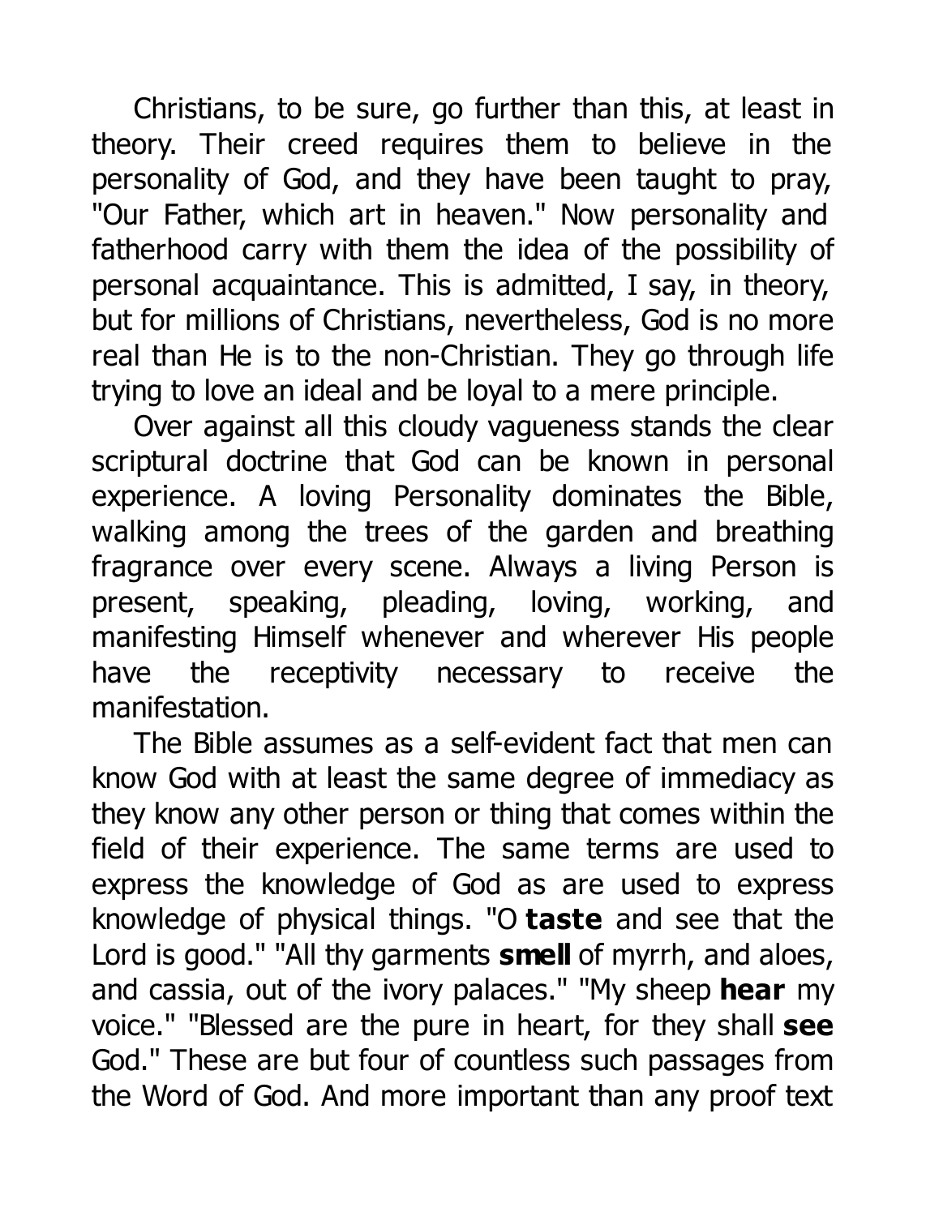Christians, to be sure, go further than this, at least in theory. Their creed requires them to believe in the personality of God, and they have been taught to pray, "Our Father, which art in heaven." Now personality and fatherhood carry with them the idea of the possibility of personal acquaintance. This is admitted, I say, in theory, but for millions of Christians, nevertheless, God is no more real than He is to the non-Christian. They go through life trying to love an ideal and be loyal to a mere principle.

Over against all this cloudy vagueness stands the clear scriptural doctrine that God can be known in personal experience. A loving Personality dominates the Bible, walking among the trees of the garden and breathing fragrance over every scene. Always a living Person is present, speaking, pleading, loving, working, and manifesting Himself whenever and wherever His people have the receptivity necessary to receive the manifestation.

The Bible assumes as a self-evident fact that men can know God with at least the same degree of immediacy as they know any other person or thing that comes within the field of their experience. The same terms are used to express the knowledge of God as are used to express knowledge of physical things. "O **taste** and see that the Lord is good." "All thy garments **smell** of myrrh, and aloes, and cassia, out of the ivory palaces." "My sheep **hear** my voice." "Blessed are the pure in heart, for they shall **see** God." These are but four of countless such passages from the Word of God. And more important than any proof text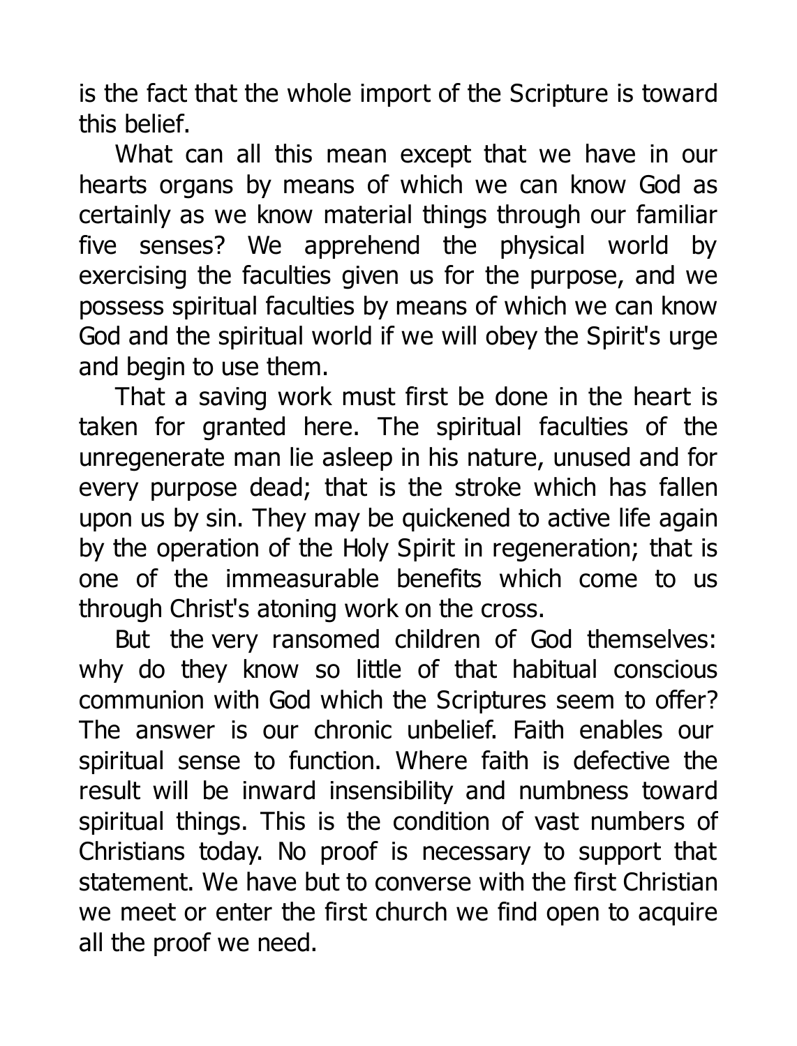is the fact that the whole import of the Scripture is toward this belief.

What can all this mean except that we have in our hearts organs by means of which we can know God as certainly as we know material things through our familiar five senses? We apprehend the physical world by exercising the faculties given us for the purpose, and we possess spiritual faculties by means of which we can know God and the spiritual world if we will obey the Spirit's urge and begin to use them.

That a saving work must first be done in the heart is taken for granted here. The spiritual faculties of the unregenerate man lie asleep in his nature, unused and for every purpose dead; that is the stroke which has fallen upon us by sin. They may be quickened to active life again by the operation of the Holy Spirit in regeneration; that is one of the immeasurable benefits which come to us through Christ's atoning work on the cross.

But the very ransomed children of God themselves: why do they know so little of that habitual conscious communion with God which the Scriptures seem to offer? The answer is our chronic unbelief. Faith enables our spiritual sense to function. Where faith is defective the result will be inward insensibility and numbness toward spiritual things. This is the condition of vast numbers of Christians today. No proof is necessary to support that statement. We have but to converse with the first Christian we meet or enter the first church we find open to acquire all the proof we need.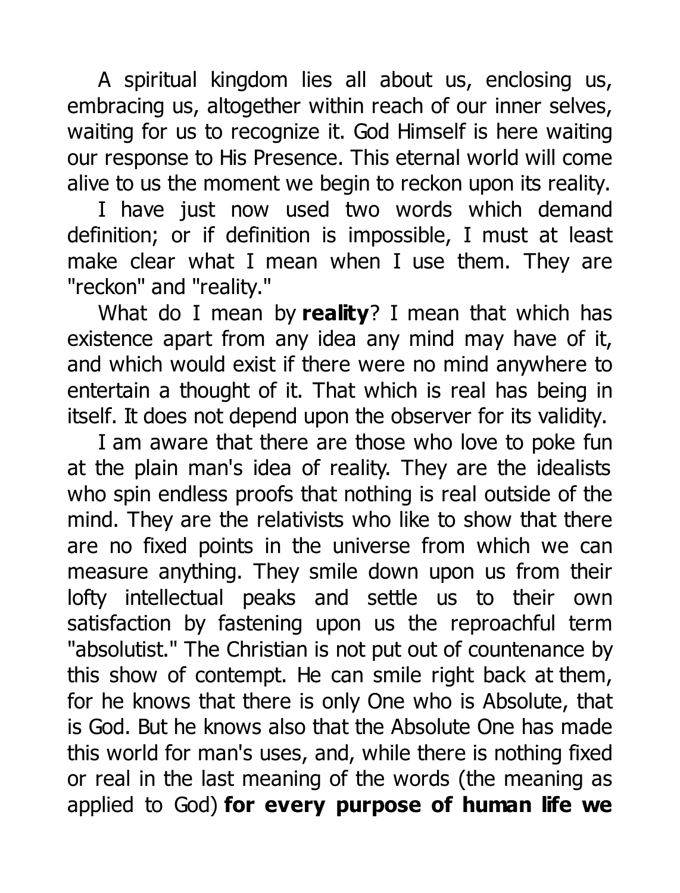A spiritual kingdom lies all about us, enclosing us, embracing us, altogether within reach of our inner selves, waiting for us to recognize it. God Himself is here waiting our response to His Presence. This eternal world will come alive to us the moment we begin to reckon upon its reality.

I have just now used two words which demand definition; or if definition is impossible, I must at least make clear what I mean when I use them. They are "reckon" and "reality."

What do I mean by **reality**? I mean that which has existence apart from any idea any mind may have of it, and which would exist if there were no mind anywhere to entertain a thought of it. That which is real has being in itself. It does not depend upon the observer for its validity.

I am aware that there are those who love to poke fun at the plain man's idea of reality. They are the idealists who spin endless proofs that nothing is real outside of the mind. They are the relativists who like to show that there are no fixed points in the universe from which we can measure anything. They smile down upon us from their lofty intellectual peaks and settle us to their own satisfaction by fastening upon us the reproachful term "absolutist." The Christian is not put out of countenance by this show of contempt. He can smile right back at them, for he knows that there is only One who is Absolute, that is God. But he knows also that the Absolute One has made this world for man's uses, and, while there is nothing fixed or real in the last meaning of the words (the meaning as applied to God) **for every purpose of human life we**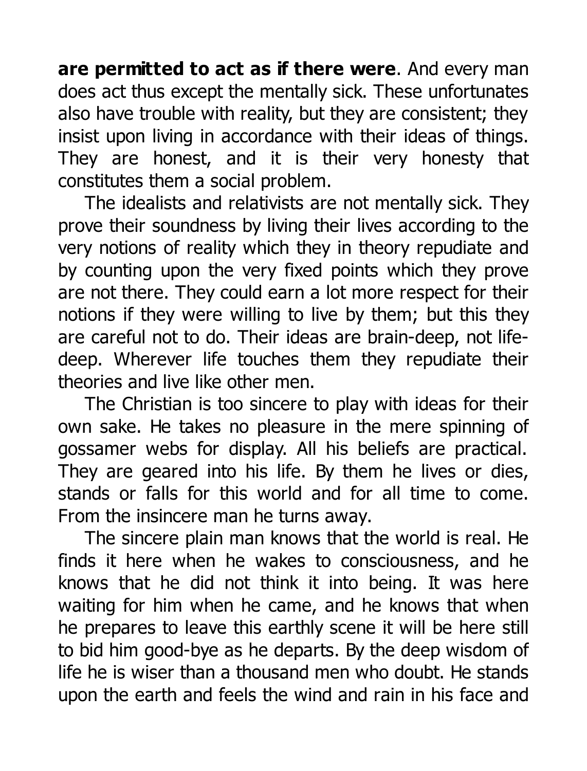**are permitted to act as if there were**. And every man does act thus except the mentally sick. These unfortunates also have trouble with reality, but they are consistent; they insist upon living in accordance with their ideas of things. They are honest, and it is their very honesty that constitutes them a social problem.

The idealists and relativists are not mentally sick. They prove their soundness by living their lives according to the very notions of reality which they in theory repudiate and by counting upon the very fixed points which they prove are not there. They could earn a lot more respect for their notions if they were willing to live by them; but this they are careful not to do. Their ideas are brain-deep, not life-deep. Wherever life touches them they repudiate their theories and live like other men.

The Christian is too sincere to play with ideas for their own sake. He takes no pleasure in the mere spinning of gossamer webs for display. All his beliefs are practical. They are geared into his life. By them he lives or dies, stands or falls for this world and for all time to come. From the insincere man he turns away.

The sincere plain man knows that the world is real. He finds it here when he wakes to consciousness, and he knows that he did not think it into being. It was here waiting for him when he came, and he knows that when he prepares to leave this earthly scene it will be here still to bid him good-bye as he departs. By the deep wisdom of life he is wiser than a thousand men who doubt. He stands upon the earth and feels the wind and rain in his face and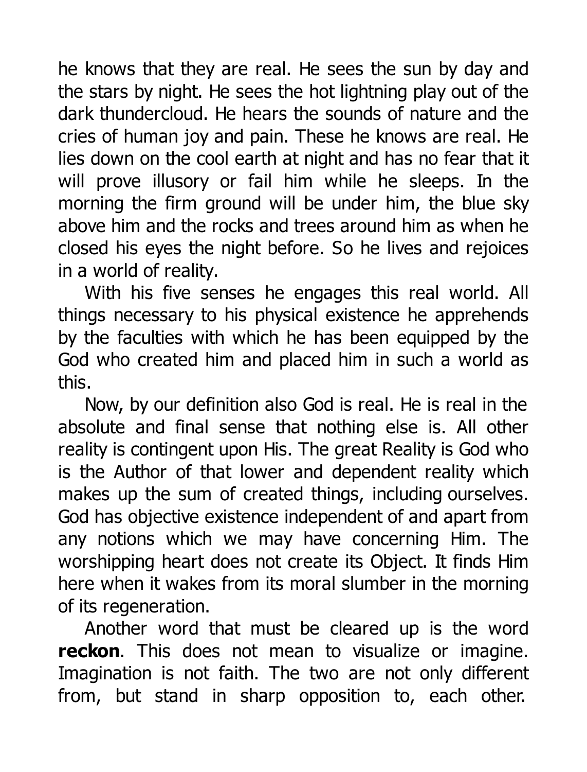he knows that they are real. He sees the sun by day and the stars by night. He sees the hot lightning play out of the dark thundercloud. He hears the sounds of nature and the cries of human joy and pain. These he knows are real. He lies down on the cool earth at night and has no fear that it will prove illusory or fail him while he sleeps. In the morning the firm ground will be under him, the blue sky above him and the rocks and trees around him as when he closed his eyes the night before. So he lives and rejoices in a world of reality.

With his five senses he engages this real world. All things necessary to his physical existence he apprehends by the faculties with which he has been equipped by the God who created him and placed him in such a world as this.

Now, by our definition also God is real. He is real in the absolute and final sense that nothing else is. All other reality is contingent upon His. The great Reality is God who is the Author of that lower and dependent reality which makes up the sum of created things, including ourselves. God has objective existence independent of and apart from any notions which we may have concerning Him. The worshipping heart does not create its Object. It finds Him here when it wakes from its moral slumber in the morning of its regeneration.

Another word that must be cleared up is the word **reckon**. This does not mean to visualize or imagine. Imagination is not faith. The two are not only different from, but stand in sharp opposition to, each other.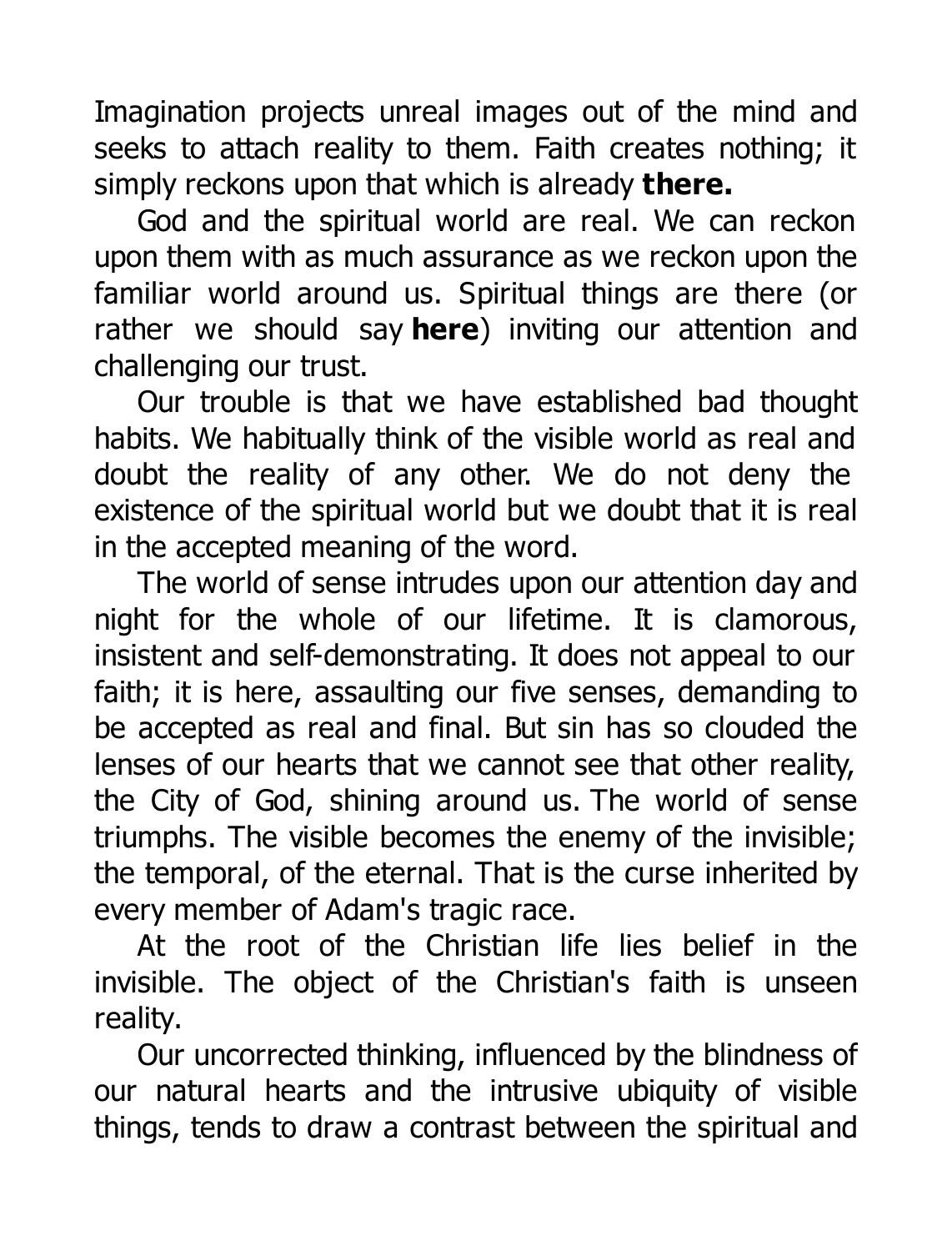Imagination projects unreal images out of the mind and seeks to attach reality to them. Faith creates nothing; it simply reckons upon that which is already **there.**

God and the spiritual world are real. We can reckon upon them with as much assurance as we reckon upon the familiar world around us. Spiritual things are there (or rather we should say **here**) inviting our attention and challenging our trust.

Our trouble is that we have established bad thought habits. We habitually think of the visible world as real and doubt the reality of any other. We do not deny the existence of the spiritual world but we doubt that it is real in the accepted meaning of the word.

The world of sense intrudes upon our attention day and night for the whole of our lifetime. It is clamorous, insistent and self-demonstrating. It does not appeal to our faith; it is here, assaulting our five senses, demanding to be accepted as real and final. But sin has so clouded the lenses of our hearts that we cannot see that other reality, the City of God, shining around us. The world of sense triumphs. The visible becomes the enemy of the invisible; the temporal, of the eternal. That is the curse inherited by every member of Adam's tragic race.

At the root of the Christian life lies belief in the invisible. The object of the Christian's faith is unseen reality.

Our uncorrected thinking, influenced by the blindness of our natural hearts and the intrusive ubiquity of visible things, tends to draw a contrast between the spiritual and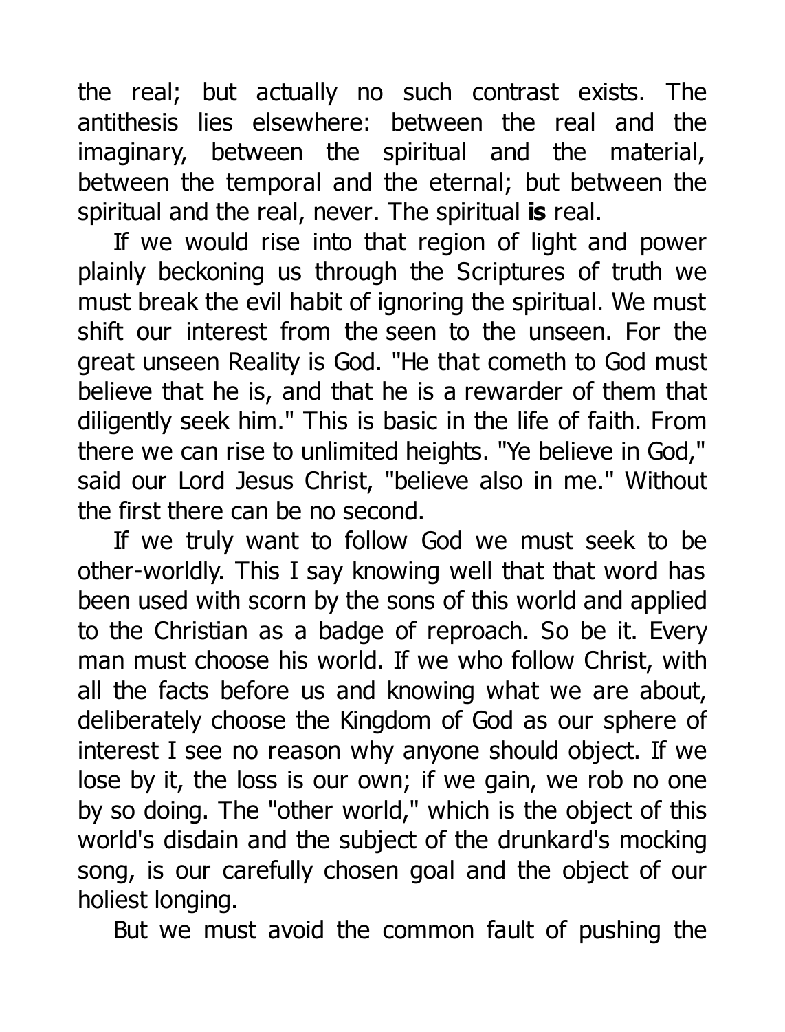the real; but actually no such contrast exists. The antithesis lies elsewhere: between the real and the imaginary, between the spiritual and the material, between the temporal and the eternal; but between the spiritual and the real, never. The spiritual **is** real.

If we would rise into that region of light and power plainly beckoning us through the Scriptures of truth we must break the evil habit of ignoring the spiritual. We must shift our interest from the seen to the unseen. For the great unseen Reality is God. "He that cometh to God must believe that he is, and that he is a rewarder of them that diligently seek him." This is basic in the life of faith. From there we can rise to unlimited heights. "Ye believe in God," said our Lord Jesus Christ, "believe also in me." Without the first there can be no second.

If we truly want to follow God we must seek to be other-worldly. This I say knowing well that that word has been used with scorn by the sons of this world and applied to the Christian as a badge of reproach. So be it. Every man must choose his world. If we who follow Christ, with all the facts before us and knowing what we are about, deliberately choose the Kingdom of God as our sphere of interest I see no reason why anyone should object. If we lose by it, the loss is our own; if we gain, we rob no one by so doing. The "other world," which is the object of this world's disdain and the subject of the drunkard's mocking song, is our carefully chosen goal and the object of our holiest longing.

But we must avoid the common fault of pushing the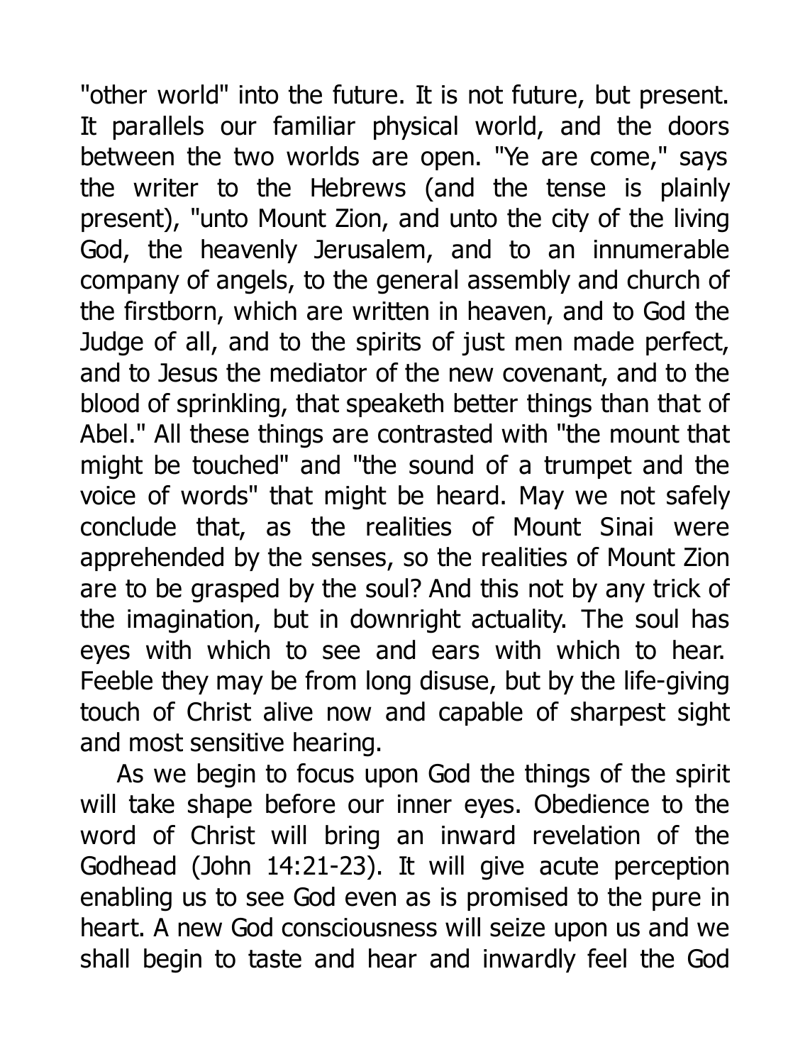"other world" into the future. It is not future, but present. It parallels our familiar physical world, and the doors between the two worlds are open. "Ye are come," says the writer to the Hebrews (and the tense is plainly present), "unto Mount Zion, and unto the city of the living God, the heavenly Jerusalem, and to an innumerable company of angels, to the general assembly and church of the firstborn, which are written in heaven, and to God the Judge of all, and to the spirits of just men made perfect, and to Jesus the mediator of the new covenant, and to the blood of sprinkling, that speaketh better things than that of Abel." All these things are contrasted with "the mount that might be touched" and "the sound of a trumpet and the voice of words" that might be heard. May we not safely conclude that, as the realities of Mount Sinai were apprehended by the senses, so the realities of Mount Zion are to be grasped by the soul? And this not by any trick of the imagination, but in downright actuality. The soul has eyes with which to see and ears with which to hear. Feeble they may be from long disuse, but by the life-giving touch of Christ alive now and capable of sharpest sight and most sensitive hearing.

As we begin to focus upon God the things of the spirit will take shape before our inner eyes. Obedience to the word of Christ will bring an inward revelation of the Godhead (John 14:21-23). It will give acute perception enabling us to see God even as is promised to the pure in heart. A new God consciousness will seize upon us and we shall begin to taste and hear and inwardly feel the God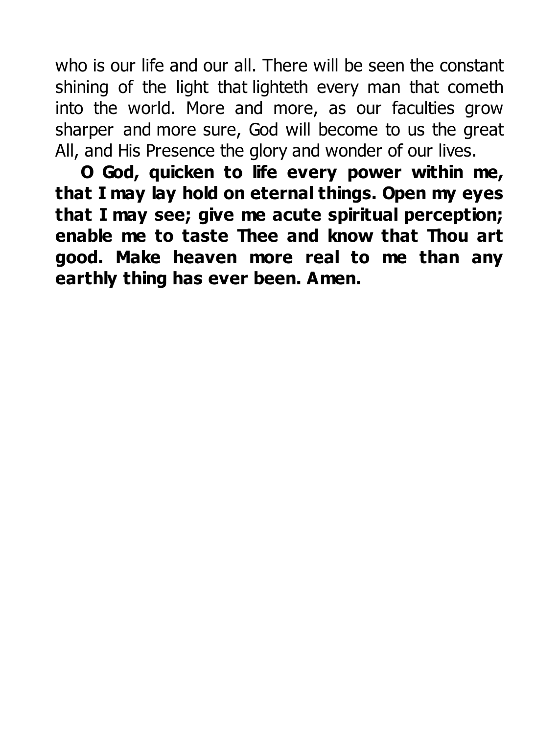who is our life and our all. There will be seen the constant shining of the light that lighteth every man that cometh into the world. More and more, as our faculties grow sharper and more sure, God will become to us the great All, and His Presence the glory and wonder of our lives.

**O God, quicken to life every power within me, that I may lay hold on eternal things. Open my eyes that I may see; give me acute spiritual perception; enable me to taste Thee and know that Thou art good. Make heaven more real to me than any earthly thing has ever been. Amen.**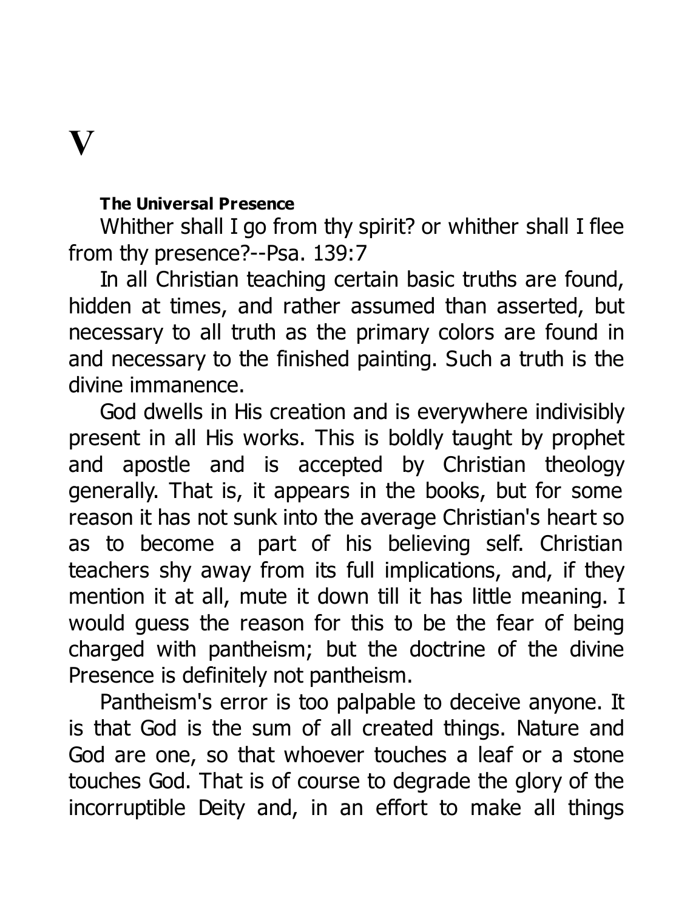# V

### The Universal Presence

Whither shall I go from thy spirit? or whither shall I flee from thy presence?--Psa. 139:7

In all Christian teaching certain basic truths are found, hidden at times, and rather assumed than asserted, but necessary to all truth as the primary colors are found in and necessary to the finished painting. Such a truth is the divine immanence.

God dwells in His creation and is everywhere indivisibly present in all His works. This is boldly taught by prophet and apostle and is accepted by Christian theology generally. That is, it appears in the books, but for some reason it has not sunk into the average Christian's heart so as to become a part of his believing self. Christian teachers shy away from its full implications, and, if they mention it at all, mute it down till it has little meaning. I would guess the reason for this to be the fear of being charged with pantheism; but the doctrine of the divine Presence is definitely not pantheism.

Pantheism's error is too palpable to deceive anyone. It is that God is the sum of all created things. Nature and God are one, so that whoever touches a leaf or a stone touches God. That is of course to degrade the glory of the incorruptible Deity and, in an effort to make all things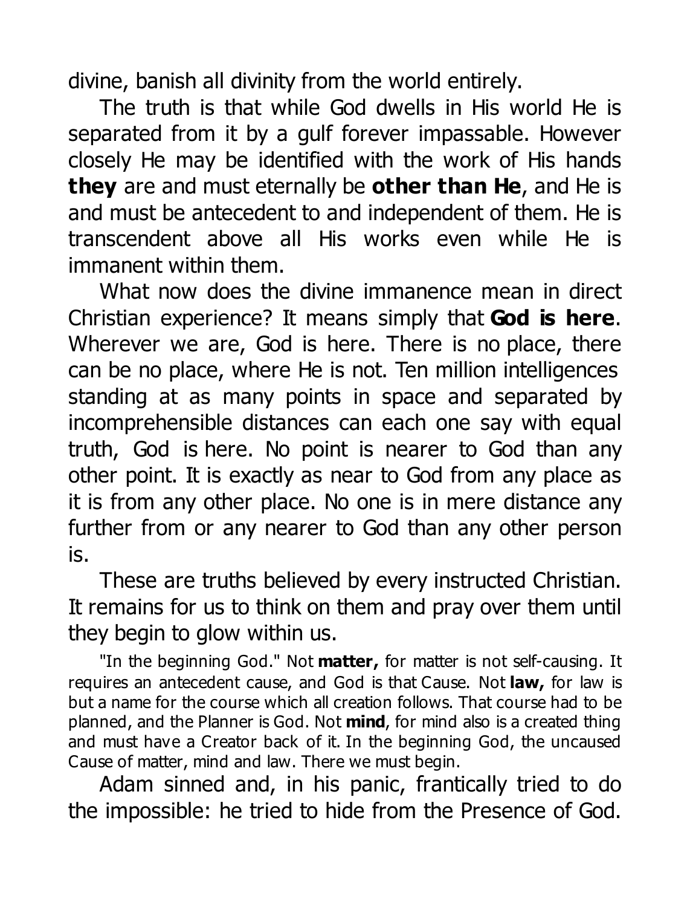divine, banish all divinity from the world entirely.

The truth is that while God dwells in His world He is separated from it by a gulf forever impassable. However closely He may be identified with the work of His hands **they** are and must eternally be **other than He**, and He is and must be antecedent to and independent of them. He is transcendent above all His works even while He is immanent within them.

What now does the divine immanence mean in direct Christian experience? It means simply that **God is here**. Wherever we are, God is here. There is no place, there can be no place, where He is not. Ten million intelligences standing at as many points in space and separated by incomprehensible distances can each one say with equal truth, God is here. No point is nearer to God than any other point. It is exactly as near to God from any place as it is from any other place. No one is in mere distance any further from or any nearer to God than any other person is.

These are truths believed by every instructed Christian. It remains for us to think on them and pray over them until they begin to glow within us.

"In the beginning God." Not **matter,** for matter is not self-causing. It requires an antecedent cause, and God is that Cause. Not **law,** for law is but a name for the course which all creation follows. That course had to be planned, and the Planner is God. Not **mind**, for mind also is a created thing and must have a Creator back of it. In the beginning God, the uncaused Cause of matter, mind and law. There we must begin.

Adam sinned and, in his panic, frantically tried to do the impossible: he tried to hide from the Presence of God.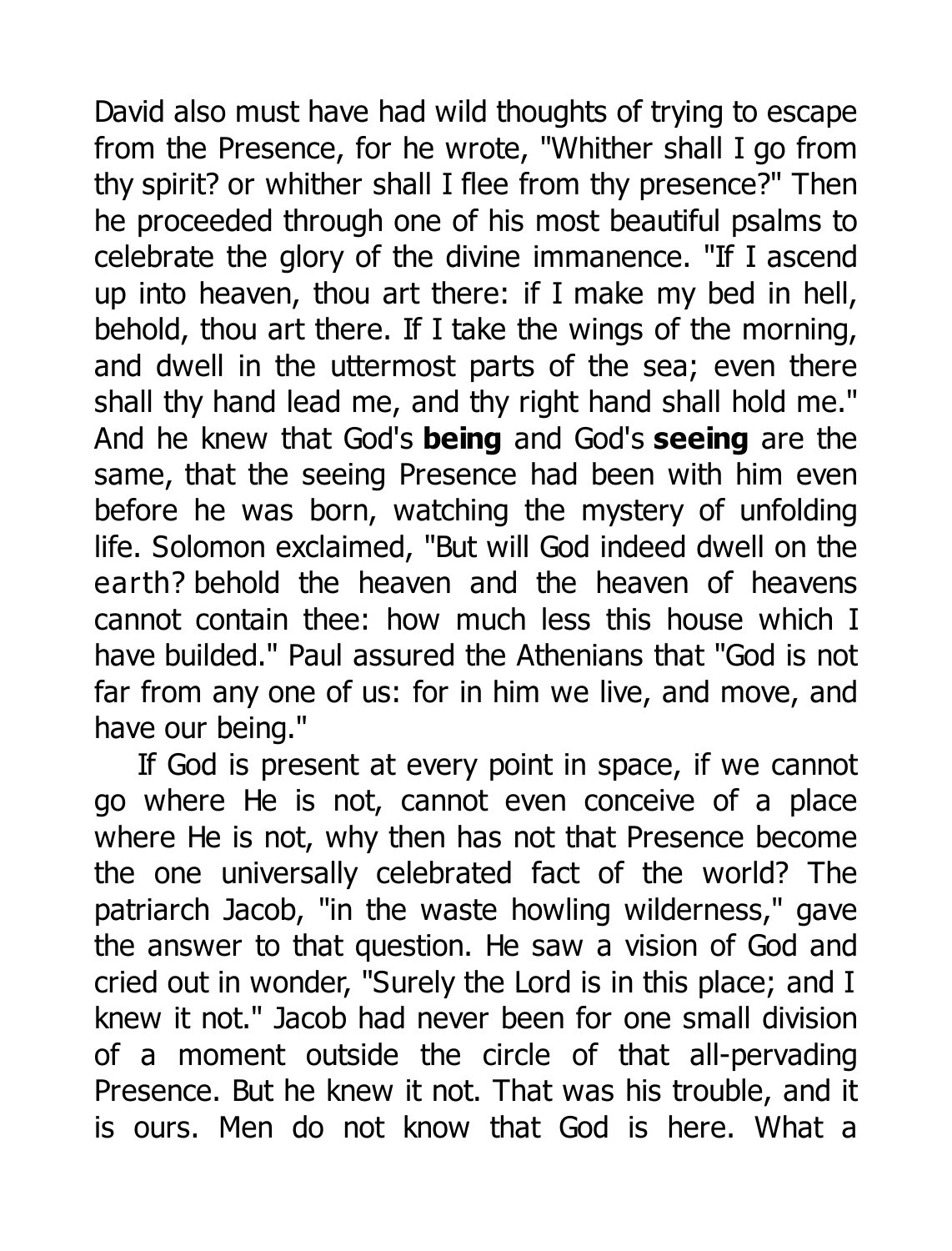David also must have had wild thoughts of trying to escape from the Presence, for he wrote, "Whither shall I go from thy spirit? or whither shall I flee from thy presence?" Then he proceeded through one of his most beautiful psalms to celebrate the glory of the divine immanence. "If I ascend up into heaven, thou art there: if I make my bed in hell, behold, thou art there. If I take the wings of the morning, and dwell in the uttermost parts of the sea; even there shall thy hand lead me, and thy right hand shall hold me." And he knew that God's **being** and God's **seeing** are the same, that the seeing Presence had been with him even before he was born, watching the mystery of unfolding life. Solomon exclaimed, "But will God indeed dwell on the earth? behold the heaven and the heaven of heavens cannot contain thee: how much less this house which I have builded." Paul assured the Athenians that "God is not far from any one of us: for in him we live, and move, and have our being."

If God is present at every point in space, if we cannot go where He is not, cannot even conceive of a place where He is not, why then has not that Presence become the one universally celebrated fact of the world? The patriarch Jacob, "in the waste howling wilderness," gave the answer to that question. He saw a vision of God and cried out in wonder, "Surely the Lord is in this place; and I knew it not." Jacob had never been for one small division of a moment outside the circle of that all-pervading Presence. But he knew it not. That was his trouble, and it is ours. Men do not know that God is here. What a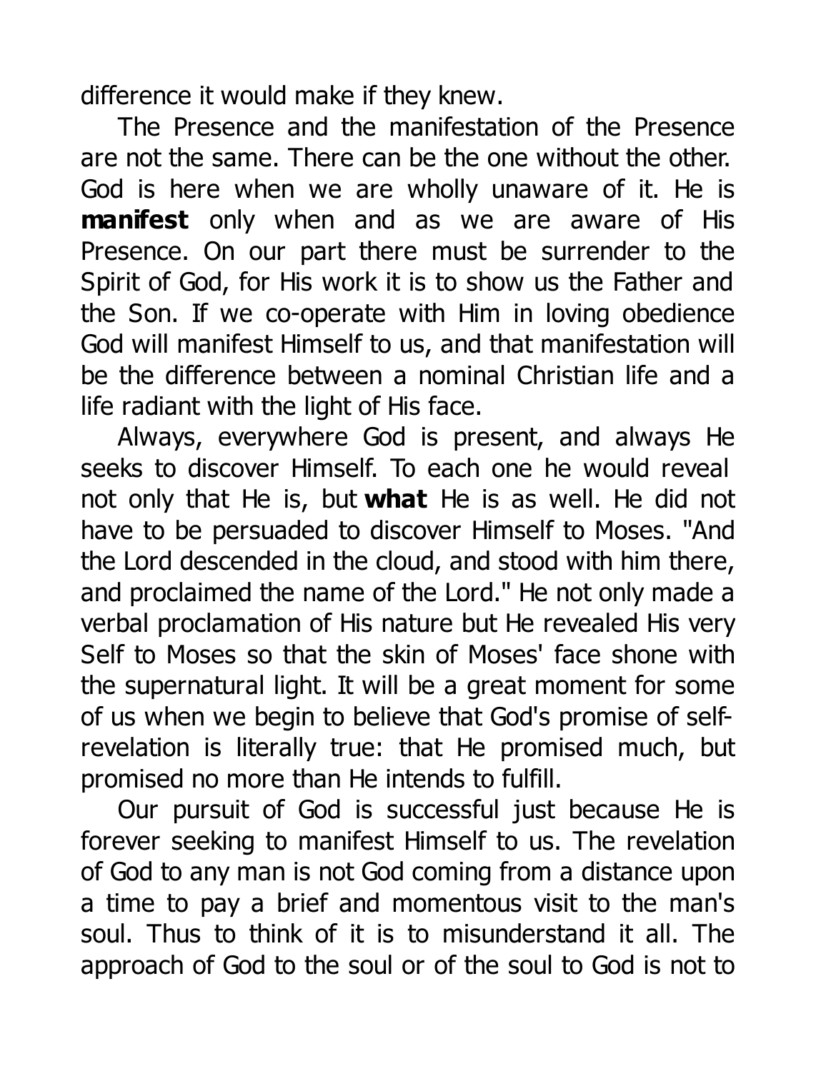difference it would make if they knew.

The Presence and the manifestation of the Presence are not the same. There can be the one without the other. God is here when we are wholly unaware of it. He is **manifest** only when and as we are aware of His Presence. On our part there must be surrender to the Spirit of God, for His work it is to show us the Father and the Son. If we co-operate with Him in loving obedience God will manifest Himself to us, and that manifestation will be the difference between a nominal Christian life and a life radiant with the light of His face.

Always, everywhere God is present, and always He seeks to discover Himself. To each one he would reveal not only that He is, but **what** He is as well. He did not have to be persuaded to discover Himself to Moses. "And the Lord descended in the cloud, and stood with him there, and proclaimed the name of the Lord." He not only made a verbal proclamation of His nature but He revealed His very Self to Moses so that the skin of Moses' face shone with the supernatural light. It will be a great moment for some of us when we begin to believe that God's promise of self-revelation is literally true: that He promised much, but promised no more than He intends to fulfill.

Our pursuit of God is successful just because He is forever seeking to manifest Himself to us. The revelation of God to any man is not God coming from a distance upon a time to pay a brief and momentous visit to the man's soul. Thus to think of it is to misunderstand it all. The approach of God to the soul or of the soul to God is not to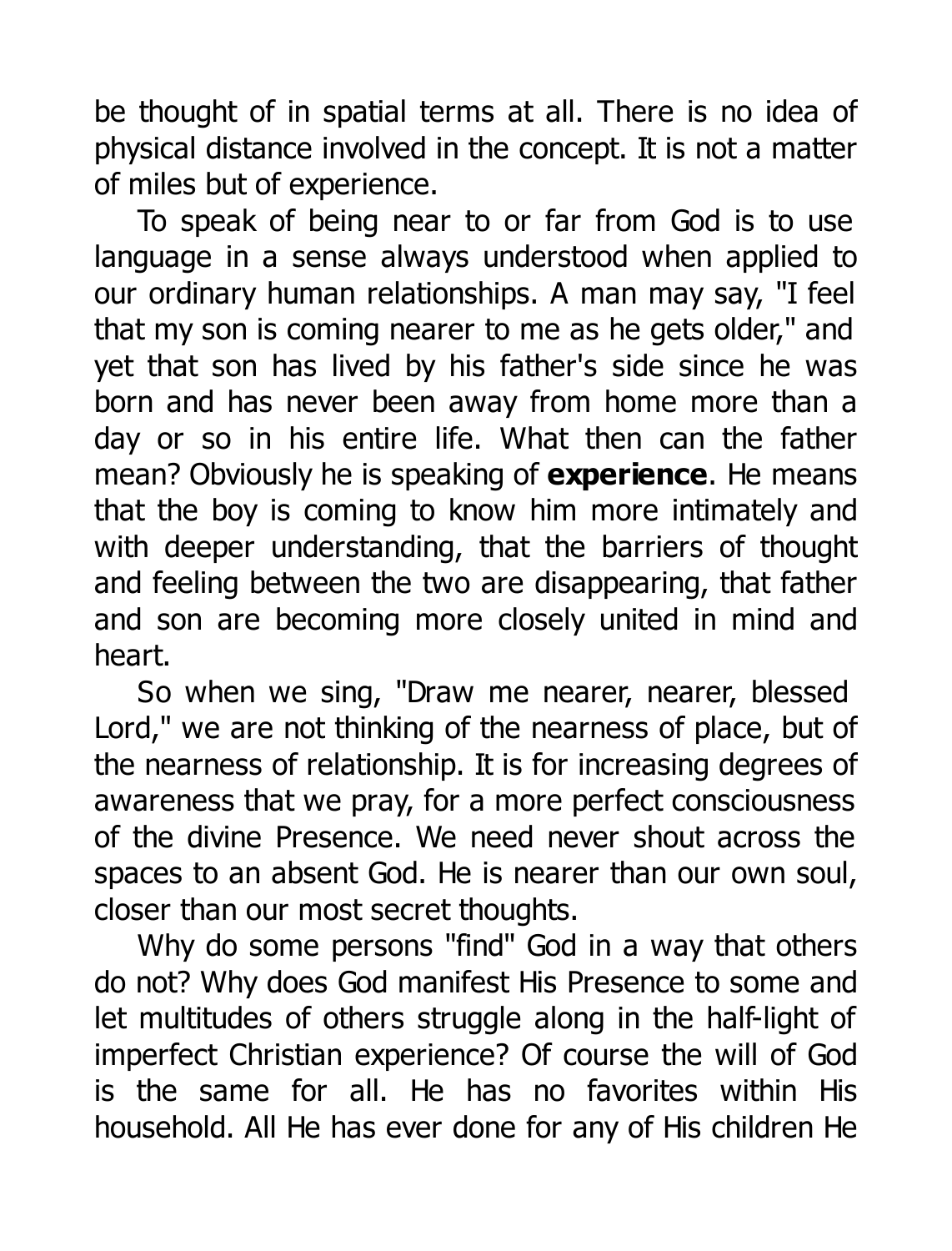be thought of in spatial terms at all. There is no idea of physical distance involved in the concept. It is not a matter of miles but of experience.

To speak of being near to or far from God is to use language in a sense always understood when applied to our ordinary human relationships. A man may say, "I feel that my son is coming nearer to me as he gets older," and yet that son has lived by his father's side since he was born and has never been away from home more than a day or so in his entire life. What then can the father mean? Obviously he is speaking of **experience**. He means that the boy is coming to know him more intimately and with deeper understanding, that the barriers of thought and feeling between the two are disappearing, that father and son are becoming more closely united in mind and heart.

So when we sing, "Draw me nearer, nearer, blessed Lord," we are not thinking of the nearness of place, but of the nearness of relationship. It is for increasing degrees of awareness that we pray, for a more perfect consciousness of the divine Presence. We need never shout across the spaces to an absent God. He is nearer than our own soul, closer than our most secret thoughts.

Why do some persons "find" God in a way that others do not? Why does God manifest His Presence to some and let multitudes of others struggle along in the half-light of imperfect Christian experience? Of course the will of God is the same for all. He has no favorites within His household. All He has ever done for any of His children He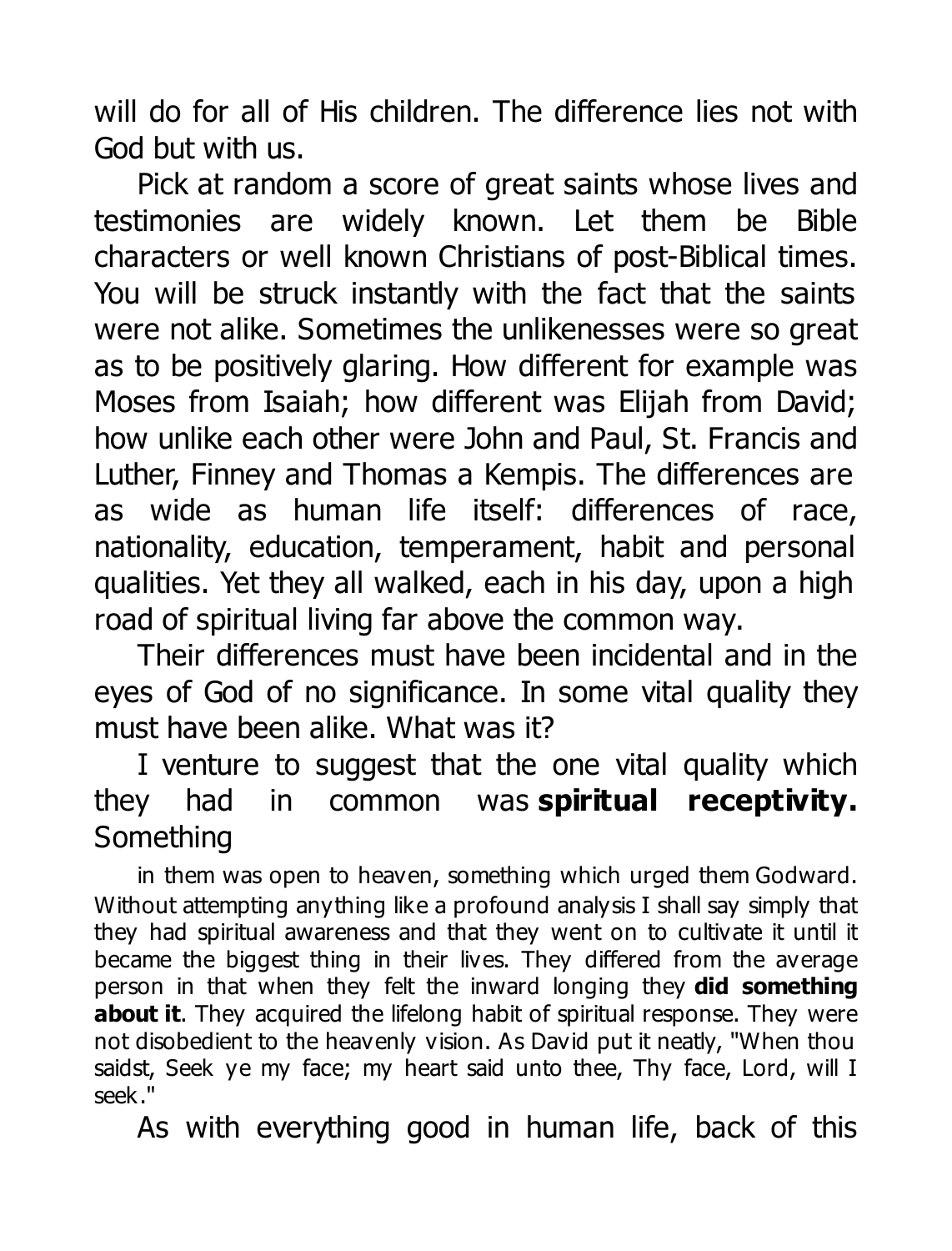will do for all of His children. The difference lies not with God but with us.

Pick at random a score of great saints whose lives and testimonies are widely known. Let them be Bible characters or well known Christians of post-Biblical times. You will be struck instantly with the fact that the saints were not alike. Sometimes the unlikenesses were so great as to be positively glaring. How different for example was Moses from Isaiah; how different was Elijah from David; how unlike each other were John and Paul, St. Francis and Luther, Finney and Thomas a Kempis. The differences are as wide as human life itself: differences of race, nationality, education, temperament, habit and personal qualities. Yet they all walked, each in his day, upon a high road of spiritual living far above the common way.

Their differences must have been incidental and in the eyes of God of no significance. In some vital quality they must have been alike. What was it?

I venture to suggest that the one vital quality which they had in common was **spiritual receptivity.** Something in them was open to heaven, something which urged them Godward. Without attempting anything like a profound analysis I shall say simply that they had spiritual awareness and that they went on to cultivate it until it became the biggest thing in their lives. They differed from the average person in that when they felt the inward longing they **did something about it**. They acquired the lifelong habit of spiritual response. They were not disobedient to the heavenly vision. As David put it neatly, "When thou saidst, Seek ye my face; my heart said unto thee, Thy face, Lord, will I seek."

As with everything good in human life, back of this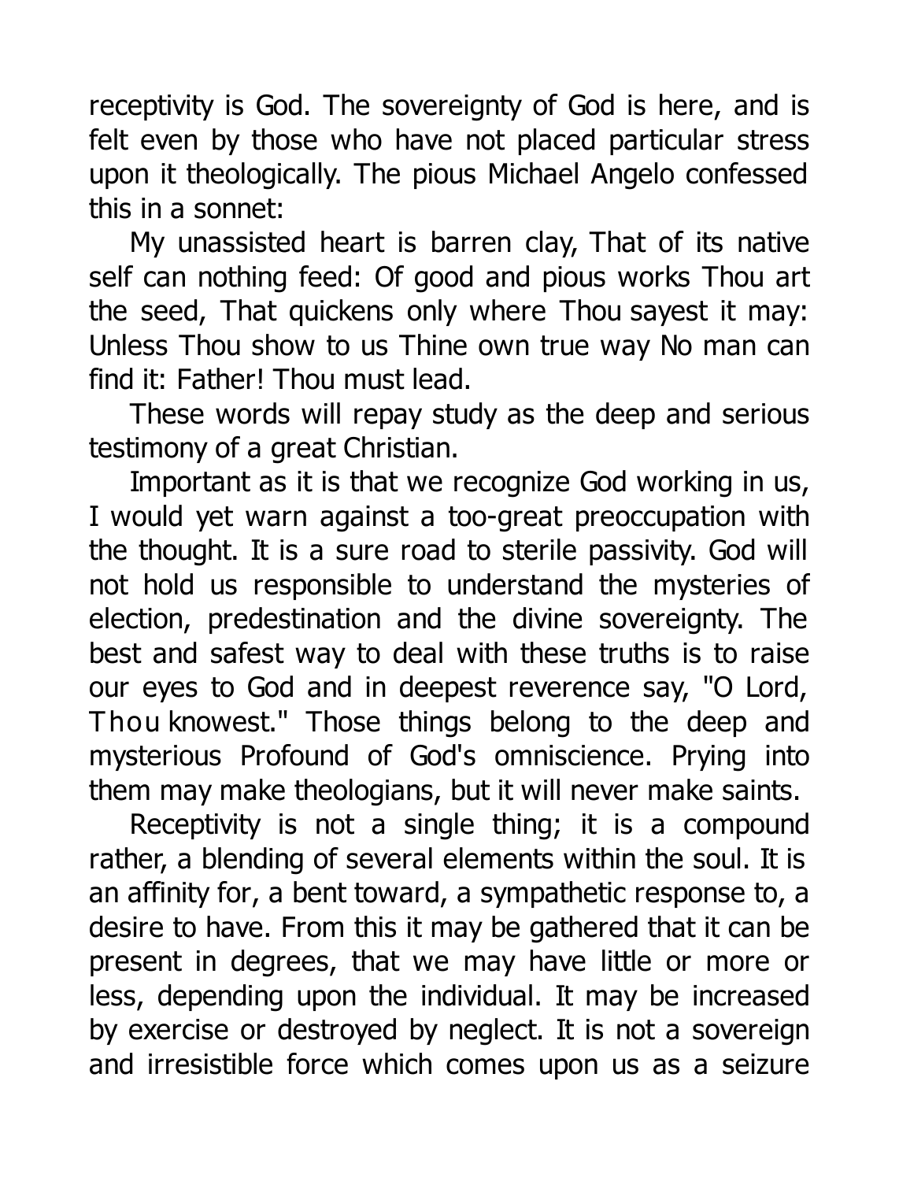receptivity is God. The sovereignty of God is here, and is felt even by those who have not placed particular stress upon it theologically. The pious Michael Angelo confessed this in a sonnet:

My unassisted heart is barren clay, That of its native self can nothing feed: Of good and pious works Thou art the seed, That quickens only where Thou sayest it may: Unless Thou show to us Thine own true way No man can find it: Father! Thou must lead.

These words will repay study as the deep and serious testimony of a great Christian.

Important as it is that we recognize God working in us, I would yet warn against a too-great preoccupation with the thought. It is a sure road to sterile passivity. God will not hold us responsible to understand the mysteries of election, predestination and the divine sovereignty. The best and safest way to deal with these truths is to raise our eyes to God and in deepest reverence say, "O Lord, Thou knowest." Those things belong to the deep and mysterious Profound of God's omniscience. Prying into them may make theologians, but it will never make saints.

Receptivity is not a single thing; it is a compound rather, a blending of several elements within the soul. It is an affinity for, a bent toward, a sympathetic response to, a desire to have. From this it may be gathered that it can be present in degrees, that we may have little or more or less, depending upon the individual. It may be increased by exercise or destroyed by neglect. It is not a sovereign and irresistible force which comes upon us as a seizure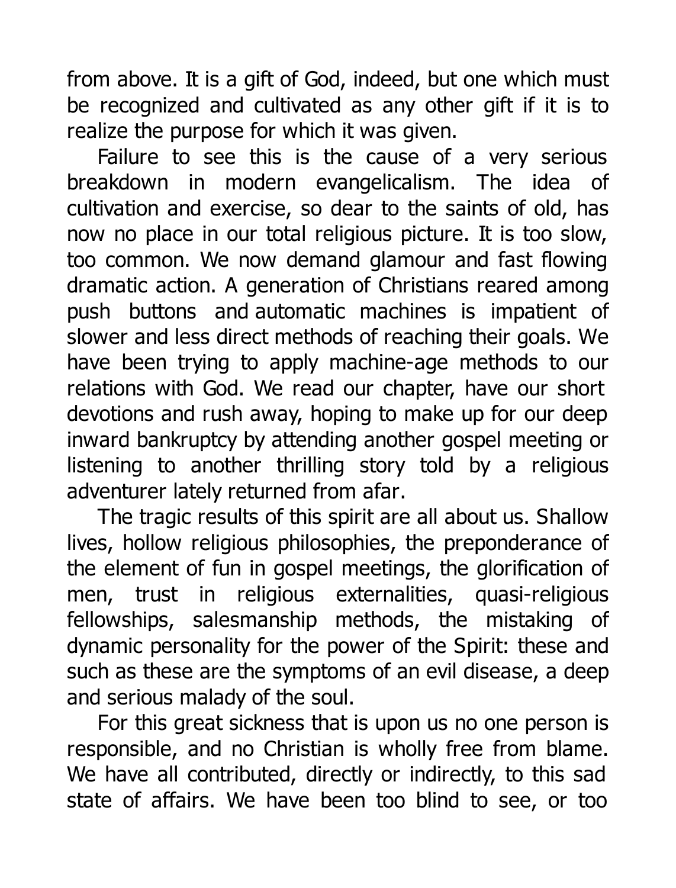from above. It is a gift of God, indeed, but one which must be recognized and cultivated as any other gift if it is to realize the purpose for which it was given.

Failure to see this is the cause of a very serious breakdown in modern evangelicalism. The idea of cultivation and exercise, so dear to the saints of old, has now no place in our total religious picture. It is too slow, too common. We now demand glamour and fast flowing dramatic action. A generation of Christians reared among push buttons and automatic machines is impatient of slower and less direct methods of reaching their goals. We have been trying to apply machine-age methods to our relations with God. We read our chapter, have our short devotions and rush away, hoping to make up for our deep inward bankruptcy by attending another gospel meeting or listening to another thrilling story told by a religious adventurer lately returned from afar.

The tragic results of this spirit are all about us. Shallow lives, hollow religious philosophies, the preponderance of the element of fun in gospel meetings, the glorification of men, trust in religious externalities, quasi-religious fellowships, salesmanship methods, the mistaking of dynamic personality for the power of the Spirit: these and such as these are the symptoms of an evil disease, a deep and serious malady of the soul.

For this great sickness that is upon us no one person is responsible, and no Christian is wholly free from blame. We have all contributed, directly or indirectly, to this sad state of affairs. We have been too blind to see, or too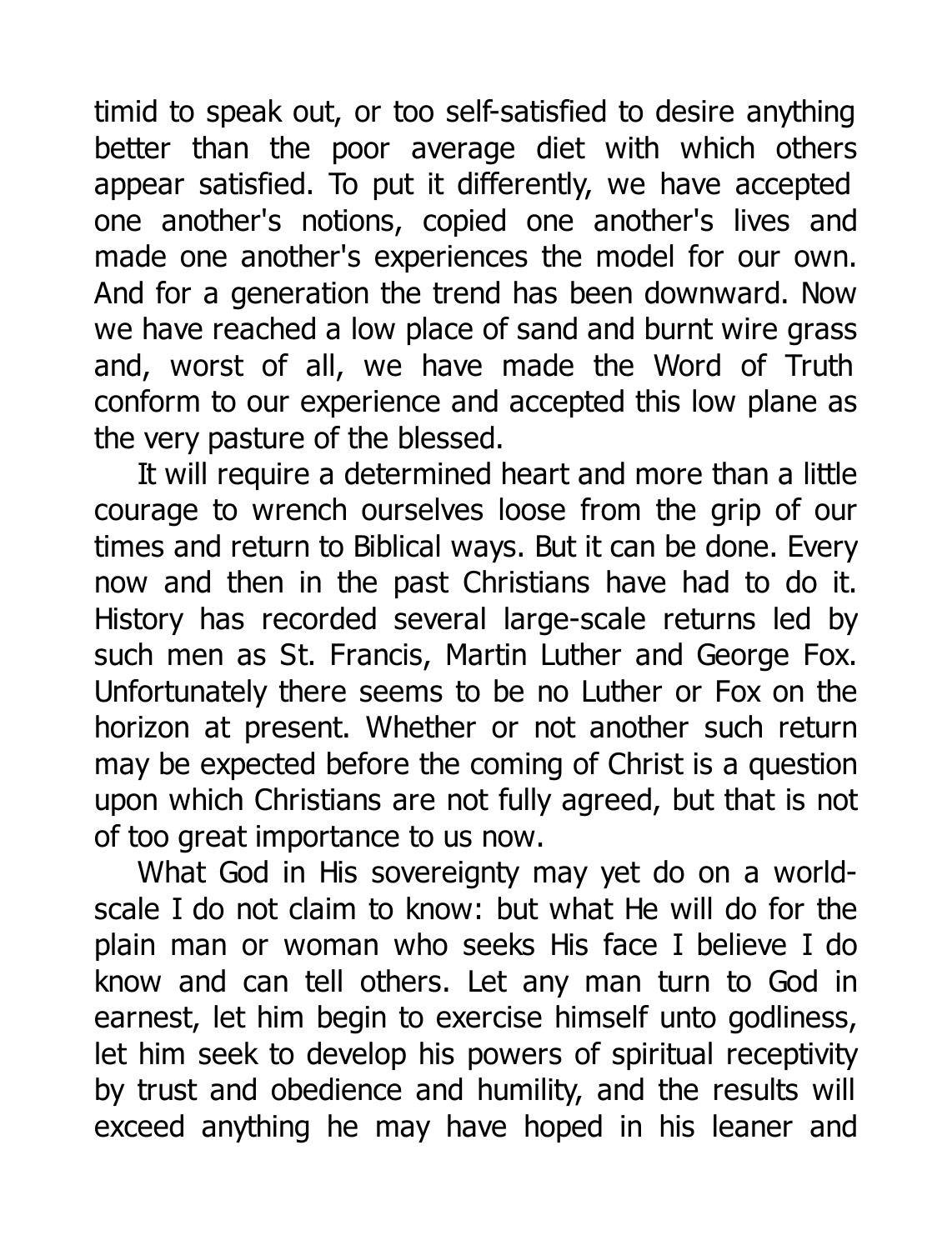timid to speak out, or too self-satisfied to desire anything better than the poor average diet with which others appear satisfied. To put it differently, we have accepted one another's notions, copied one another's lives and made one another's experiences the model for our own. And for a generation the trend has been downward. Now we have reached a low place of sand and burnt wire grass and, worst of all, we have made the Word of Truth conform to our experience and accepted this low plane as the very pasture of the blessed.

It will require a determined heart and more than a little courage to wrench ourselves loose from the grip of our times and return to Biblical ways. But it can be done. Every now and then in the past Christians have had to do it. History has recorded several large-scale returns led by such men as St. Francis, Martin Luther and George Fox. Unfortunately there seems to be no Luther or Fox on the horizon at present. Whether or not another such return may be expected before the coming of Christ is a question upon which Christians are not fully agreed, but that is not of too great importance to us now.

What God in His sovereignty may yet do on a world-scale I do not claim to know: but what He will do for the plain man or woman who seeks His face I believe I do know and can tell others. Let any man turn to God in earnest, let him begin to exercise himself unto godliness, let him seek to develop his powers of spiritual receptivity by trust and obedience and humility, and the results will exceed anything he may have hoped in his leaner and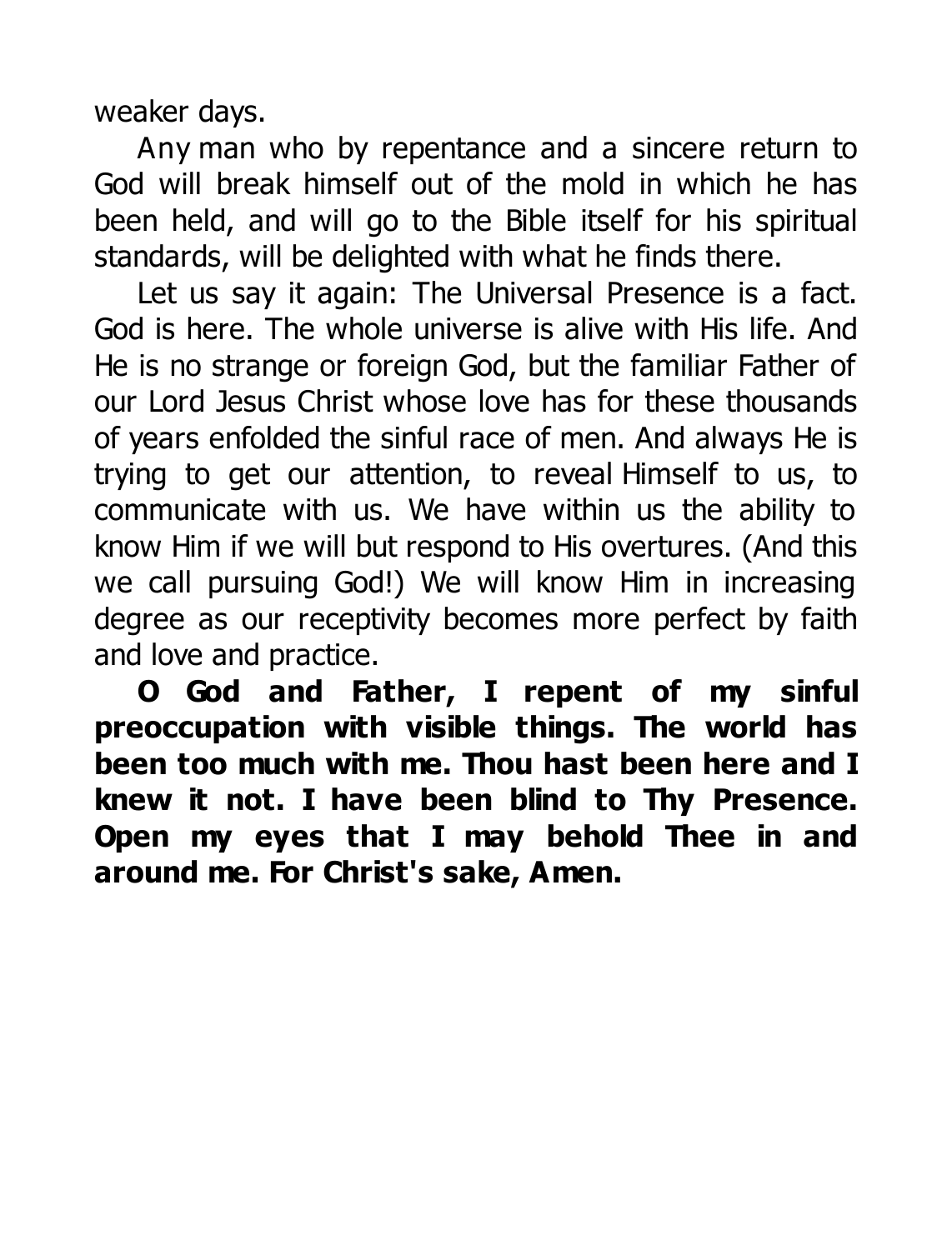weaker days.

Any man who by repentance and a sincere return to God will break himself out of the mold in which he has been held, and will go to the Bible itself for his spiritual standards, will be delighted with what he finds there.

Let us say it again: The Universal Presence is a fact. God is here. The whole universe is alive with His life. And He is no strange or foreign God, but the familiar Father of our Lord Jesus Christ whose love has for these thousands of years enfolded the sinful race of men. And always He is trying to get our attention, to reveal Himself to us, to communicate with us. We have within us the ability to know Him if we will but respond to His overtures. (And this we call pursuing God!) We will know Him in increasing degree as our receptivity becomes more perfect by faith and love and practice.

**O God and Father, I repent of my sinful preoccupation with visible things. The world has been too much with me. Thou hast been here and I knew it not. I have been blind to Thy Presence. Open my eyes that I may behold Thee in and around me. For Christ's sake, Amen.**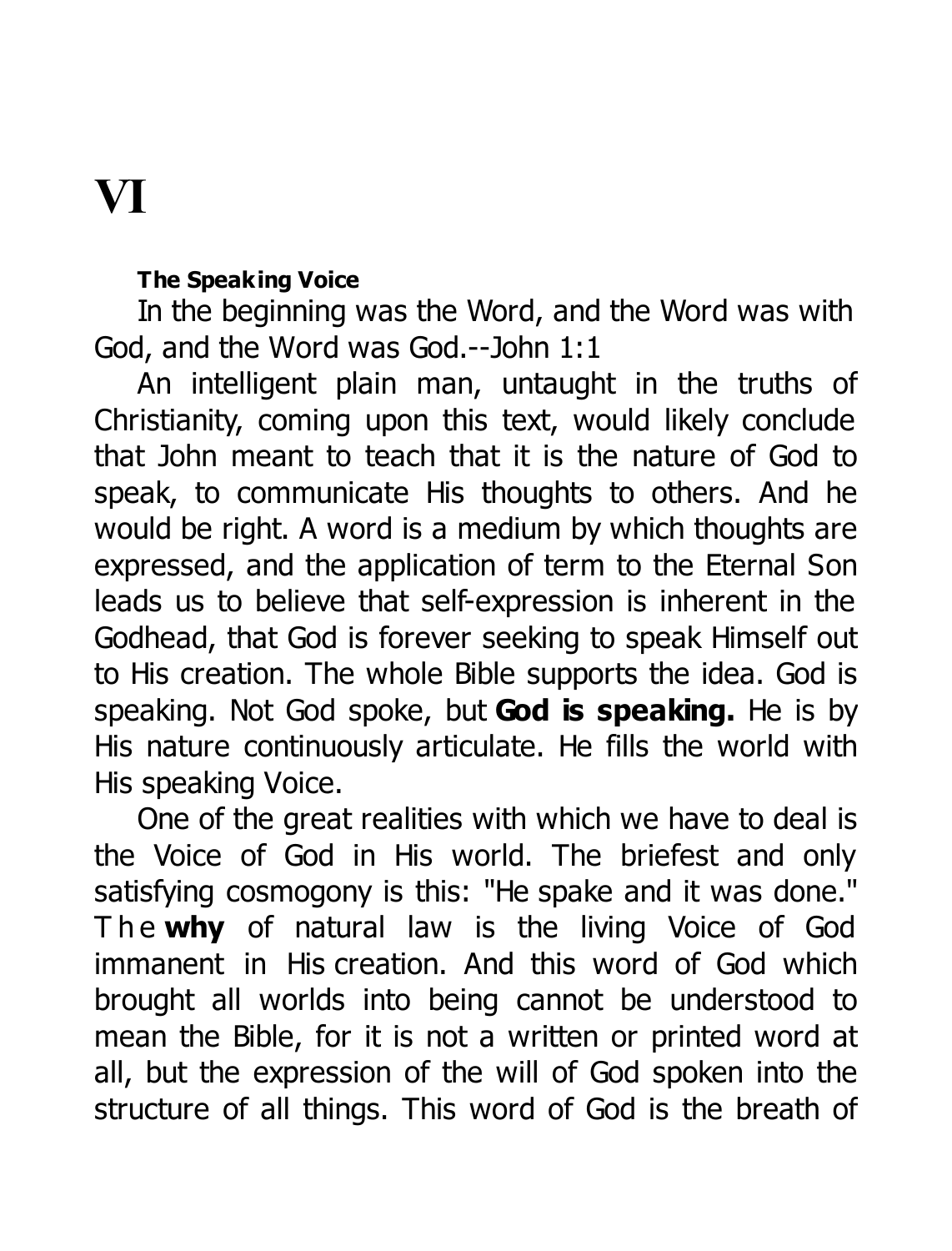# VI

### The Speaking Voice

In the beginning was the Word, and the Word was with God, and the Word was God.--John 1:1

An intelligent plain man, untaught in the truths of Christianity, coming upon this text, would likely conclude that John meant to teach that it is the nature of God to speak, to communicate His thoughts to others. And he would be right. A word is a medium by which thoughts are expressed, and the application of term to the Eternal Son leads us to believe that self-expression is inherent in the Godhead, that God is forever seeking to speak Himself out to His creation. The whole Bible supports the idea. God is speaking. Not God spoke, but **God is speaking.** He is by His nature continuously articulate. He fills the world with His speaking Voice.

One of the great realities with which we have to deal is the Voice of God in His world. The briefest and only satisfying cosmogony is this: "He spake and it was done." The **why** of natural law is the living Voice of God immanent in His creation. And this word of God which brought all worlds into being cannot be understood to mean the Bible, for it is not a written or printed word at all, but the expression of the will of God spoken into the structure of all things. This word of God is the breath of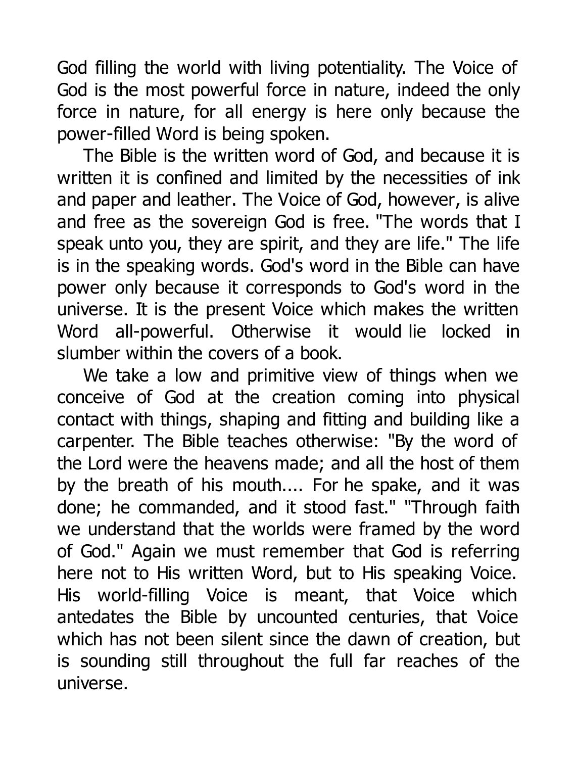God filling the world with living potentiality. The Voice of God is the most powerful force in nature, indeed the only force in nature, for all energy is here only because the power-filled Word is being spoken.

The Bible is the written word of God, and because it is written it is confined and limited by the necessities of ink and paper and leather. The Voice of God, however, is alive and free as the sovereign God is free. "The words that I speak unto you, they are spirit, and they are life." The life is in the speaking words. God's word in the Bible can have power only because it corresponds to God's word in the universe. It is the present Voice which makes the written Word all-powerful. Otherwise it would lie locked in slumber within the covers of a book.

We take a low and primitive view of things when we conceive of God at the creation coming into physical contact with things, shaping and fitting and building like a carpenter. The Bible teaches otherwise: "By the word of the Lord were the heavens made; and all the host of them by the breath of his mouth.... For he spake, and it was done; he commanded, and it stood fast." "Through faith we understand that the worlds were framed by the word of God." Again we must remember that God is referring here not to His written Word, but to His speaking Voice. His world-filling Voice is meant, that Voice which antedates the Bible by uncounted centuries, that Voice which has not been silent since the dawn of creation, but is sounding still throughout the full far reaches of the universe.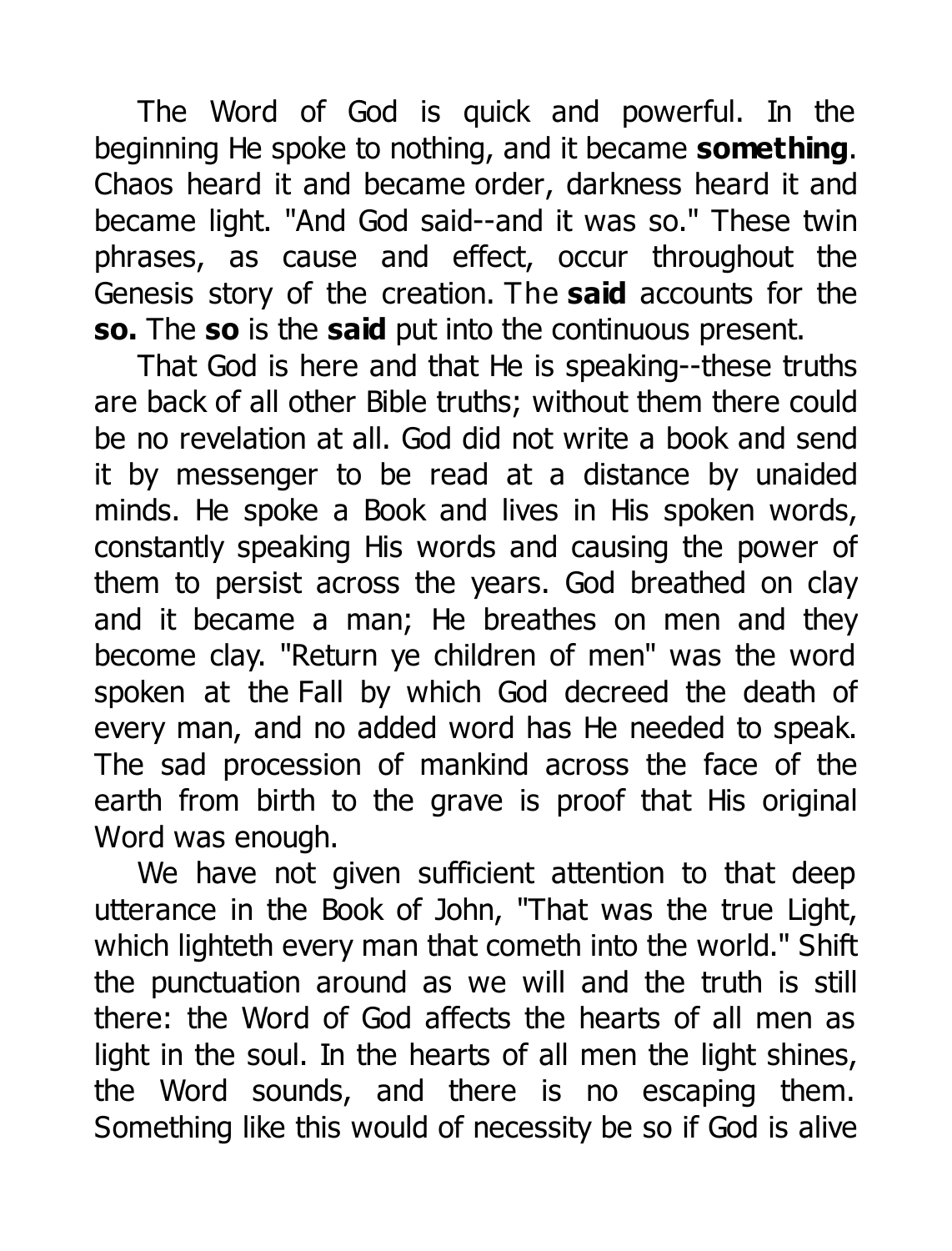The Word of God is quick and powerful. In the beginning He spoke to nothing, and it became **something**. Chaos heard it and became order, darkness heard it and became light. "And God said--and it was so." These twin phrases, as cause and effect, occur throughout the Genesis story of the creation. The **said** accounts for the **so.** The **so** is the **said** put into the continuous present.

That God is here and that He is speaking--these truths are back of all other Bible truths; without them there could be no revelation at all. God did not write a book and send it by messenger to be read at a distance by unaided minds. He spoke a Book and lives in His spoken words, constantly speaking His words and causing the power of them to persist across the years. God breathed on clay and it became a man; He breathes on men and they become clay. "Return ye children of men" was the word spoken at the Fall by which God decreed the death of every man, and no added word has He needed to speak. The sad procession of mankind across the face of the earth from birth to the grave is proof that His original Word was enough.

We have not given sufficient attention to that deep utterance in the Book of John, "That was the true Light, which lighteth every man that cometh into the world." Shift the punctuation around as we will and the truth is still there: the Word of God affects the hearts of all men as light in the soul. In the hearts of all men the light shines, the Word sounds, and there is no escaping them. Something like this would of necessity be so if God is alive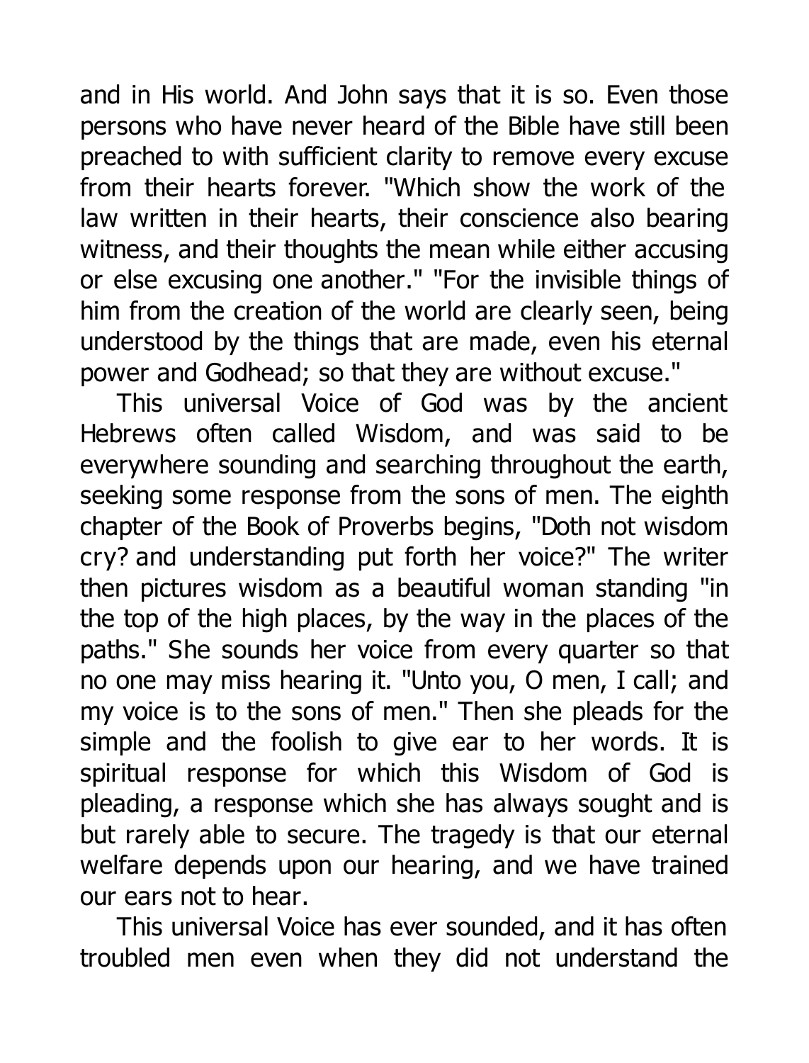and in His world. And John says that it is so. Even those persons who have never heard of the Bible have still been preached to with sufficient clarity to remove every excuse from their hearts forever. "Which show the work of the law written in their hearts, their conscience also bearing witness, and their thoughts the mean while either accusing or else excusing one another." "For the invisible things of him from the creation of the world are clearly seen, being understood by the things that are made, even his eternal power and Godhead; so that they are without excuse."

This universal Voice of God was by the ancient Hebrews often called Wisdom, and was said to be everywhere sounding and searching throughout the earth, seeking some response from the sons of men. The eighth chapter of the Book of Proverbs begins, "Doth not wisdom cry? and understanding put forth her voice?" The writer then pictures wisdom as a beautiful woman standing "in the top of the high places, by the way in the places of the paths." She sounds her voice from every quarter so that no one may miss hearing it. "Unto you, O men, I call; and my voice is to the sons of men." Then she pleads for the simple and the foolish to give ear to her words. It is spiritual response for which this Wisdom of God is pleading, a response which she has always sought and is but rarely able to secure. The tragedy is that our eternal welfare depends upon our hearing, and we have trained our ears not to hear.

This universal Voice has ever sounded, and it has often troubled men even when they did not understand the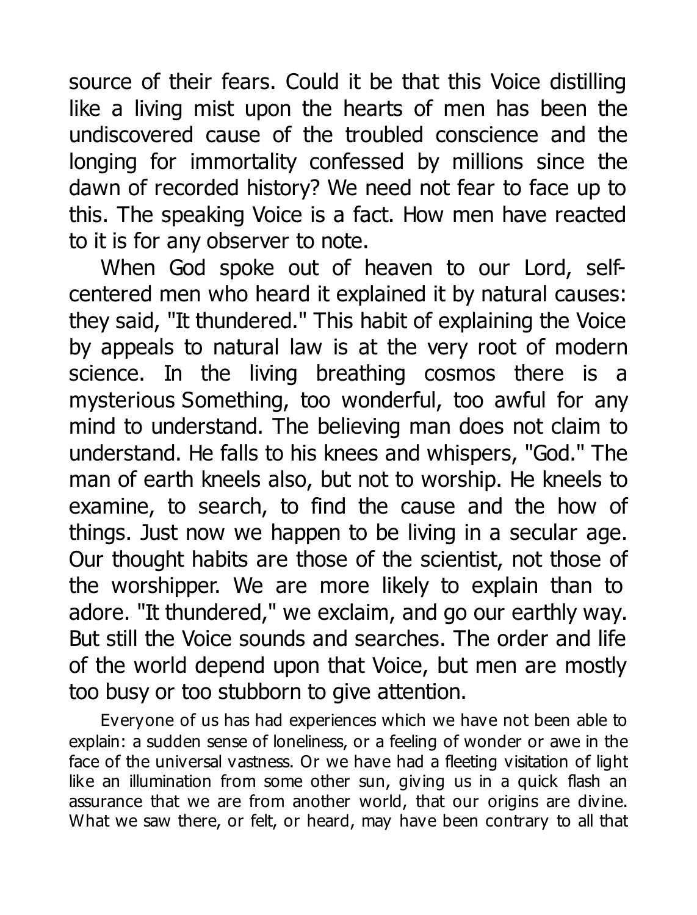source of their fears. Could it be that this Voice distilling like a living mist upon the hearts of men has been the undiscovered cause of the troubled conscience and the longing for immortality confessed by millions since the dawn of recorded history? We need not fear to face up to this. The speaking Voice is a fact. How men have reacted to it is for any observer to note.

When God spoke out of heaven to our Lord, self-centered men who heard it explained it by natural causes: they said, "It thundered." This habit of explaining the Voice by appeals to natural law is at the very root of modern science. In the living breathing cosmos there is a mysterious Something, too wonderful, too awful for any mind to understand. The believing man does not claim to understand. He falls to his knees and whispers, "God." The man of earth kneels also, but not to worship. He kneels to examine, to search, to find the cause and the how of things. Just now we happen to be living in a secular age. Our thought habits are those of the scientist, not those of the worshipper. We are more likely to explain than to adore. "It thundered," we exclaim, and go our earthly way. But still the Voice sounds and searches. The order and life of the world depend upon that Voice, but men are mostly too busy or too stubborn to give attention.

Everyone of us has had experiences which we have not been able to explain: a sudden sense of loneliness, or a feeling of wonder or awe in the face of the universal vastness. Or we have had a fleeting visitation of light like an illumination from some other sun, giving us in a quick flash an assurance that we are from another world, that our origins are divine. What we saw there, or felt, or heard, may have been contrary to all that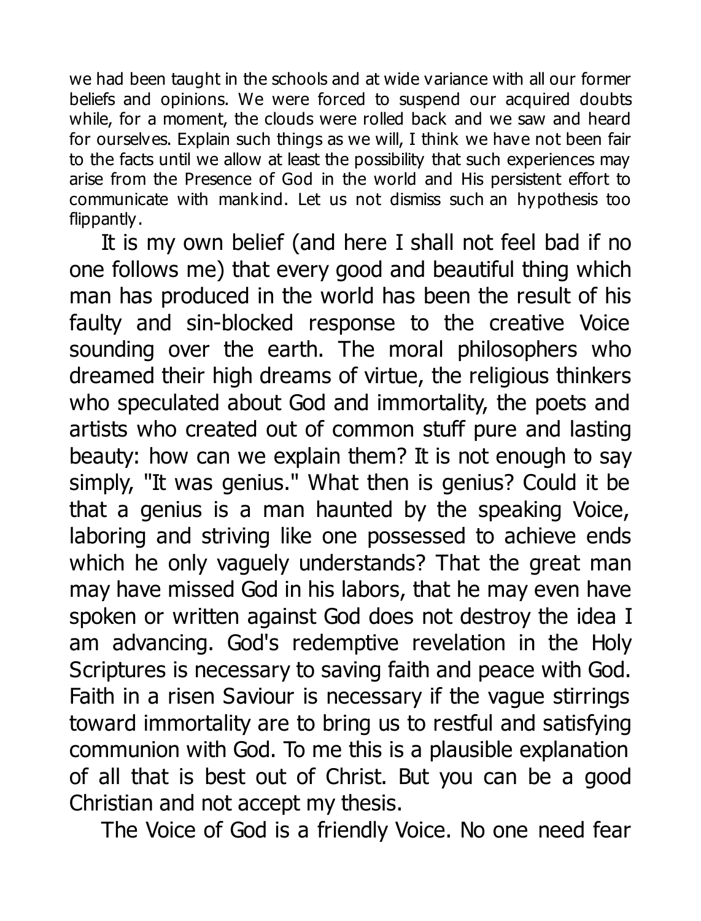we had been taught in the schools and at wide variance with all our former beliefs and opinions. We were forced to suspend our acquired doubts while, for a moment, the clouds were rolled back and we saw and heard for ourselves. Explain such things as we will, I think we have not been fair to the facts until we allow at least the possibility that such experiences may arise from the Presence of God in the world and His persistent effort to communicate with mankind. Let us not dismiss such an hypothesis too flippantly.

It is my own belief (and here I shall not feel bad if no one follows me) that every good and beautiful thing which man has produced in the world has been the result of his faulty and sin-blocked response to the creative Voice sounding over the earth. The moral philosophers who dreamed their high dreams of virtue, the religious thinkers who speculated about God and immortality, the poets and artists who created out of common stuff pure and lasting beauty: how can we explain them? It is not enough to say simply, "It was genius." What then is genius? Could it be that a genius is a man haunted by the speaking Voice, laboring and striving like one possessed to achieve ends which he only vaguely understands? That the great man may have missed God in his labors, that he may even have spoken or written against God does not destroy the idea I am advancing. God's redemptive revelation in the Holy Scriptures is necessary to saving faith and peace with God. Faith in a risen Saviour is necessary if the vague stirrings toward immortality are to bring us to restful and satisfying communion with God. To me this is a plausible explanation of all that is best out of Christ. But you can be a good Christian and not accept my thesis.

The Voice of God is a friendly Voice. No one need fear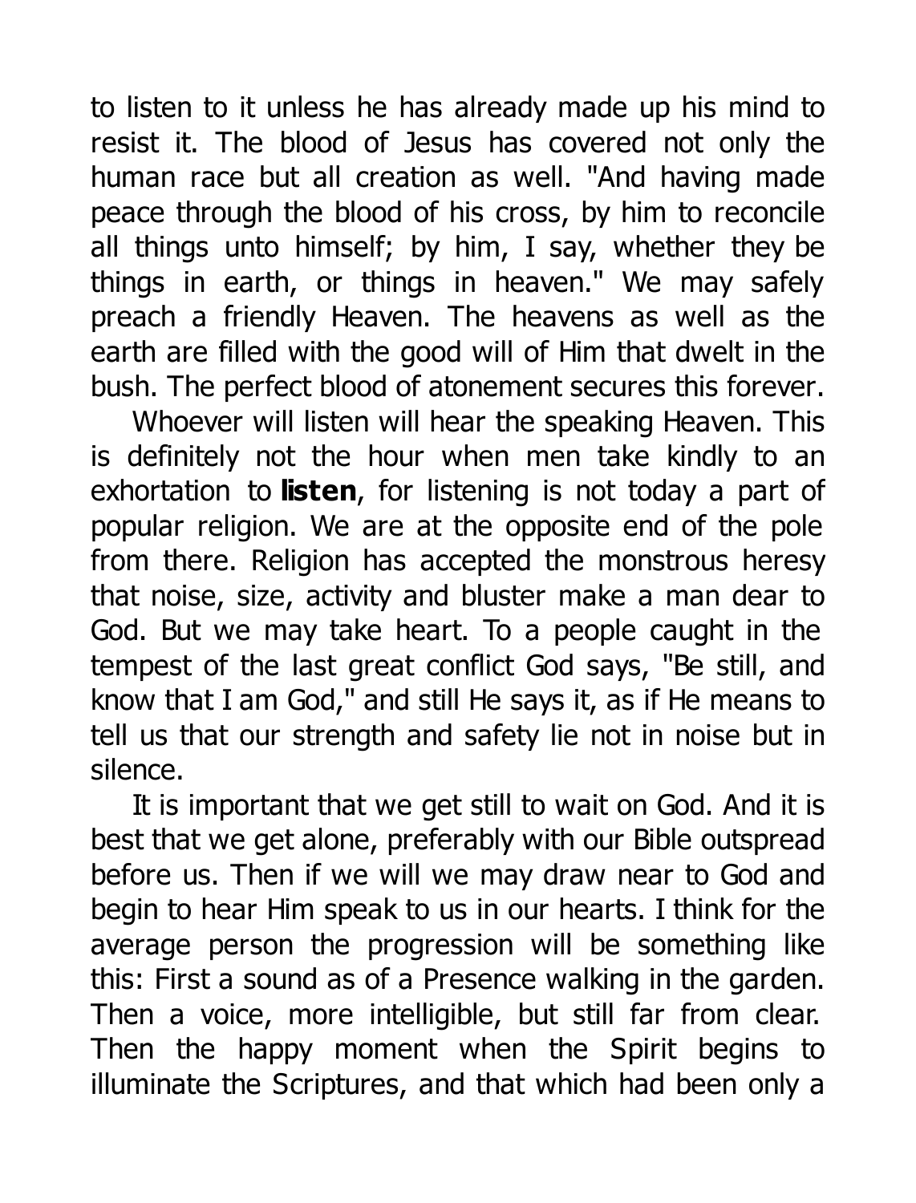to listen to it unless he has already made up his mind to resist it. The blood of Jesus has covered not only the human race but all creation as well. "And having made peace through the blood of his cross, by him to reconcile all things unto himself; by him, I say, whether they be things in earth, or things in heaven." We may safely preach a friendly Heaven. The heavens as well as the earth are filled with the good will of Him that dwelt in the bush. The perfect blood of atonement secures this forever.

Whoever will listen will hear the speaking Heaven. This is definitely not the hour when men take kindly to an exhortation to **listen**, for listening is not today a part of popular religion. We are at the opposite end of the pole from there. Religion has accepted the monstrous heresy that noise, size, activity and bluster make a man dear to God. But we may take heart. To a people caught in the tempest of the last great conflict God says, "Be still, and know that I am God," and still He says it, as if He means to tell us that our strength and safety lie not in noise but in silence.

It is important that we get still to wait on God. And it is best that we get alone, preferably with our Bible outspread before us. Then if we will we may draw near to God and begin to hear Him speak to us in our hearts. I think for the average person the progression will be something like this: First a sound as of a Presence walking in the garden. Then a voice, more intelligible, but still far from clear. Then the happy moment when the Spirit begins to illuminate the Scriptures, and that which had been only a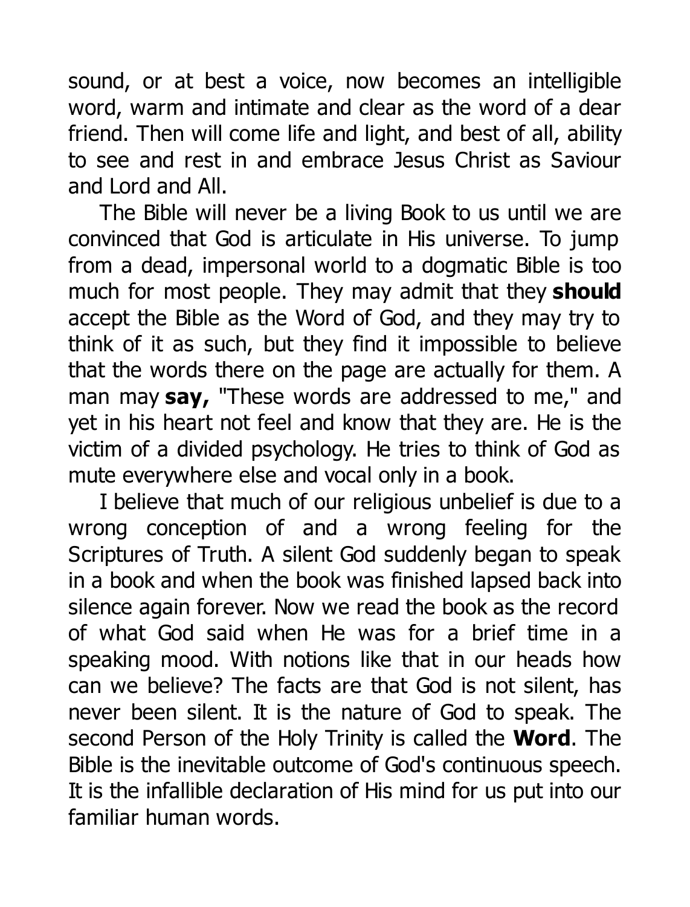sound, or at best a voice, now becomes an intelligible word, warm and intimate and clear as the word of a dear friend. Then will come life and light, and best of all, ability to see and rest in and embrace Jesus Christ as Saviour and Lord and All.

The Bible will never be a living Book to us until we are convinced that God is articulate in His universe. To jump from a dead, impersonal world to a dogmatic Bible is too much for most people. They may admit that they **should** accept the Bible as the Word of God, and they may try to think of it as such, but they find it impossible to believe that the words there on the page are actually for them. A man may **say,** "These words are addressed to me," and yet in his heart not feel and know that they are. He is the victim of a divided psychology. He tries to think of God as mute everywhere else and vocal only in a book.

I believe that much of our religious unbelief is due to a wrong conception of and a wrong feeling for the Scriptures of Truth. A silent God suddenly began to speak in a book and when the book was finished lapsed back into silence again forever. Now we read the book as the record of what God said when He was for a brief time in a speaking mood. With notions like that in our heads how can we believe? The facts are that God is not silent, has never been silent. It is the nature of God to speak. The second Person of the Holy Trinity is called the **Word**. The Bible is the inevitable outcome of God's continuous speech. It is the infallible declaration of His mind for us put into our familiar human words.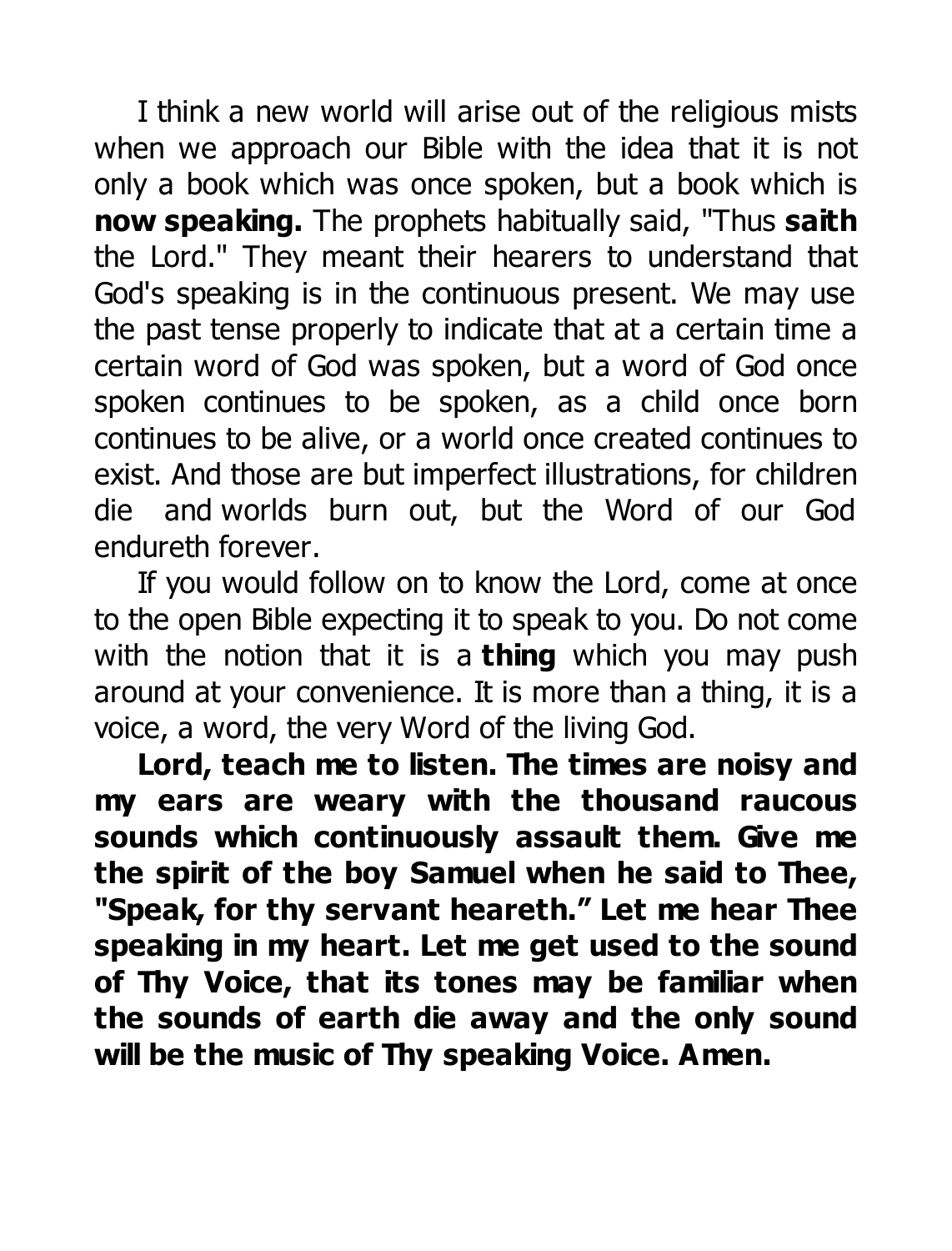I think a new world will arise out of the religious mists when we approach our Bible with the idea that it is not only a book which was once spoken, but a book which is **now speaking.** The prophets habitually said, "Thus **saith** the Lord." They meant their hearers to understand that God's speaking is in the continuous present. We may use the past tense properly to indicate that at a certain time a certain word of God was spoken, but a word of God once spoken continues to be spoken, as a child once born continues to be alive, or a world once created continues to exist. And those are but imperfect illustrations, for children die and worlds burn out, but the Word of our God endureth forever.

If you would follow on to know the Lord, come at once to the open Bible expecting it to speak to you. Do not come with the notion that it is a **thing** which you may push around at your convenience. It is more than a thing, it is a voice, a word, the very Word of the living God.

**Lord, teach me to listen. The times are noisy and my ears are weary with the thousand raucous sounds which continuously assault them. Give me the spirit of the boy Samuel when he said to Thee, "Speak, for thy servant heareth." Let me hear Thee speaking in my heart. Let me get used to the sound of Thy Voice, that its tones may be familiar when the sounds of earth die away and the only sound will be the music of Thy speaking Voice. Amen.**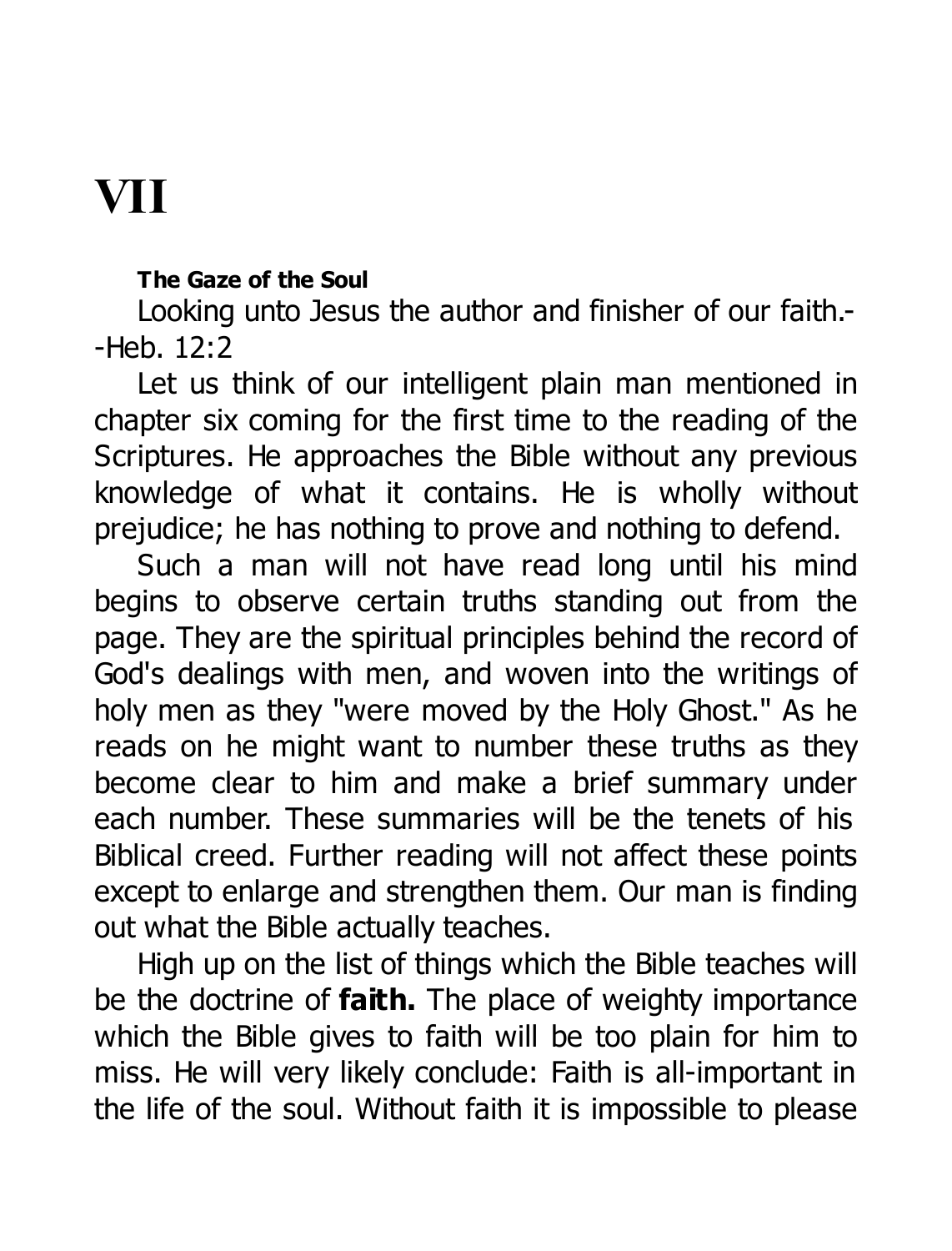# VII

**The Gaze of the Soul**

Looking unto Jesus the author and finisher of our faith.--Heb. 12:2

Let us think of our intelligent plain man mentioned in chapter six coming for the first time to the reading of the Scriptures. He approaches the Bible without any previous knowledge of what it contains. He is wholly without prejudice; he has nothing to prove and nothing to defend.

Such a man will not have read long until his mind begins to observe certain truths standing out from the page. They are the spiritual principles behind the record of God's dealings with men, and woven into the writings of holy men as they "were moved by the Holy Ghost." As he reads on he might want to number these truths as they become clear to him and make a brief summary under each number. These summaries will be the tenets of his Biblical creed. Further reading will not affect these points except to enlarge and strengthen them. Our man is finding out what the Bible actually teaches.

High up on the list of things which the Bible teaches will be the doctrine of **faith.** The place of weighty importance which the Bible gives to faith will be too plain for him to miss. He will very likely conclude: Faith is all-important in the life of the soul. Without faith it is impossible to please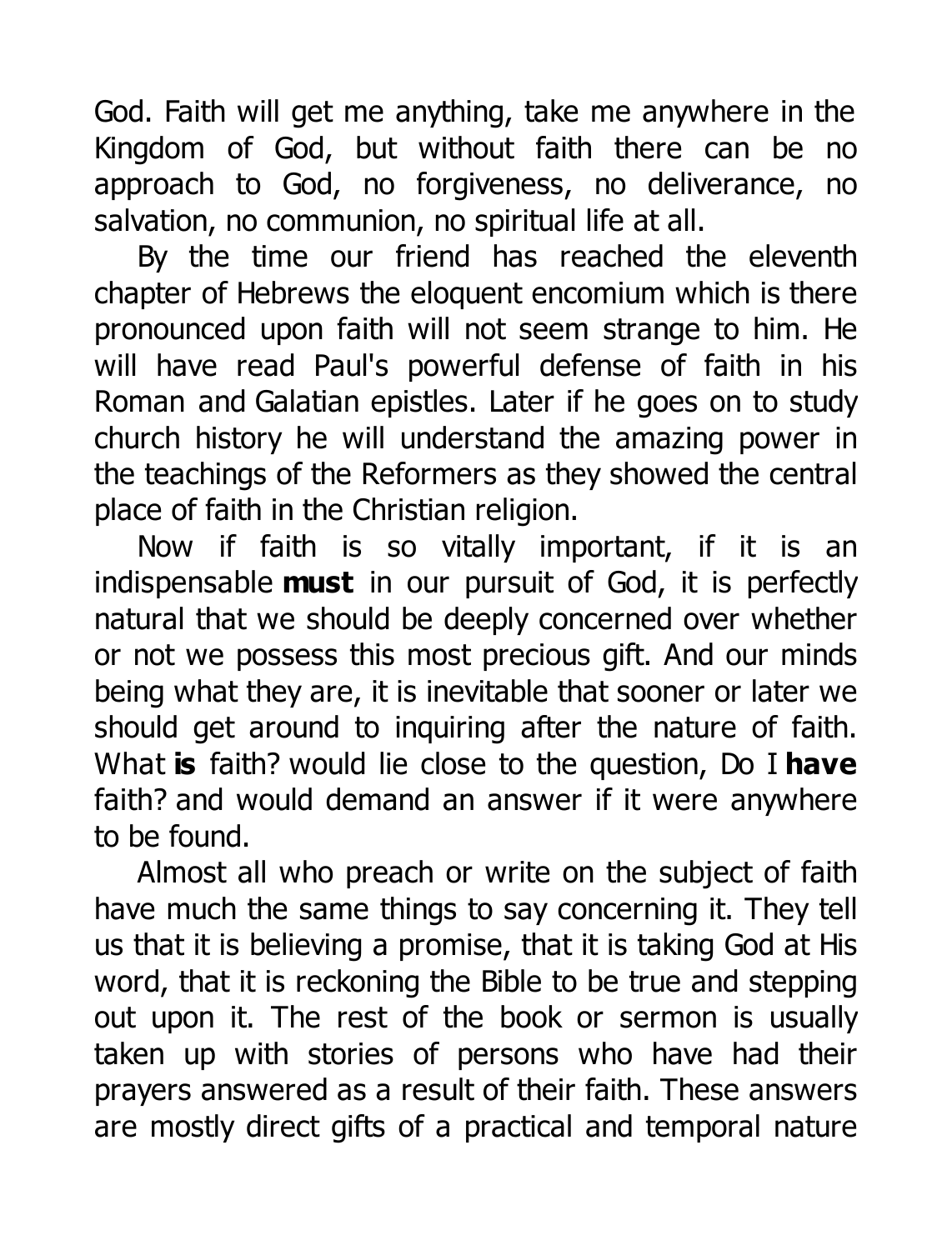God. Faith will get me anything, take me anywhere in the Kingdom of God, but without faith there can be no approach to God, no forgiveness, no deliverance, no salvation, no communion, no spiritual life at all.

By the time our friend has reached the eleventh chapter of Hebrews the eloquent encomium which is there pronounced upon faith will not seem strange to him. He will have read Paul's powerful defense of faith in his Roman and Galatian epistles. Later if he goes on to study church history he will understand the amazing power in the teachings of the Reformers as they showed the central place of faith in the Christian religion.

Now if faith is so vitally important, if it is an indispensable **must** in our pursuit of God, it is perfectly natural that we should be deeply concerned over whether or not we possess this most precious gift. And our minds being what they are, it is inevitable that sooner or later we should get around to inquiring after the nature of faith. What **is** faith? would lie close to the question, Do I **have** faith? and would demand an answer if it were anywhere to be found.

Almost all who preach or write on the subject of faith have much the same things to say concerning it. They tell us that it is believing a promise, that it is taking God at His word, that it is reckoning the Bible to be true and stepping out upon it. The rest of the book or sermon is usually taken up with stories of persons who have had their prayers answered as a result of their faith. These answers are mostly direct gifts of a practical and temporal nature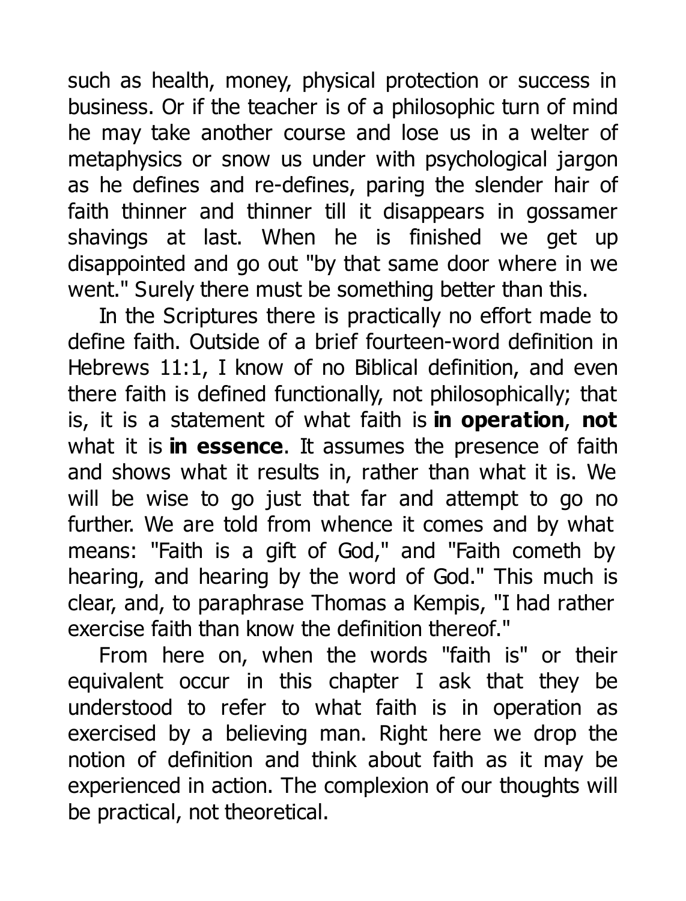such as health, money, physical protection or success in business. Or if the teacher is of a philosophic turn of mind he may take another course and lose us in a welter of metaphysics or snow us under with psychological jargon as he defines and re-defines, paring the slender hair of faith thinner and thinner till it disappears in gossamer shavings at last. When he is finished we get up disappointed and go out "by that same door where in we went." Surely there must be something better than this.

In the Scriptures there is practically no effort made to define faith. Outside of a brief fourteen-word definition in Hebrews 11:1, I know of no Biblical definition, and even there faith is defined functionally, not philosophically; that is, it is a statement of what faith is **in operation**, **not** what it is **in essence**. It assumes the presence of faith and shows what it results in, rather than what it is. We will be wise to go just that far and attempt to go no further. We are told from whence it comes and by what means: "Faith is a gift of God," and "Faith cometh by hearing, and hearing by the word of God." This much is clear, and, to paraphrase Thomas a Kempis, "I had rather exercise faith than know the definition thereof."

From here on, when the words "faith is" or their equivalent occur in this chapter I ask that they be understood to refer to what faith is in operation as exercised by a believing man. Right here we drop the notion of definition and think about faith as it may be experienced in action. The complexion of our thoughts will be practical, not theoretical.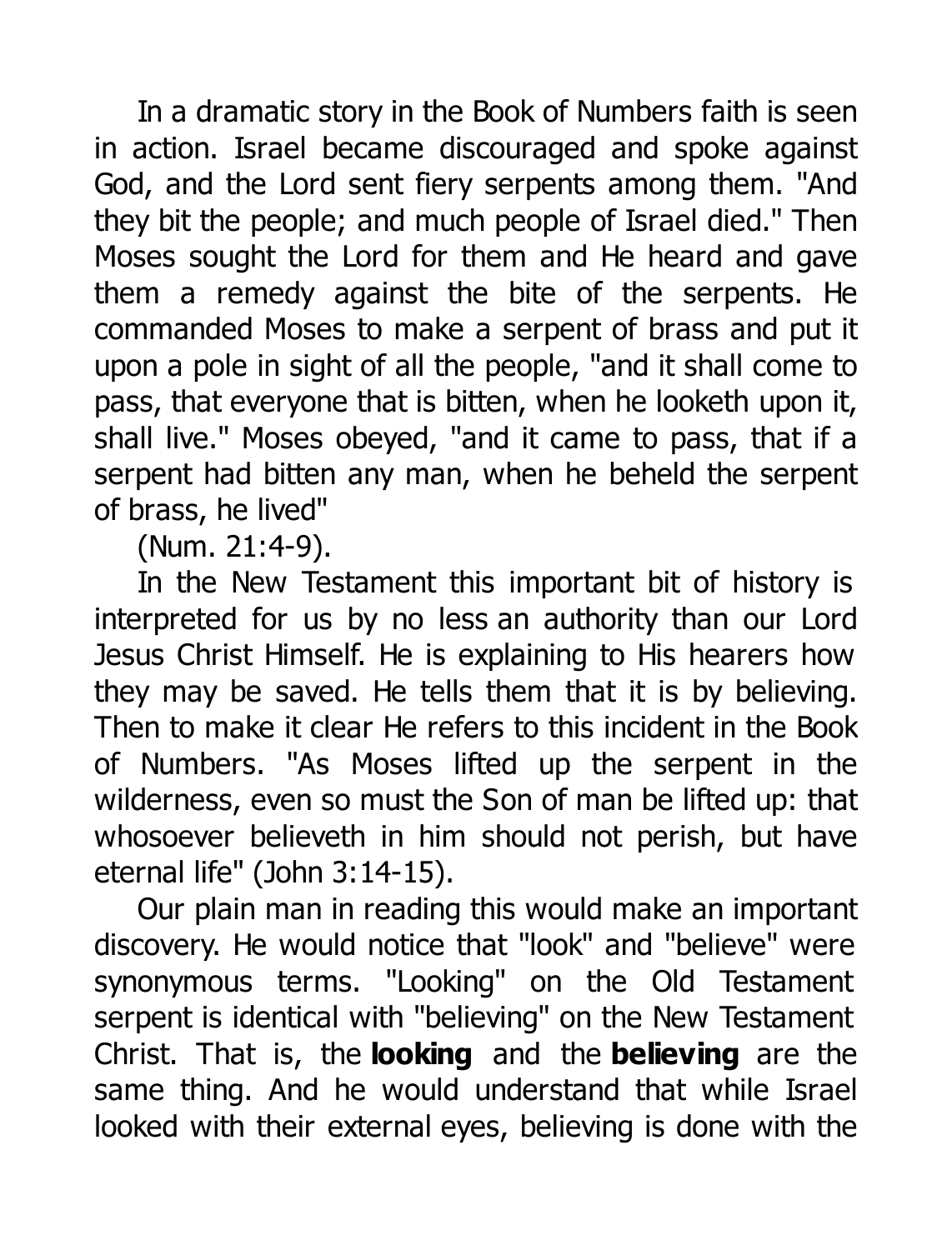In a dramatic story in the Book of Numbers faith is seen in action. Israel became discouraged and spoke against God, and the Lord sent fiery serpents among them. "And they bit the people; and much people of Israel died." Then Moses sought the Lord for them and He heard and gave them a remedy against the bite of the serpents. He commanded Moses to make a serpent of brass and put it upon a pole in sight of all the people, "and it shall come to pass, that everyone that is bitten, when he looketh upon it, shall live." Moses obeyed, "and it came to pass, that if a serpent had bitten any man, when he beheld the serpent of brass, he lived"

(Num. 21:4-9).

In the New Testament this important bit of history is interpreted for us by no less an authority than our Lord Jesus Christ Himself. He is explaining to His hearers how they may be saved. He tells them that it is by believing. Then to make it clear He refers to this incident in the Book of Numbers. "As Moses lifted up the serpent in the wilderness, even so must the Son of man be lifted up: that whosoever believeth in him should not perish, but have eternal life" (John 3:14-15).

Our plain man in reading this would make an important discovery. He would notice that "look" and "believe" were synonymous terms. "Looking" on the Old Testament serpent is identical with "believing" on the New Testament Christ. That is, the **looking** and the **believing** are the same thing. And he would understand that while Israel looked with their external eyes, believing is done with the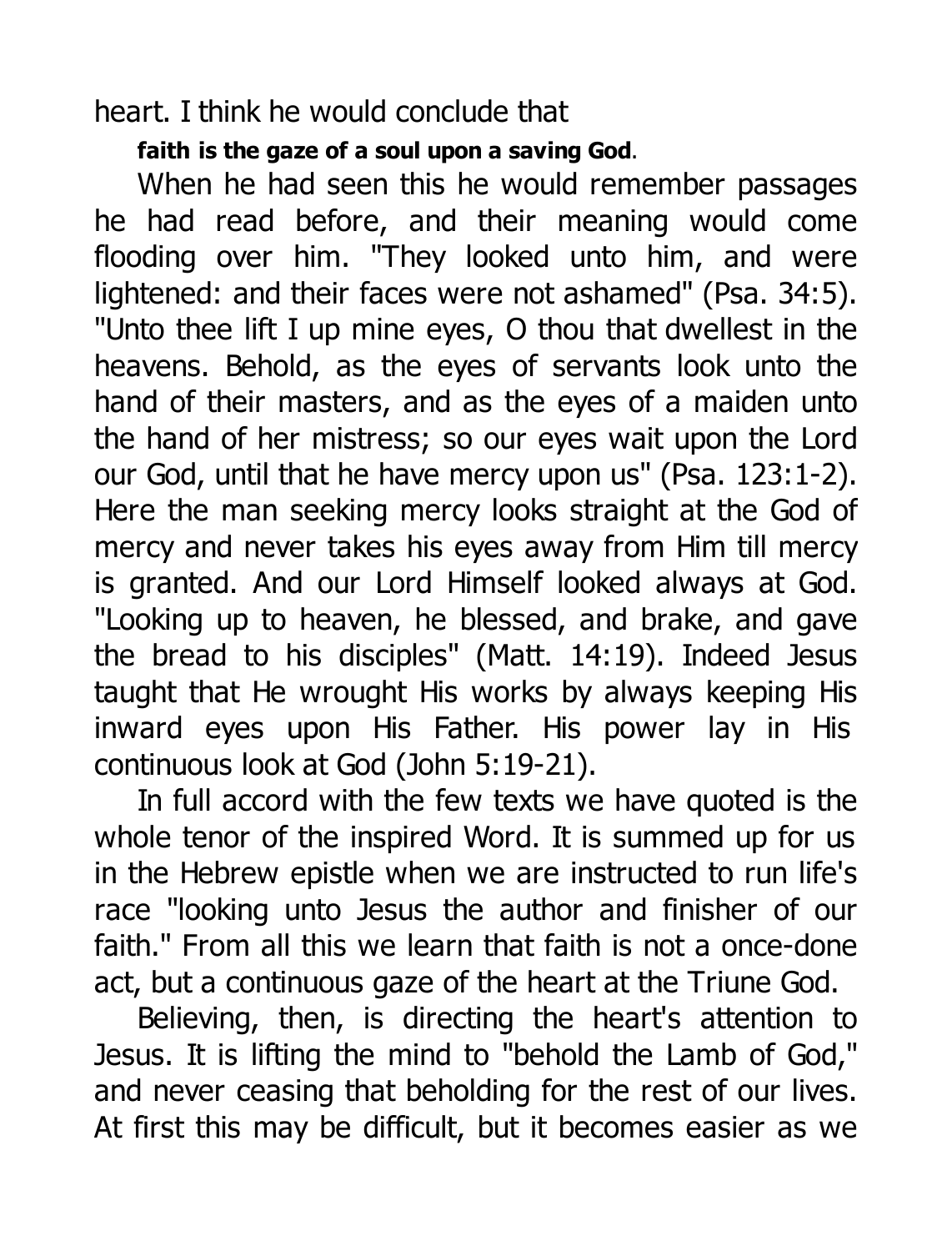heart. I think he would conclude that

**faith is the gaze of a soul upon a saving God**.

When he had seen this he would remember passages he had read before, and their meaning would come flooding over him. "They looked unto him, and were lightened: and their faces were not ashamed" (Psa. 34:5). "Unto thee lift I up mine eyes, O thou that dwellest in the heavens. Behold, as the eyes of servants look unto the hand of their masters, and as the eyes of a maiden unto the hand of her mistress; so our eyes wait upon the Lord our God, until that he have mercy upon us" (Psa. 123:1-2). Here the man seeking mercy looks straight at the God of mercy and never takes his eyes away from Him till mercy is granted. And our Lord Himself looked always at God. "Looking up to heaven, he blessed, and brake, and gave the bread to his disciples" (Matt. 14:19). Indeed Jesus taught that He wrought His works by always keeping His inward eyes upon His Father. His power lay in His continuous look at God (John 5:19-21).

In full accord with the few texts we have quoted is the whole tenor of the inspired Word. It is summed up for us in the Hebrew epistle when we are instructed to run life's race "looking unto Jesus the author and finisher of our faith." From all this we learn that faith is not a once-done act, but a continuous gaze of the heart at the Triune God.

Believing, then, is directing the heart's attention to Jesus. It is lifting the mind to "behold the Lamb of God," and never ceasing that beholding for the rest of our lives. At first this may be difficult, but it becomes easier as we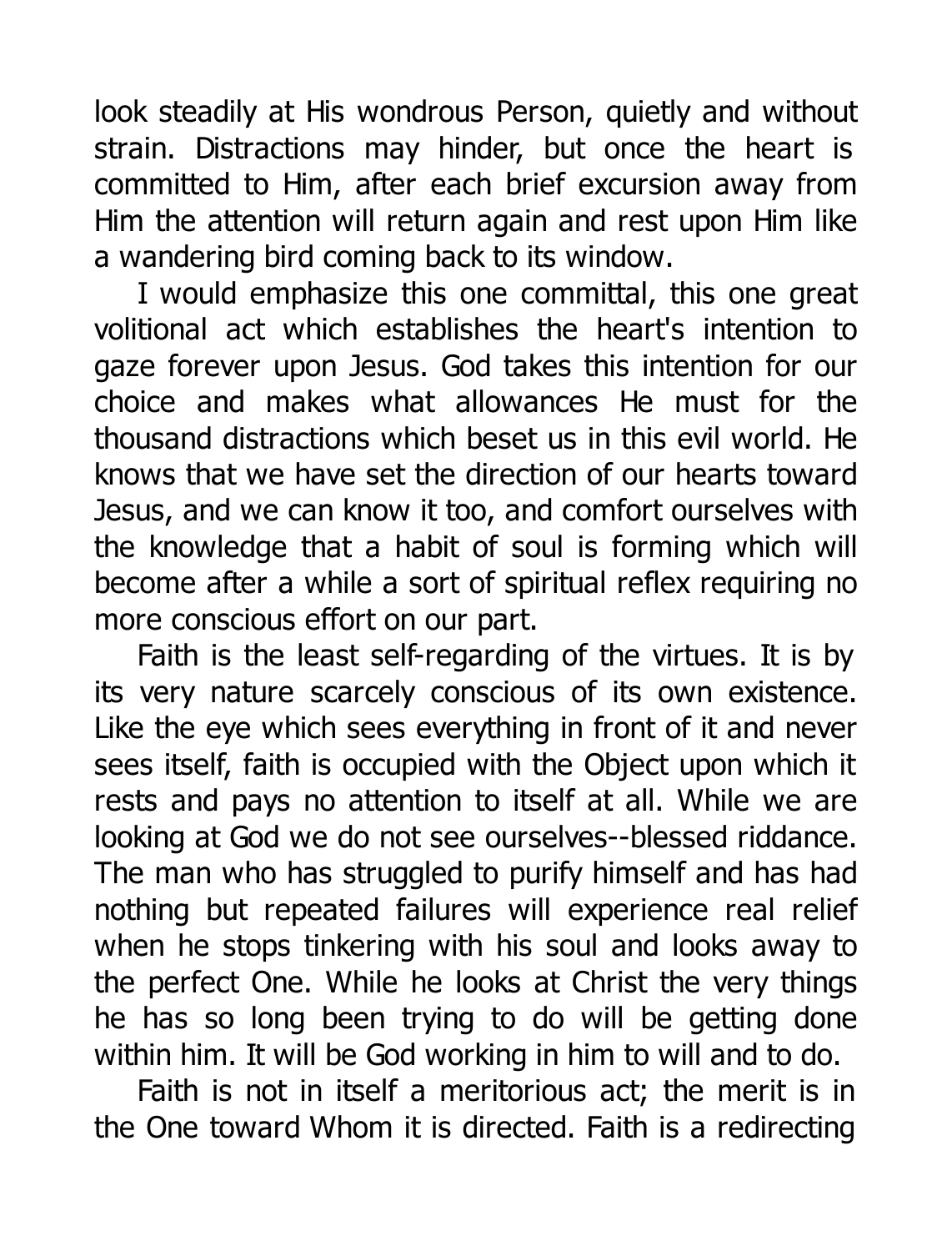look steadily at His wondrous Person, quietly and without strain. Distractions may hinder, but once the heart is committed to Him, after each brief excursion away from Him the attention will return again and rest upon Him like a wandering bird coming back to its window.

I would emphasize this one committal, this one great volitional act which establishes the heart's intention to gaze forever upon Jesus. God takes this intention for our choice and makes what allowances He must for the thousand distractions which beset us in this evil world. He knows that we have set the direction of our hearts toward Jesus, and we can know it too, and comfort ourselves with the knowledge that a habit of soul is forming which will become after a while a sort of spiritual reflex requiring no more conscious effort on our part.

Faith is the least self-regarding of the virtues. It is by its very nature scarcely conscious of its own existence. Like the eye which sees everything in front of it and never sees itself, faith is occupied with the Object upon which it rests and pays no attention to itself at all. While we are looking at God we do not see ourselves--blessed riddance. The man who has struggled to purify himself and has had nothing but repeated failures will experience real relief when he stops tinkering with his soul and looks away to the perfect One. While he looks at Christ the very things he has so long been trying to do will be getting done within him. It will be God working in him to will and to do.

Faith is not in itself a meritorious act; the merit is in the One toward Whom it is directed. Faith is a redirecting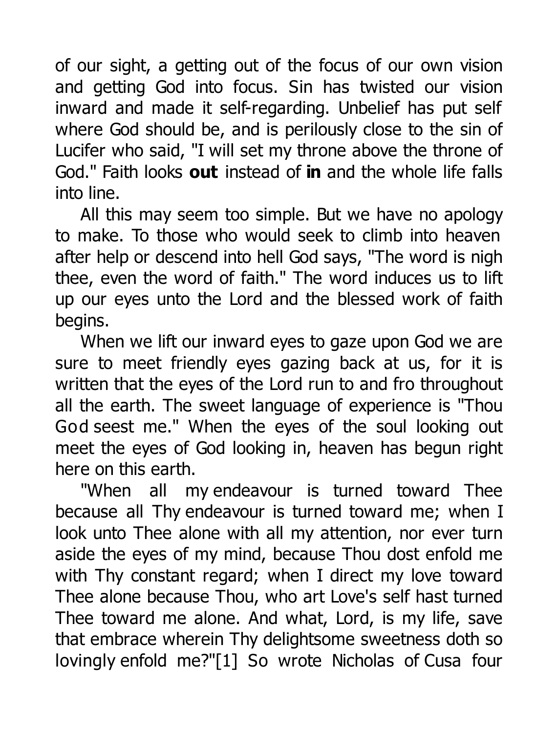of our sight, a getting out of the focus of our own vision and getting God into focus. Sin has twisted our vision inward and made it self-regarding. Unbelief has put self where God should be, and is perilously close to the sin of Lucifer who said, "I will set my throne above the throne of God." Faith looks **out** instead of **in** and the whole life falls into line.

All this may seem too simple. But we have no apology to make. To those who would seek to climb into heaven after help or descend into hell God says, "The word is nigh thee, even the word of faith." The word induces us to lift up our eyes unto the Lord and the blessed work of faith begins.

When we lift our inward eyes to gaze upon God we are sure to meet friendly eyes gazing back at us, for it is written that the eyes of the Lord run to and fro throughout all the earth. The sweet language of experience is "Thou God seest me." When the eyes of the soul looking out meet the eyes of God looking in, heaven has begun right here on this earth.

"When all my endeavour is turned toward Thee because all Thy endeavour is turned toward me; when I look unto Thee alone with all my attention, nor ever turn aside the eyes of my mind, because Thou dost enfold me with Thy constant regard; when I direct my love toward Thee alone because Thou, who art Love's self hast turned Thee toward me alone. And what, Lord, is my life, save that embrace wherein Thy delightsome sweetness doth so lovingly enfold me?"[1] So wrote Nicholas of Cusa four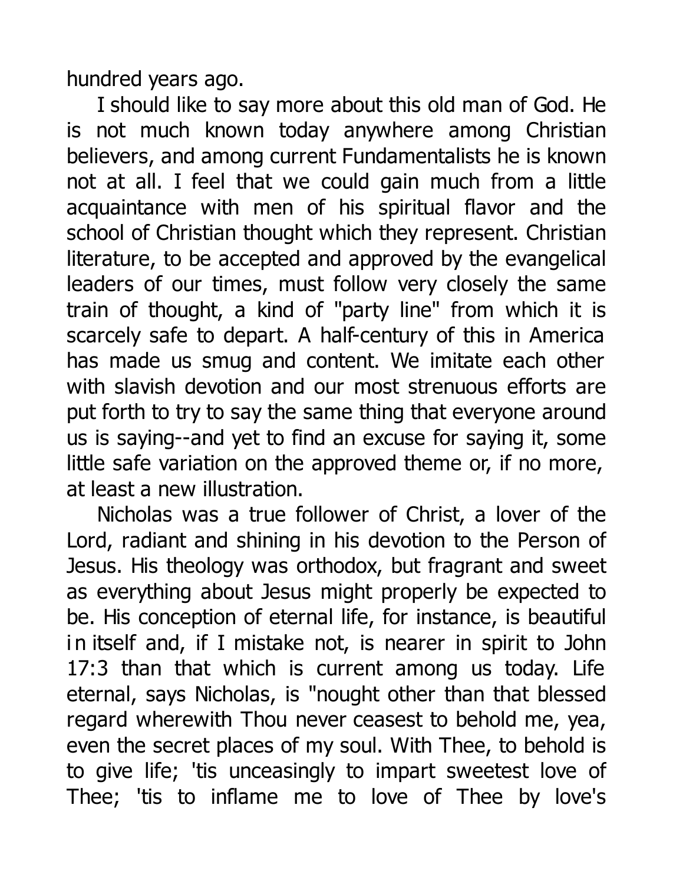hundred years ago.

I should like to say more about this old man of God. He is not much known today anywhere among Christian believers, and among current Fundamentalists he is known not at all. I feel that we could gain much from a little acquaintance with men of his spiritual flavor and the school of Christian thought which they represent. Christian literature, to be accepted and approved by the evangelical leaders of our times, must follow very closely the same train of thought, a kind of "party line" from which it is scarcely safe to depart. A half-century of this in America has made us smug and content. We imitate each other with slavish devotion and our most strenuous efforts are put forth to try to say the same thing that everyone around us is saying--and yet to find an excuse for saying it, some little safe variation on the approved theme or, if no more, at least a new illustration.

Nicholas was a true follower of Christ, a lover of the Lord, radiant and shining in his devotion to the Person of Jesus. His theology was orthodox, but fragrant and sweet as everything about Jesus might properly be expected to be. His conception of eternal life, for instance, is beautiful in itself and, if I mistake not, is nearer in spirit to John 17:3 than that which is current among us today. Life eternal, says Nicholas, is "nought other than that blessed regard wherewith Thou never ceasest to behold me, yea, even the secret places of my soul. With Thee, to behold is to give life; 'tis unceasingly to impart sweetest love of Thee; 'tis to inflame me to love of Thee by love's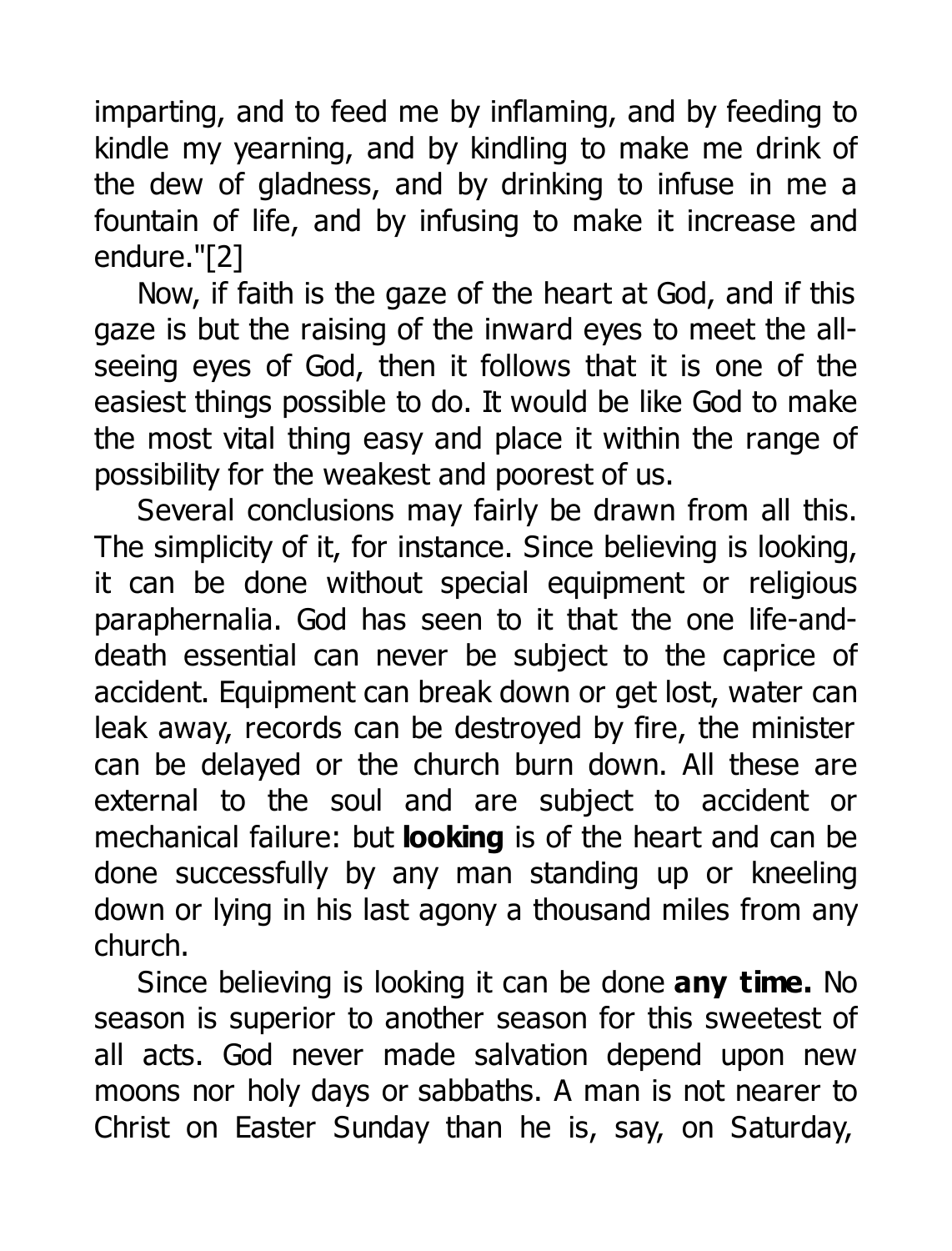imparting, and to feed me by inflaming, and by feeding to kindle my yearning, and by kindling to make me drink of the dew of gladness, and by drinking to infuse in me a fountain of life, and by infusing to make it increase and endure."[2]

Now, if faith is the gaze of the heart at God, and if this gaze is but the raising of the inward eyes to meet the all-seeing eyes of God, then it follows that it is one of the easiest things possible to do. It would be like God to make the most vital thing easy and place it within the range of possibility for the weakest and poorest of us.

Several conclusions may fairly be drawn from all this. The simplicity of it, for instance. Since believing is looking, it can be done without special equipment or religious paraphernalia. God has seen to it that the one life-and-death essential can never be subject to the caprice of accident. Equipment can break down or get lost, water can leak away, records can be destroyed by fire, the minister can be delayed or the church burn down. All these are external to the soul and are subject to accident or mechanical failure: but **looking** is of the heart and can be done successfully by any man standing up or kneeling down or lying in his last agony a thousand miles from any church.

Since believing is looking it can be done **any time.** No season is superior to another season for this sweetest of all acts. God never made salvation depend upon new moons nor holy days or sabbaths. A man is not nearer to Christ on Easter Sunday than he is, say, on Saturday,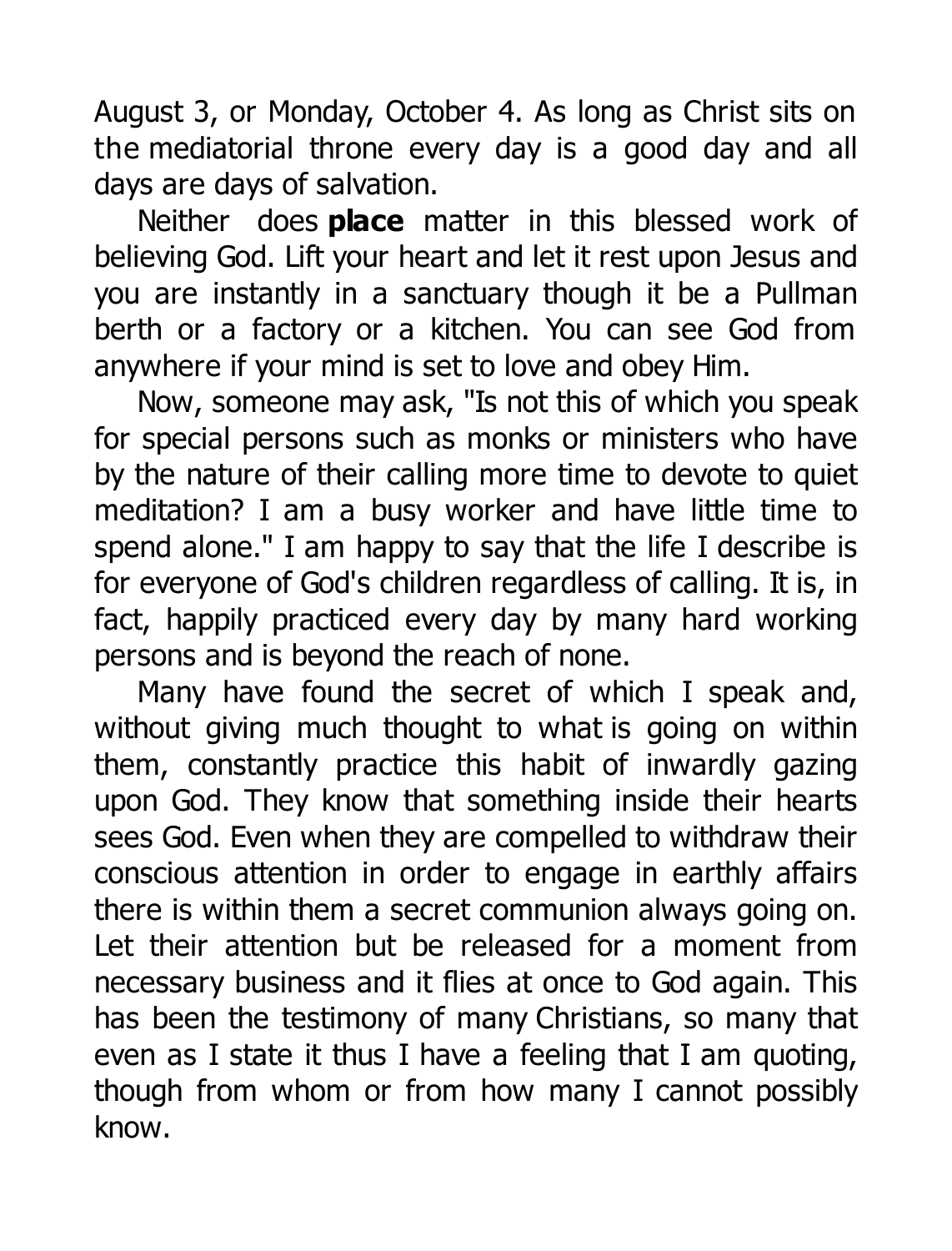August 3, or Monday, October 4. As long as Christ sits on the mediatorial throne every day is a good day and all days are days of salvation.

Neither does **place** matter in this blessed work of believing God. Lift your heart and let it rest upon Jesus and you are instantly in a sanctuary though it be a Pullman berth or a factory or a kitchen. You can see God from anywhere if your mind is set to love and obey Him.

Now, someone may ask, "Is not this of which you speak for special persons such as monks or ministers who have by the nature of their calling more time to devote to quiet meditation? I am a busy worker and have little time to spend alone." I am happy to say that the life I describe is for everyone of God's children regardless of calling. It is, in fact, happily practiced every day by many hard working persons and is beyond the reach of none.

Many have found the secret of which I speak and, without giving much thought to what is going on within them, constantly practice this habit of inwardly gazing upon God. They know that something inside their hearts sees God. Even when they are compelled to withdraw their conscious attention in order to engage in earthly affairs there is within them a secret communion always going on. Let their attention but be released for a moment from necessary business and it flies at once to God again. This has been the testimony of many Christians, so many that even as I state it thus I have a feeling that I am quoting, though from whom or from how many I cannot possibly know.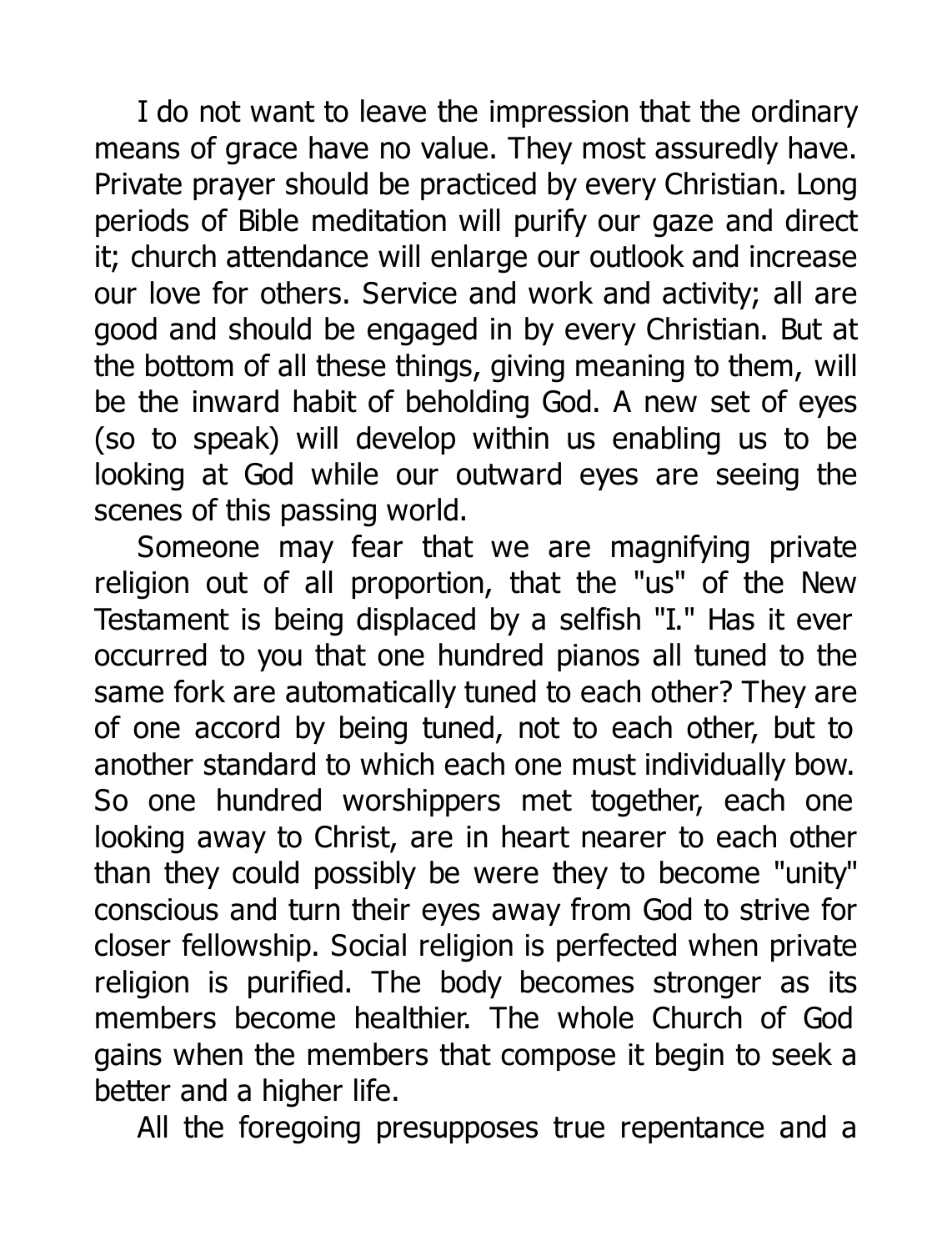I do not want to leave the impression that the ordinary means of grace have no value. They most assuredly have. Private prayer should be practiced by every Christian. Long periods of Bible meditation will purify our gaze and direct it; church attendance will enlarge our outlook and increase our love for others. Service and work and activity; all are good and should be engaged in by every Christian. But at the bottom of all these things, giving meaning to them, will be the inward habit of beholding God. A new set of eyes (so to speak) will develop within us enabling us to be looking at God while our outward eyes are seeing the scenes of this passing world.

Someone may fear that we are magnifying private religion out of all proportion, that the "us" of the New Testament is being displaced by a selfish "I." Has it ever occurred to you that one hundred pianos all tuned to the same fork are automatically tuned to each other? They are of one accord by being tuned, not to each other, but to another standard to which each one must individually bow. So one hundred worshippers met together, each one looking away to Christ, are in heart nearer to each other than they could possibly be were they to become "unity" conscious and turn their eyes away from God to strive for closer fellowship. Social religion is perfected when private religion is purified. The body becomes stronger as its members become healthier. The whole Church of God gains when the members that compose it begin to seek a better and a higher life.

All the foregoing presupposes true repentance and a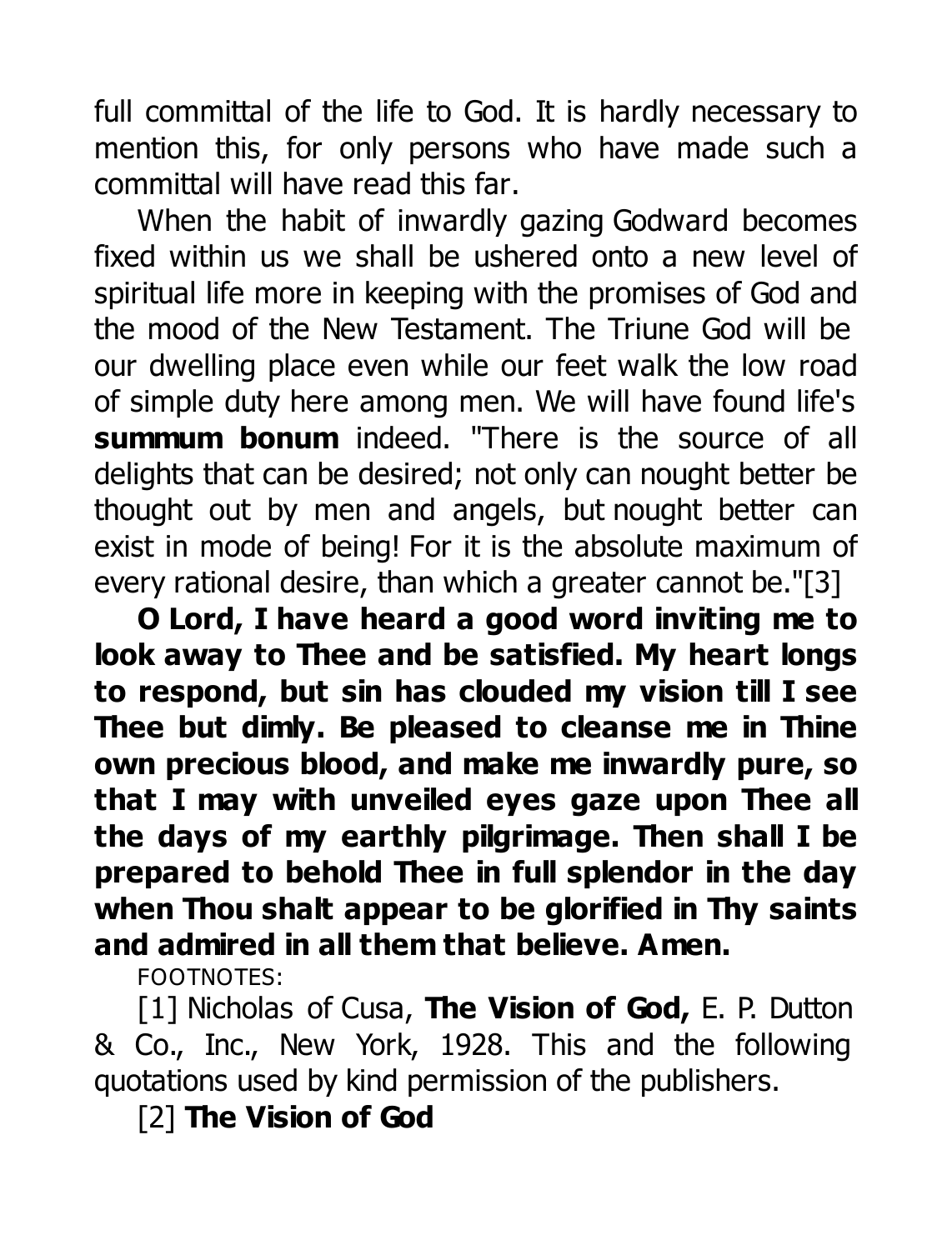full committal of the life to God. It is hardly necessary to mention this, for only persons who have made such a committal will have read this far.

When the habit of inwardly gazing Godward becomes fixed within us we shall be ushered onto a new level of spiritual life more in keeping with the promises of God and the mood of the New Testament. The Triune God will be our dwelling place even while our feet walk the low road of simple duty here among men. We will have found life's **summum bonum** indeed. "There is the source of all delights that can be desired; not only can nought better be thought out by men and angels, but nought better can exist in mode of being! For it is the absolute maximum of every rational desire, than which a greater cannot be."[3]

**O Lord, I have heard a good word inviting me to look away to Thee and be satisfied. My heart longs to respond, but sin has clouded my vision till I see Thee but dimly. Be pleased to cleanse me in Thine own precious blood, and make me inwardly pure, so that I may with unveiled eyes gaze upon Thee all the days of my earthly pilgrimage. Then shall I be prepared to behold Thee in full splendor in the day when Thou shalt appear to be glorified in Thy saints and admired in all them that believe. Amen.**

FOOTNOTES:

[1] Nicholas of Cusa, **The Vision of God,** E. P. Dutton & Co., Inc., New York, 1928. This and the following quotations used by kind permission of the publishers.

[2] **The Vision of God**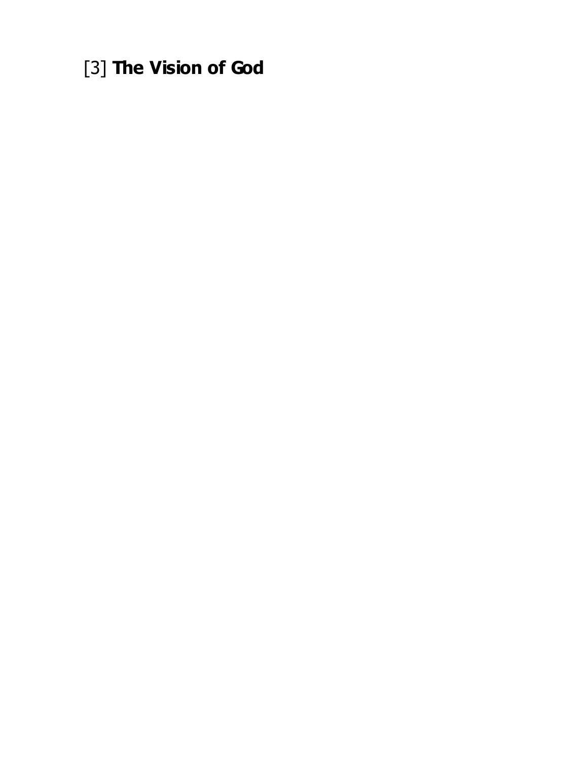[3] **The Vision of God**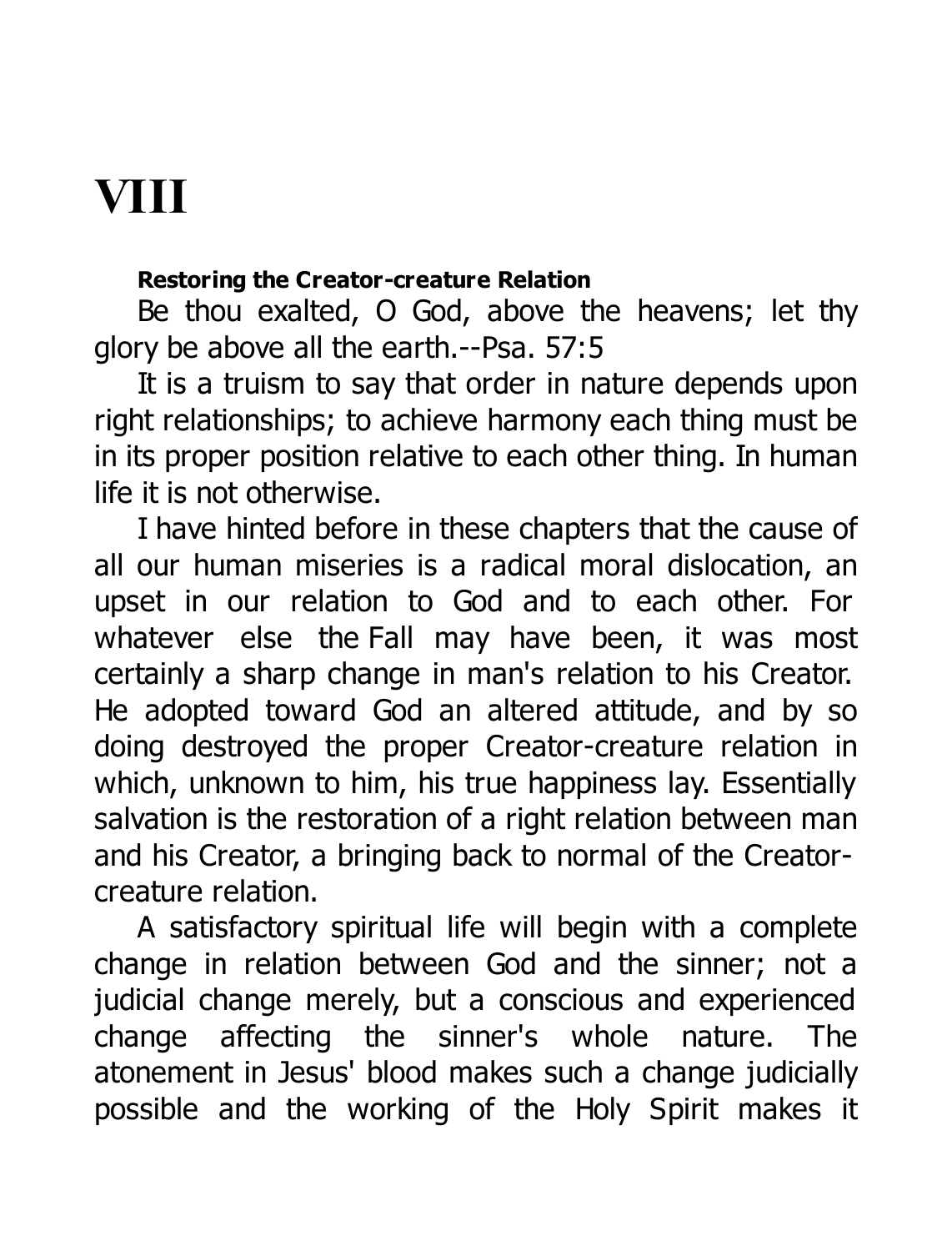# VIII

### Restoring the Creator-creature Relation

Be thou exalted, O God, above the heavens; let thy glory be above all the earth.--Psa. 57:5

It is a truism to say that order in nature depends upon right relationships; to achieve harmony each thing must be in its proper position relative to each other thing. In human life it is not otherwise.

I have hinted before in these chapters that the cause of all our human miseries is a radical moral dislocation, an upset in our relation to God and to each other. For whatever else the Fall may have been, it was most certainly a sharp change in man's relation to his Creator. He adopted toward God an altered attitude, and by so doing destroyed the proper Creator-creature relation in which, unknown to him, his true happiness lay. Essentially salvation is the restoration of a right relation between man and his Creator, a bringing back to normal of the Creator-creature relation.

A satisfactory spiritual life will begin with a complete change in relation between God and the sinner; not a judicial change merely, but a conscious and experienced change affecting the sinner's whole nature. The atonement in Jesus' blood makes such a change judicially possible and the working of the Holy Spirit makes it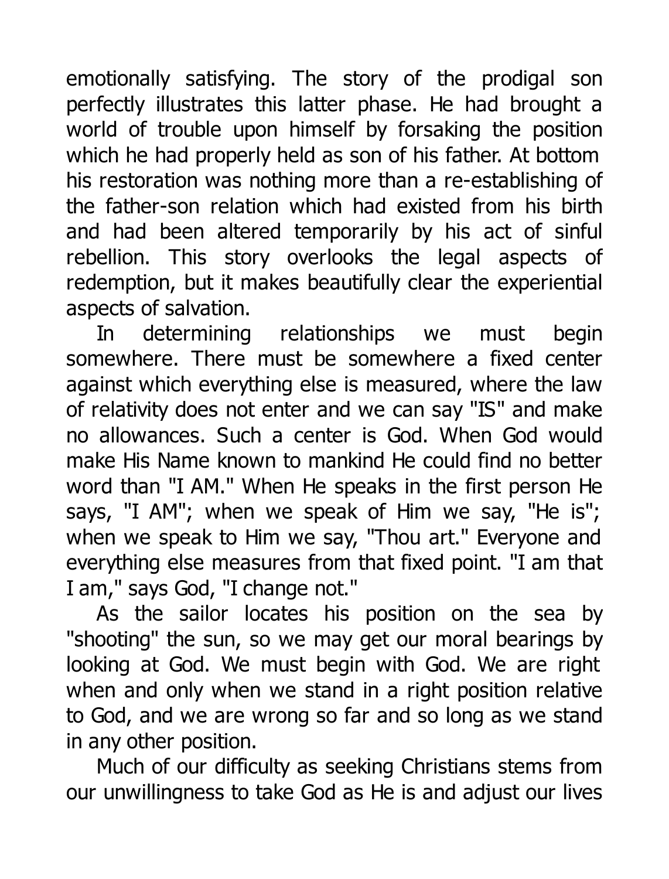emotionally satisfying. The story of the prodigal son perfectly illustrates this latter phase. He had brought a world of trouble upon himself by forsaking the position which he had properly held as son of his father. At bottom his restoration was nothing more than a re-establishing of the father-son relation which had existed from his birth and had been altered temporarily by his act of sinful rebellion. This story overlooks the legal aspects of redemption, but it makes beautifully clear the experiential aspects of salvation.

In determining relationships we must begin somewhere. There must be somewhere a fixed center against which everything else is measured, where the law of relativity does not enter and we can say "IS" and make no allowances. Such a center is God. When God would make His Name known to mankind He could find no better word than "I AM." When He speaks in the first person He says, "I AM"; when we speak of Him we say, "He is"; when we speak to Him we say, "Thou art." Everyone and everything else measures from that fixed point. "I am that I am," says God, "I change not."

As the sailor locates his position on the sea by "shooting" the sun, so we may get our moral bearings by looking at God. We must begin with God. We are right when and only when we stand in a right position relative to God, and we are wrong so far and so long as we stand in any other position.

Much of our difficulty as seeking Christians stems from our unwillingness to take God as He is and adjust our lives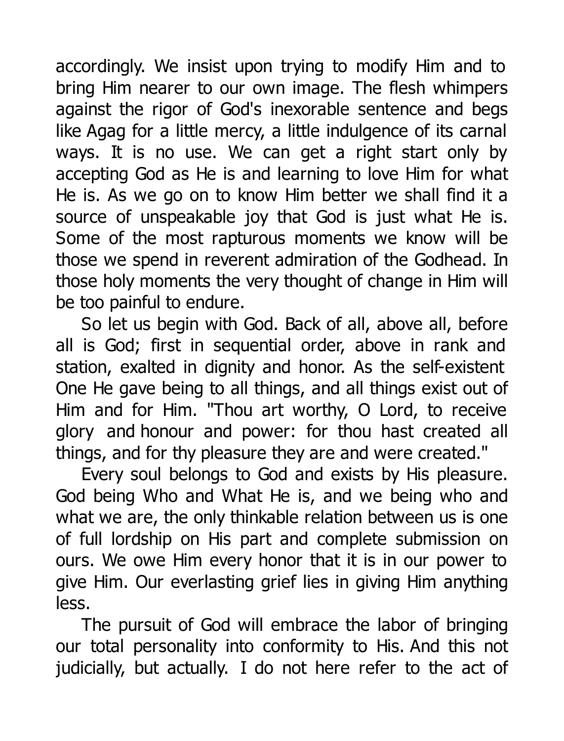accordingly. We insist upon trying to modify Him and to bring Him nearer to our own image. The flesh whimpers against the rigor of God's inexorable sentence and begs like Agag for a little mercy, a little indulgence of its carnal ways. It is no use. We can get a right start only by accepting God as He is and learning to love Him for what He is. As we go on to know Him better we shall find it a source of unspeakable joy that God is just what He is. Some of the most rapturous moments we know will be those we spend in reverent admiration of the Godhead. In those holy moments the very thought of change in Him will be too painful to endure.

So let us begin with God. Back of all, above all, before all is God; first in sequential order, above in rank and station, exalted in dignity and honor. As the self-existent One He gave being to all things, and all things exist out of Him and for Him. "Thou art worthy, O Lord, to receive glory and honour and power: for thou hast created all things, and for thy pleasure they are and were created."

Every soul belongs to God and exists by His pleasure. God being Who and What He is, and we being who and what we are, the only thinkable relation between us is one of full lordship on His part and complete submission on ours. We owe Him every honor that it is in our power to give Him. Our everlasting grief lies in giving Him anything less.

The pursuit of God will embrace the labor of bringing our total personality into conformity to His. And this not judicially, but actually. I do not here refer to the act of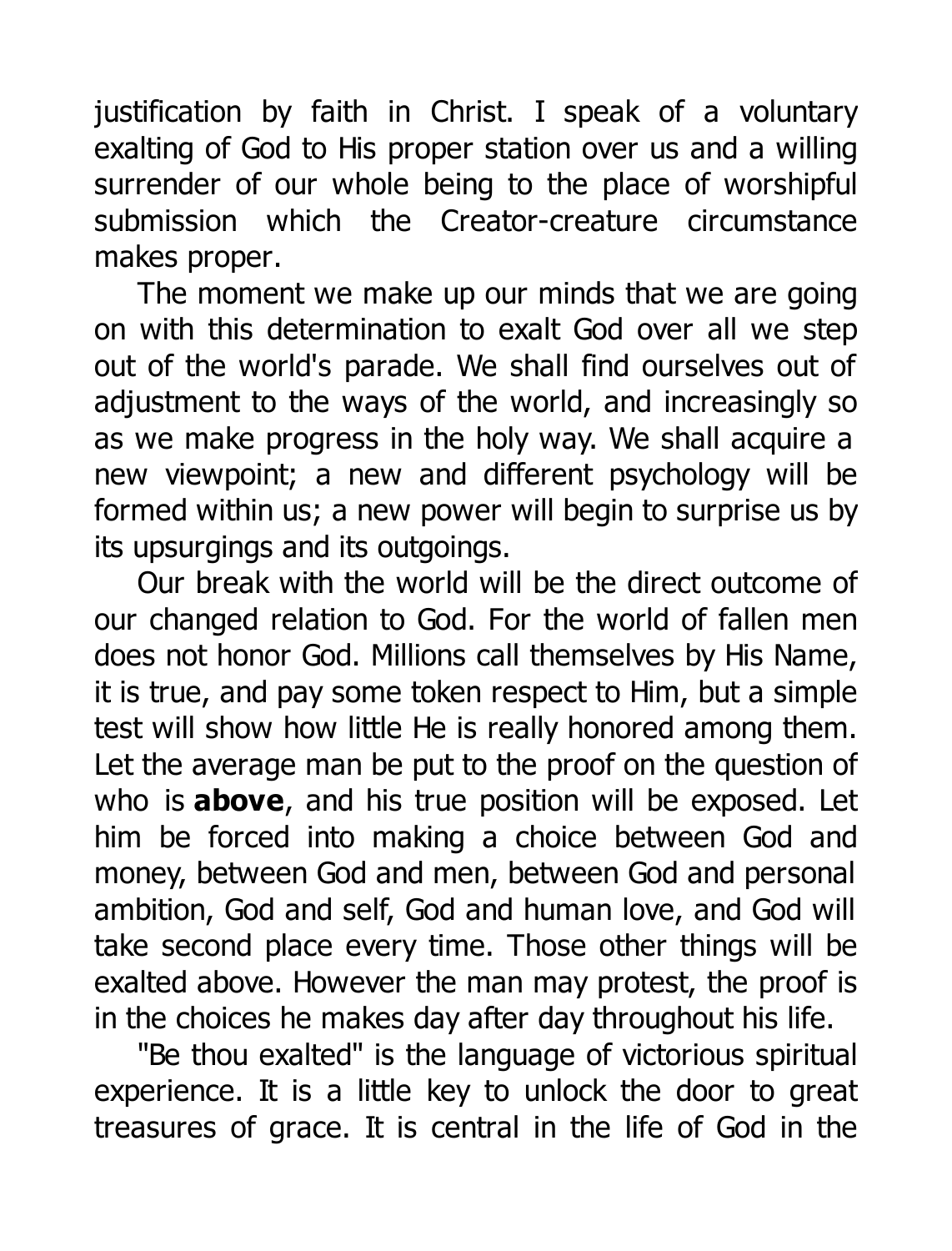justification by faith in Christ. I speak of a voluntary exalting of God to His proper station over us and a willing surrender of our whole being to the place of worshipful submission which the Creator-creature circumstance makes proper.

The moment we make up our minds that we are going on with this determination to exalt God over all we step out of the world's parade. We shall find ourselves out of adjustment to the ways of the world, and increasingly so as we make progress in the holy way. We shall acquire a new viewpoint; a new and different psychology will be formed within us; a new power will begin to surprise us by its upsurgings and its outgoings.

Our break with the world will be the direct outcome of our changed relation to God. For the world of fallen men does not honor God. Millions call themselves by His Name, it is true, and pay some token respect to Him, but a simple test will show how little He is really honored among them. Let the average man be put to the proof on the question of who is **above**, and his true position will be exposed. Let him be forced into making a choice between God and money, between God and men, between God and personal ambition, God and self, God and human love, and God will take second place every time. Those other things will be exalted above. However the man may protest, the proof is in the choices he makes day after day throughout his life.

"Be thou exalted" is the language of victorious spiritual experience. It is a little key to unlock the door to great treasures of grace. It is central in the life of God in the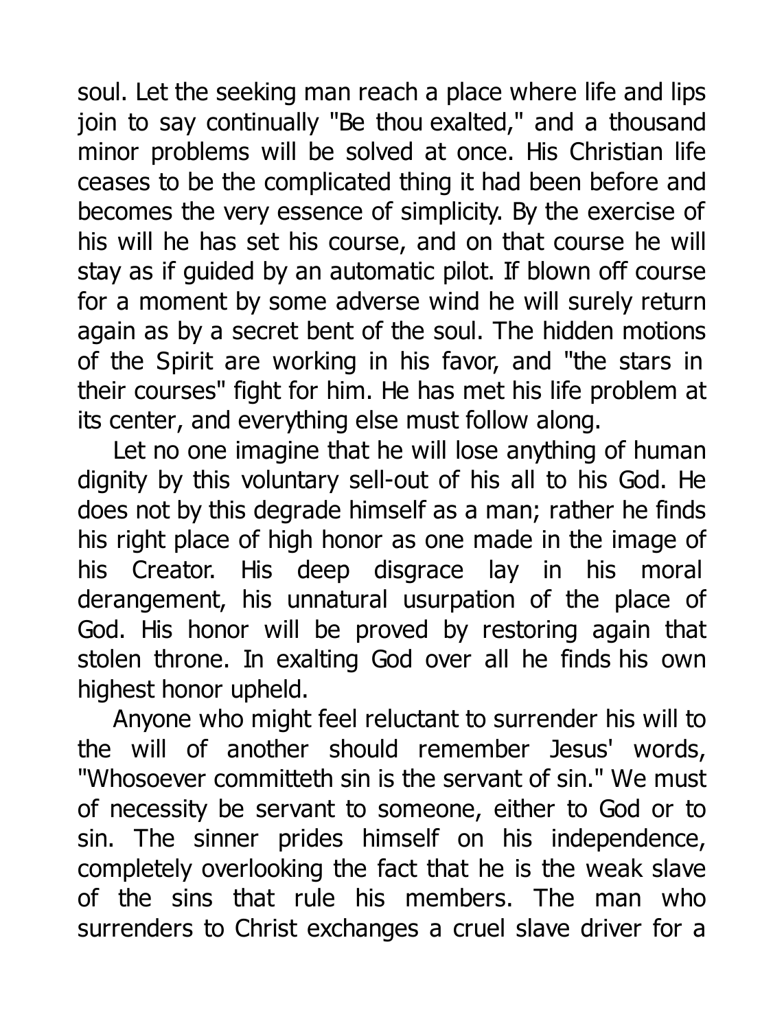soul. Let the seeking man reach a place where life and lips join to say continually "Be thou exalted," and a thousand minor problems will be solved at once. His Christian life ceases to be the complicated thing it had been before and becomes the very essence of simplicity. By the exercise of his will he has set his course, and on that course he will stay as if guided by an automatic pilot. If blown off course for a moment by some adverse wind he will surely return again as by a secret bent of the soul. The hidden motions of the Spirit are working in his favor, and "the stars in their courses" fight for him. He has met his life problem at its center, and everything else must follow along.

Let no one imagine that he will lose anything of human dignity by this voluntary sell-out of his all to his God. He does not by this degrade himself as a man; rather he finds his right place of high honor as one made in the image of his Creator. His deep disgrace lay in his moral derangement, his unnatural usurpation of the place of God. His honor will be proved by restoring again that stolen throne. In exalting God over all he finds his own highest honor upheld.

Anyone who might feel reluctant to surrender his will to the will of another should remember Jesus' words, "Whosoever committeth sin is the servant of sin." We must of necessity be servant to someone, either to God or to sin. The sinner prides himself on his independence, completely overlooking the fact that he is the weak slave of the sins that rule his members. The man who surrenders to Christ exchanges a cruel slave driver for a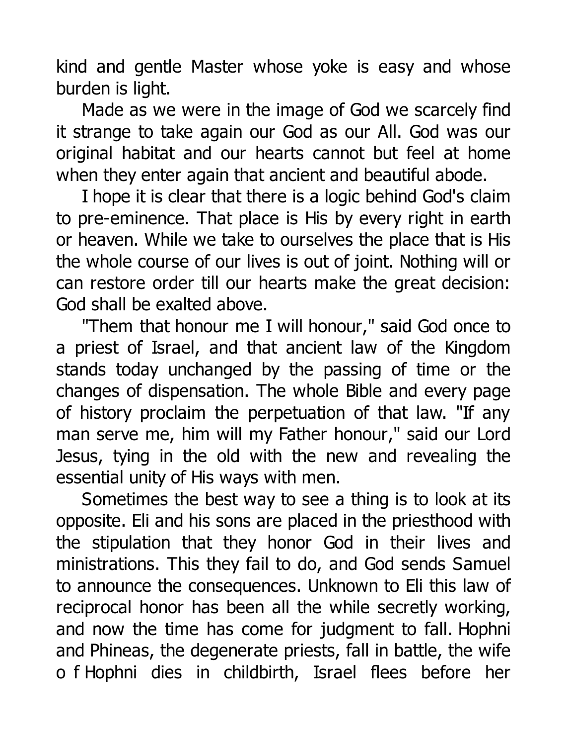kind and gentle Master whose yoke is easy and whose burden is light.

Made as we were in the image of God we scarcely find it strange to take again our God as our All. God was our original habitat and our hearts cannot but feel at home when they enter again that ancient and beautiful abode.

I hope it is clear that there is a logic behind God's claim to pre-eminence. That place is His by every right in earth or heaven. While we take to ourselves the place that is His the whole course of our lives is out of joint. Nothing will or can restore order till our hearts make the great decision: God shall be exalted above.

"Them that honour me I will honour," said God once to a priest of Israel, and that ancient law of the Kingdom stands today unchanged by the passing of time or the changes of dispensation. The whole Bible and every page of history proclaim the perpetuation of that law. "If any man serve me, him will my Father honour," said our Lord Jesus, tying in the old with the new and revealing the essential unity of His ways with men.

Sometimes the best way to see a thing is to look at its opposite. Eli and his sons are placed in the priesthood with the stipulation that they honor God in their lives and ministrations. This they fail to do, and God sends Samuel to announce the consequences. Unknown to Eli this law of reciprocal honor has been all the while secretly working, and now the time has come for judgment to fall. Hophni and Phineas, the degenerate priests, fall in battle, the wife o f Hophni dies in childbirth, Israel flees before her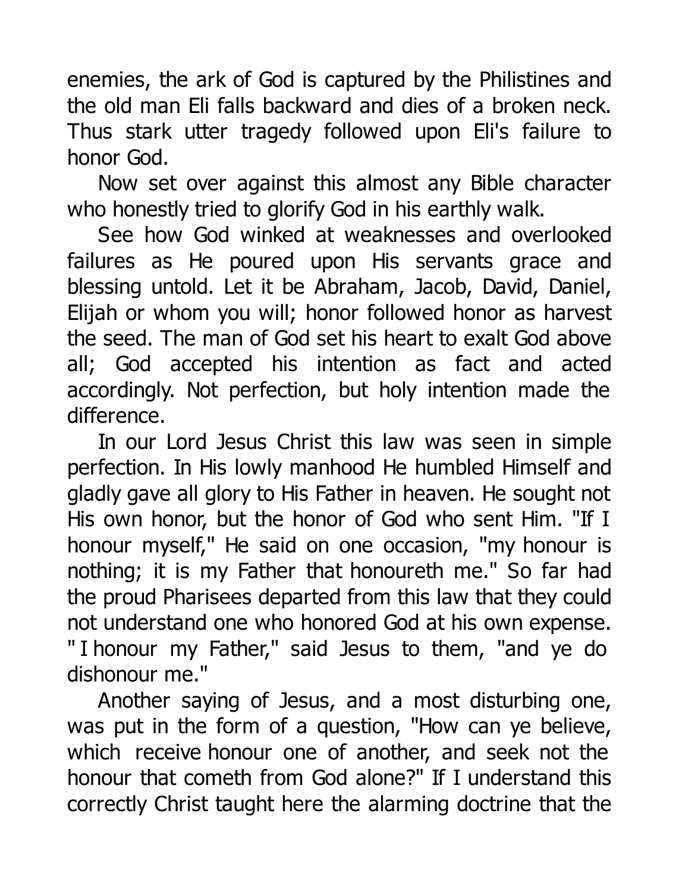enemies, the ark of God is captured by the Philistines and the old man Eli falls backward and dies of a broken neck. Thus stark utter tragedy followed upon Eli's failure to honor God.

Now set over against this almost any Bible character who honestly tried to glorify God in his earthly walk.

See how God winked at weaknesses and overlooked failures as He poured upon His servants grace and blessing untold. Let it be Abraham, Jacob, David, Daniel, Elijah or whom you will; honor followed honor as harvest the seed. The man of God set his heart to exalt God above all; God accepted his intention as fact and acted accordingly. Not perfection, but holy intention made the difference.

In our Lord Jesus Christ this law was seen in simple perfection. In His lowly manhood He humbled Himself and gladly gave all glory to His Father in heaven. He sought not His own honor, but the honor of God who sent Him. "If I honour myself," He said on one occasion, "my honour is nothing; it is my Father that honoureth me." So far had the proud Pharisees departed from this law that they could not understand one who honored God at his own expense. "I honour my Father," said Jesus to them, "and ye do dishonour me."

Another saying of Jesus, and a most disturbing one, was put in the form of a question, "How can ye believe, which receive honour one of another, and seek not the honour that cometh from God alone?" If I understand this correctly Christ taught here the alarming doctrine that the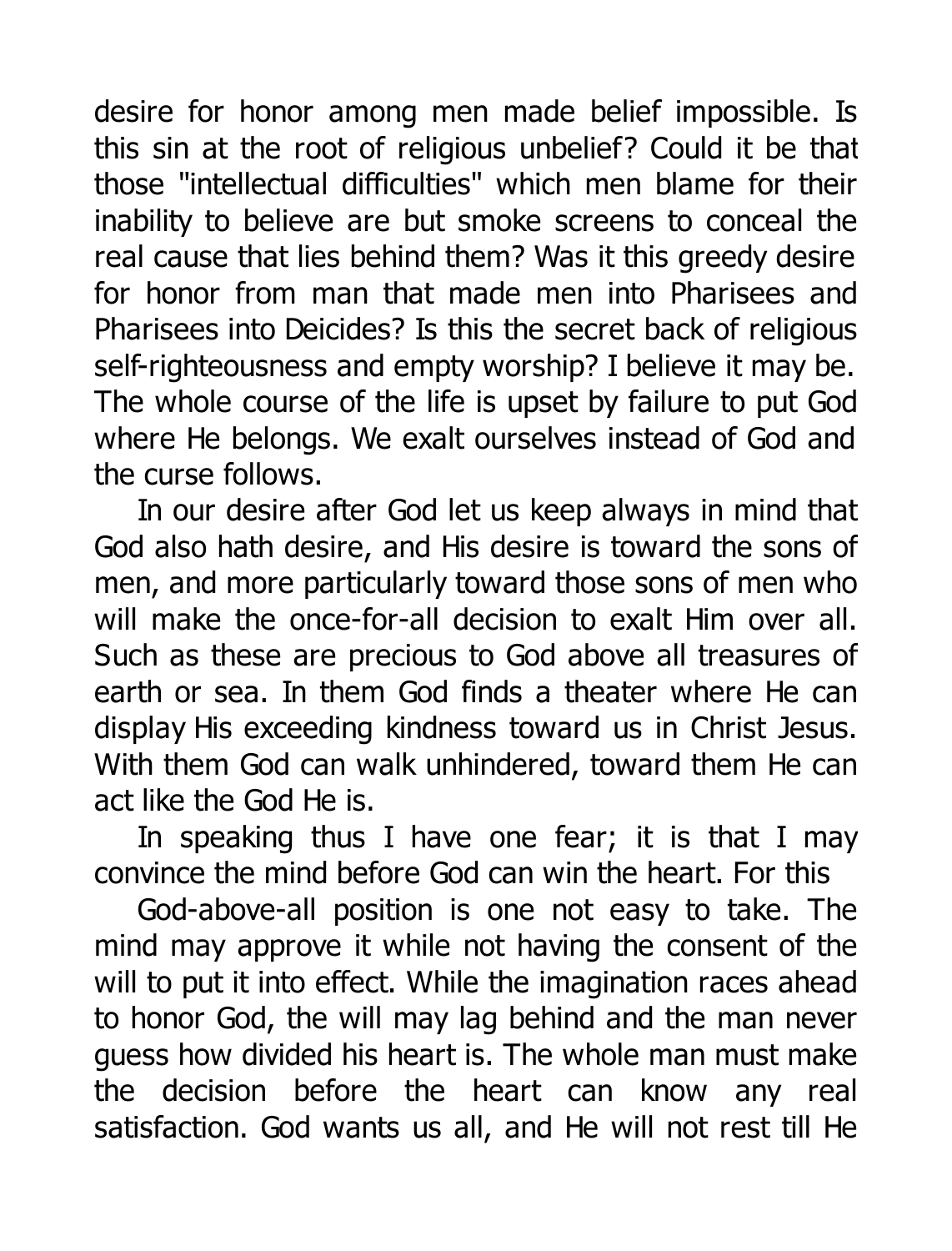desire for honor among men made belief impossible. Is this sin at the root of religious unbelief? Could it be that those "intellectual difficulties" which men blame for their inability to believe are but smoke screens to conceal the real cause that lies behind them? Was it this greedy desire for honor from man that made men into Pharisees and Pharisees into Deicides? Is this the secret back of religious self-righteousness and empty worship? I believe it may be. The whole course of the life is upset by failure to put God where He belongs. We exalt ourselves instead of God and the curse follows.

In our desire after God let us keep always in mind that God also hath desire, and His desire is toward the sons of men, and more particularly toward those sons of men who will make the once-for-all decision to exalt Him over all. Such as these are precious to God above all treasures of earth or sea. In them God finds a theater where He can display His exceeding kindness toward us in Christ Jesus. With them God can walk unhindered, toward them He can act like the God He is.

In speaking thus I have one fear; it is that I may convince the mind before God can win the heart. For this God-above-all position is one not easy to take. The mind may approve it while not having the consent of the will to put it into effect. While the imagination races ahead to honor God, the will may lag behind and the man never guess how divided his heart is. The whole man must make the decision before the heart can know any real satisfaction. God wants us all, and He will not rest till He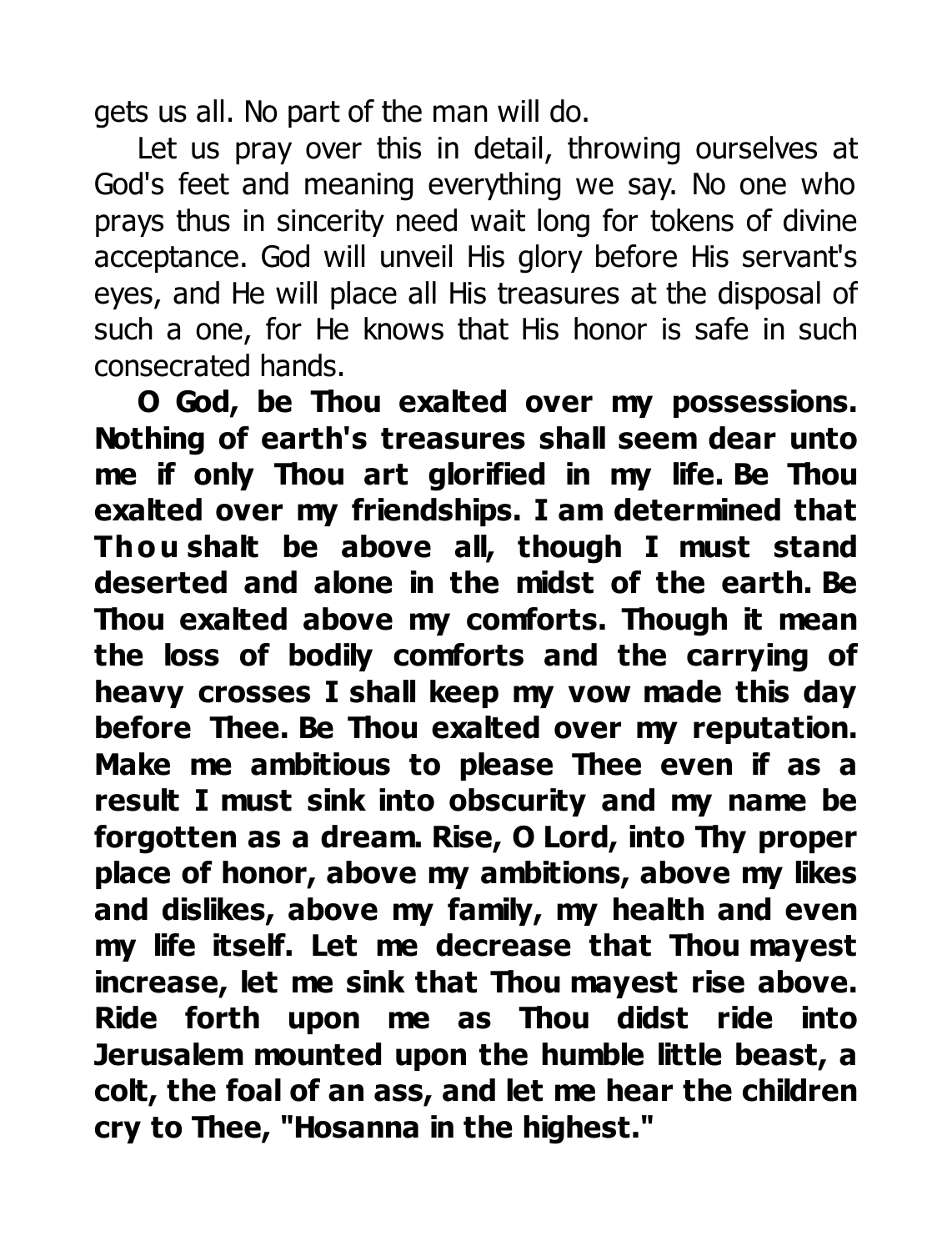gets us all. No part of the man will do.

Let us pray over this in detail, throwing ourselves at God's feet and meaning everything we say. No one who prays thus in sincerity need wait long for tokens of divine acceptance. God will unveil His glory before His servant's eyes, and He will place all His treasures at the disposal of such a one, for He knows that His honor is safe in such consecrated hands.

**O God, be Thou exalted over my possessions. Nothing of earth's treasures shall seem dear unto me if only Thou art glorified in my life. Be Thou exalted over my friendships. I am determined that Thou shalt be above all, though I must stand deserted and alone in the midst of the earth. Be Thou exalted above my comforts. Though it mean the loss of bodily comforts and the carrying of heavy crosses I shall keep my vow made this day before Thee. Be Thou exalted over my reputation. Make me ambitious to please Thee even if as a result I must sink into obscurity and my name be forgotten as a dream. Rise, O Lord, into Thy proper place of honor, above my ambitions, above my likes and dislikes, above my family, my health and even my life itself. Let me decrease that Thou mayest increase, let me sink that Thou mayest rise above. Ride forth upon me as Thou didst ride into Jerusalem mounted upon the humble little beast, a colt, the foal of an ass, and let me hear the children cry to Thee, "Hosanna in the highest."**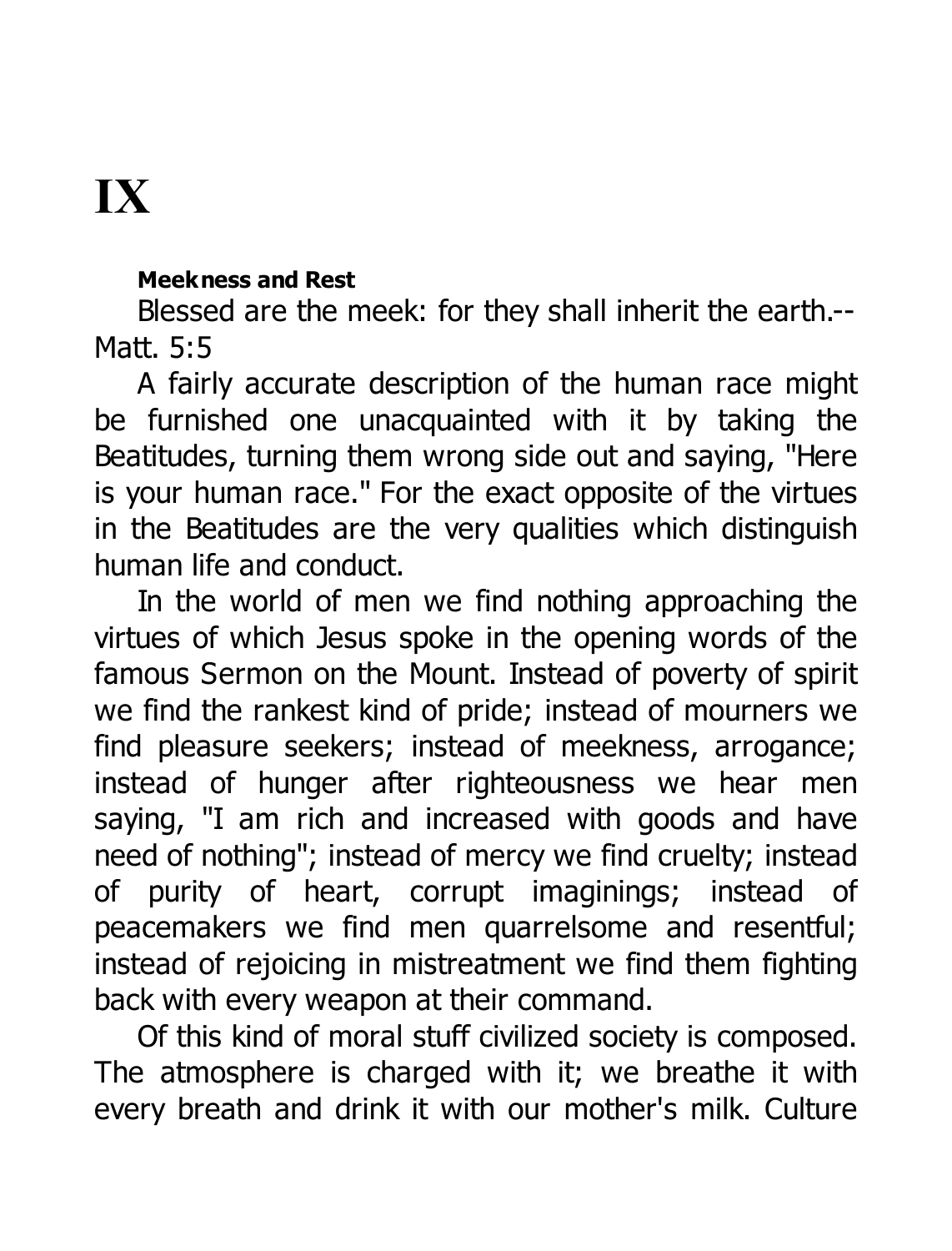# IX

**Meekness and Rest**

Blessed are the meek: for they shall inherit the earth.--Matt. 5:5

A fairly accurate description of the human race might be furnished one unacquainted with it by taking the Beatitudes, turning them wrong side out and saying, "Here is your human race." For the exact opposite of the virtues in the Beatitudes are the very qualities which distinguish human life and conduct.

In the world of men we find nothing approaching the virtues of which Jesus spoke in the opening words of the famous Sermon on the Mount. Instead of poverty of spirit we find the rankest kind of pride; instead of mourners we find pleasure seekers; instead of meekness, arrogance; instead of hunger after righteousness we hear men saying, "I am rich and increased with goods and have need of nothing"; instead of mercy we find cruelty; instead of purity of heart, corrupt imaginings; instead of peacemakers we find men quarrelsome and resentful; instead of rejoicing in mistreatment we find them fighting back with every weapon at their command.

Of this kind of moral stuff civilized society is composed. The atmosphere is charged with it; we breathe it with every breath and drink it with our mother's milk. Culture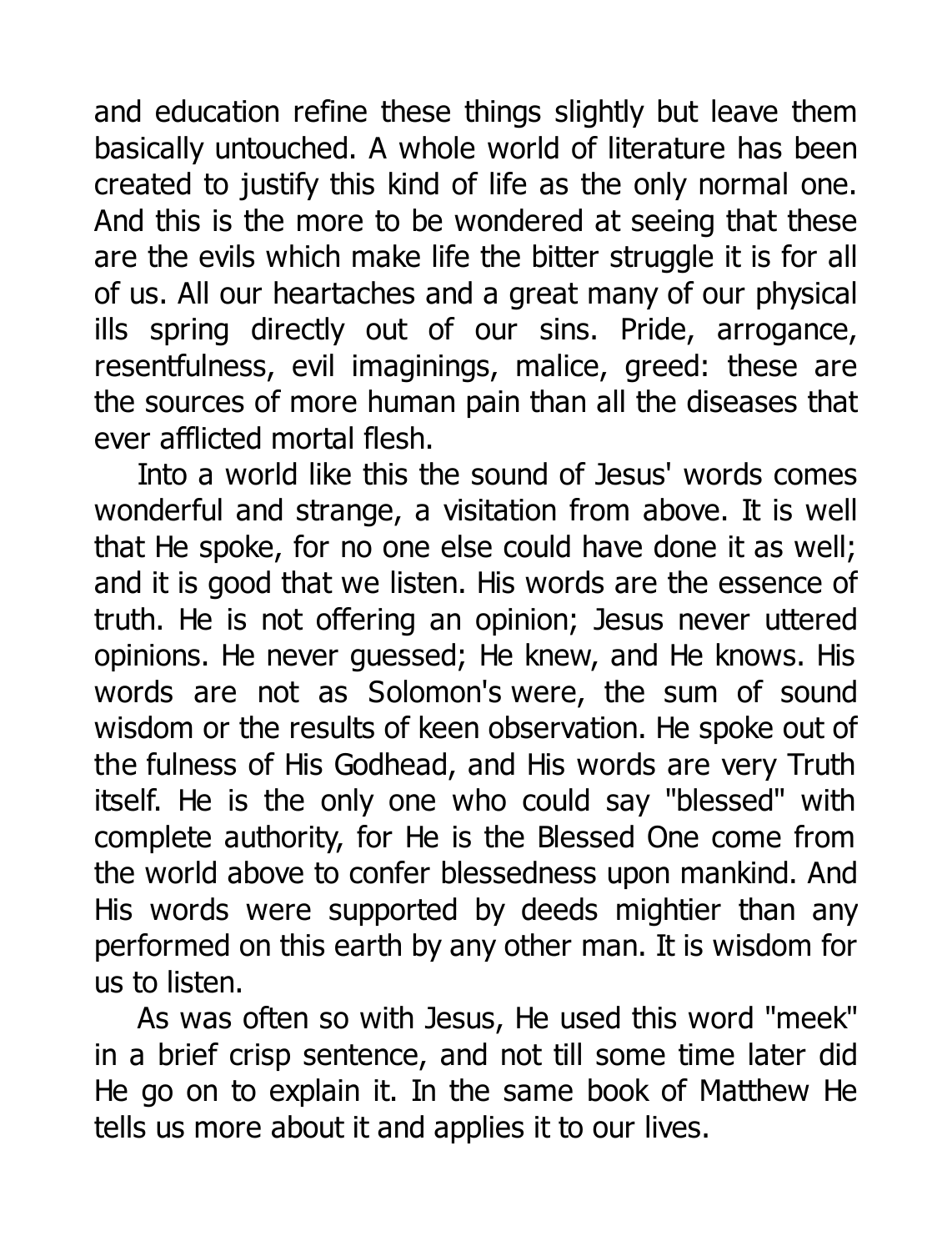and education refine these things slightly but leave them basically untouched. A whole world of literature has been created to justify this kind of life as the only normal one. And this is the more to be wondered at seeing that these are the evils which make life the bitter struggle it is for all of us. All our heartaches and a great many of our physical ills spring directly out of our sins. Pride, arrogance, resentfulness, evil imaginings, malice, greed: these are the sources of more human pain than all the diseases that ever afflicted mortal flesh.

Into a world like this the sound of Jesus' words comes wonderful and strange, a visitation from above. It is well that He spoke, for no one else could have done it as well; and it is good that we listen. His words are the essence of truth. He is not offering an opinion; Jesus never uttered opinions. He never guessed; He knew, and He knows. His words are not as Solomon's were, the sum of sound wisdom or the results of keen observation. He spoke out of the fulness of His Godhead, and His words are very Truth itself. He is the only one who could say "blessed" with complete authority, for He is the Blessed One come from the world above to confer blessedness upon mankind. And His words were supported by deeds mightier than any performed on this earth by any other man. It is wisdom for us to listen.

As was often so with Jesus, He used this word "meek" in a brief crisp sentence, and not till some time later did He go on to explain it. In the same book of Matthew He tells us more about it and applies it to our lives.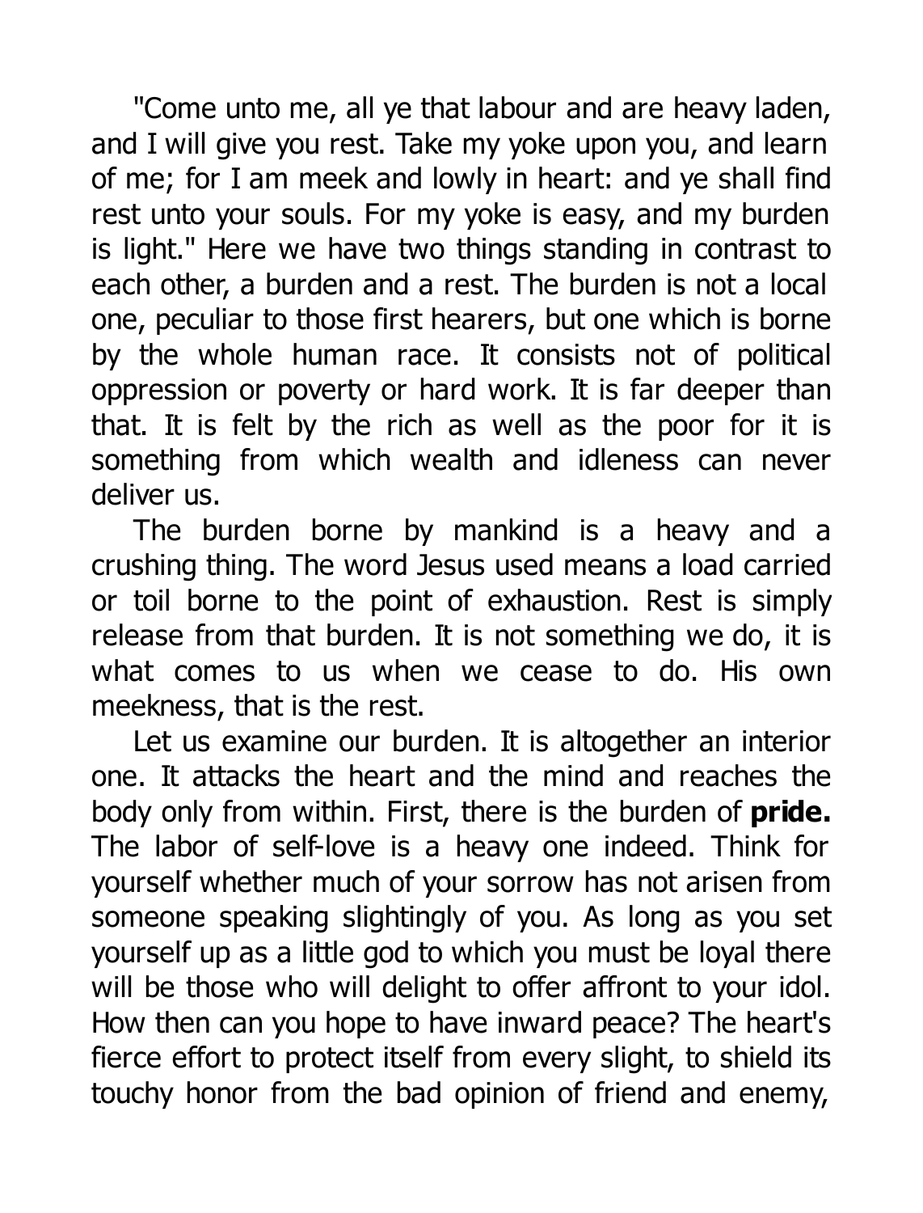"Come unto me, all ye that labour and are heavy laden, and I will give you rest. Take my yoke upon you, and learn of me; for I am meek and lowly in heart: and ye shall find rest unto your souls. For my yoke is easy, and my burden is light." Here we have two things standing in contrast to each other, a burden and a rest. The burden is not a local one, peculiar to those first hearers, but one which is borne by the whole human race. It consists not of political oppression or poverty or hard work. It is far deeper than that. It is felt by the rich as well as the poor for it is something from which wealth and idleness can never deliver us.

The burden borne by mankind is a heavy and a crushing thing. The word Jesus used means a load carried or toil borne to the point of exhaustion. Rest is simply release from that burden. It is not something we do, it is what comes to us when we cease to do. His own meekness, that is the rest.

Let us examine our burden. It is altogether an interior one. It attacks the heart and the mind and reaches the body only from within. First, there is the burden of **pride.** The labor of self-love is a heavy one indeed. Think for yourself whether much of your sorrow has not arisen from someone speaking slightingly of you. As long as you set yourself up as a little god to which you must be loyal there will be those who will delight to offer affront to your idol. How then can you hope to have inward peace? The heart's fierce effort to protect itself from every slight, to shield its touchy honor from the bad opinion of friend and enemy,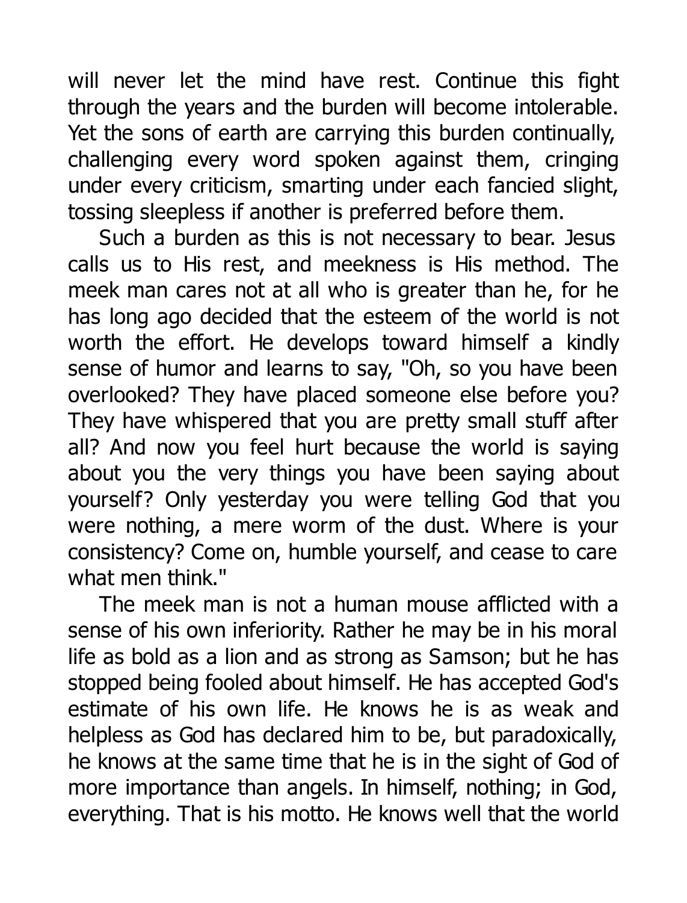will never let the mind have rest. Continue this fight through the years and the burden will become intolerable. Yet the sons of earth are carrying this burden continually, challenging every word spoken against them, cringing under every criticism, smarting under each fancied slight, tossing sleepless if another is preferred before them.

Such a burden as this is not necessary to bear. Jesus calls us to His rest, and meekness is His method. The meek man cares not at all who is greater than he, for he has long ago decided that the esteem of the world is not worth the effort. He develops toward himself a kindly sense of humor and learns to say, "Oh, so you have been overlooked? They have placed someone else before you? They have whispered that you are pretty small stuff after all? And now you feel hurt because the world is saying about you the very things you have been saying about yourself? Only yesterday you were telling God that you were nothing, a mere worm of the dust. Where is your consistency? Come on, humble yourself, and cease to care what men think."

The meek man is not a human mouse afflicted with a sense of his own inferiority. Rather he may be in his moral life as bold as a lion and as strong as Samson; but he has stopped being fooled about himself. He has accepted God's estimate of his own life. He knows he is as weak and helpless as God has declared him to be, but paradoxically, he knows at the same time that he is in the sight of God of more importance than angels. In himself, nothing; in God, everything. That is his motto. He knows well that the world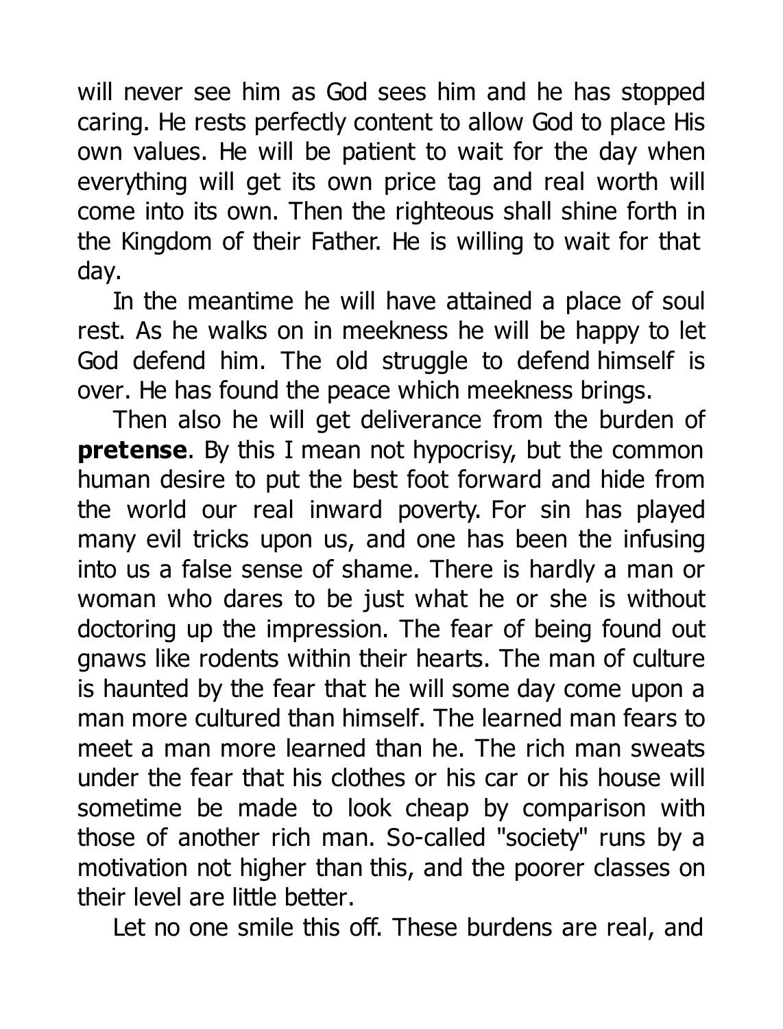will never see him as God sees him and he has stopped caring. He rests perfectly content to allow God to place His own values. He will be patient to wait for the day when everything will get its own price tag and real worth will come into its own. Then the righteous shall shine forth in the Kingdom of their Father. He is willing to wait for that day.

In the meantime he will have attained a place of soul rest. As he walks on in meekness he will be happy to let God defend him. The old struggle to defend himself is over. He has found the peace which meekness brings.

Then also he will get deliverance from the burden of **pretense**. By this I mean not hypocrisy, but the common human desire to put the best foot forward and hide from the world our real inward poverty. For sin has played many evil tricks upon us, and one has been the infusing into us a false sense of shame. There is hardly a man or woman who dares to be just what he or she is without doctoring up the impression. The fear of being found out gnaws like rodents within their hearts. The man of culture is haunted by the fear that he will some day come upon a man more cultured than himself. The learned man fears to meet a man more learned than he. The rich man sweats under the fear that his clothes or his car or his house will sometime be made to look cheap by comparison with those of another rich man. So-called "society" runs by a motivation not higher than this, and the poorer classes on their level are little better.

Let no one smile this off. These burdens are real, and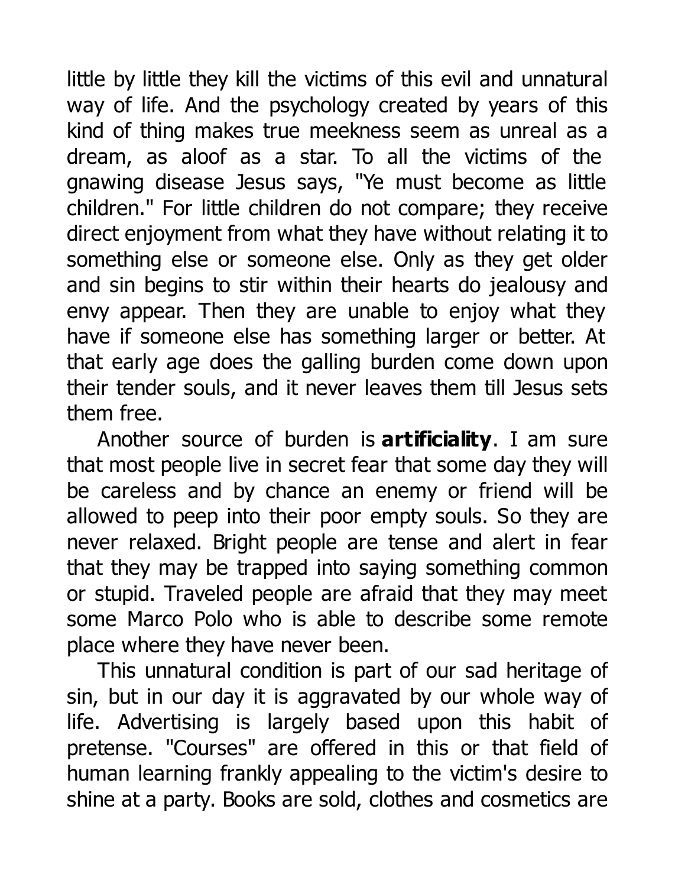little by little they kill the victims of this evil and unnatural way of life. And the psychology created by years of this kind of thing makes true meekness seem as unreal as a dream, as aloof as a star. To all the victims of the gnawing disease Jesus says, "Ye must become as little children." For little children do not compare; they receive direct enjoyment from what they have without relating it to something else or someone else. Only as they get older and sin begins to stir within their hearts do jealousy and envy appear. Then they are unable to enjoy what they have if someone else has something larger or better. At that early age does the galling burden come down upon their tender souls, and it never leaves them till Jesus sets them free.

Another source of burden is **artificiality**. I am sure that most people live in secret fear that some day they will be careless and by chance an enemy or friend will be allowed to peep into their poor empty souls. So they are never relaxed. Bright people are tense and alert in fear that they may be trapped into saying something common or stupid. Traveled people are afraid that they may meet some Marco Polo who is able to describe some remote place where they have never been.

This unnatural condition is part of our sad heritage of sin, but in our day it is aggravated by our whole way of life. Advertising is largely based upon this habit of pretense. "Courses" are offered in this or that field of human learning frankly appealing to the victim's desire to shine at a party. Books are sold, clothes and cosmetics are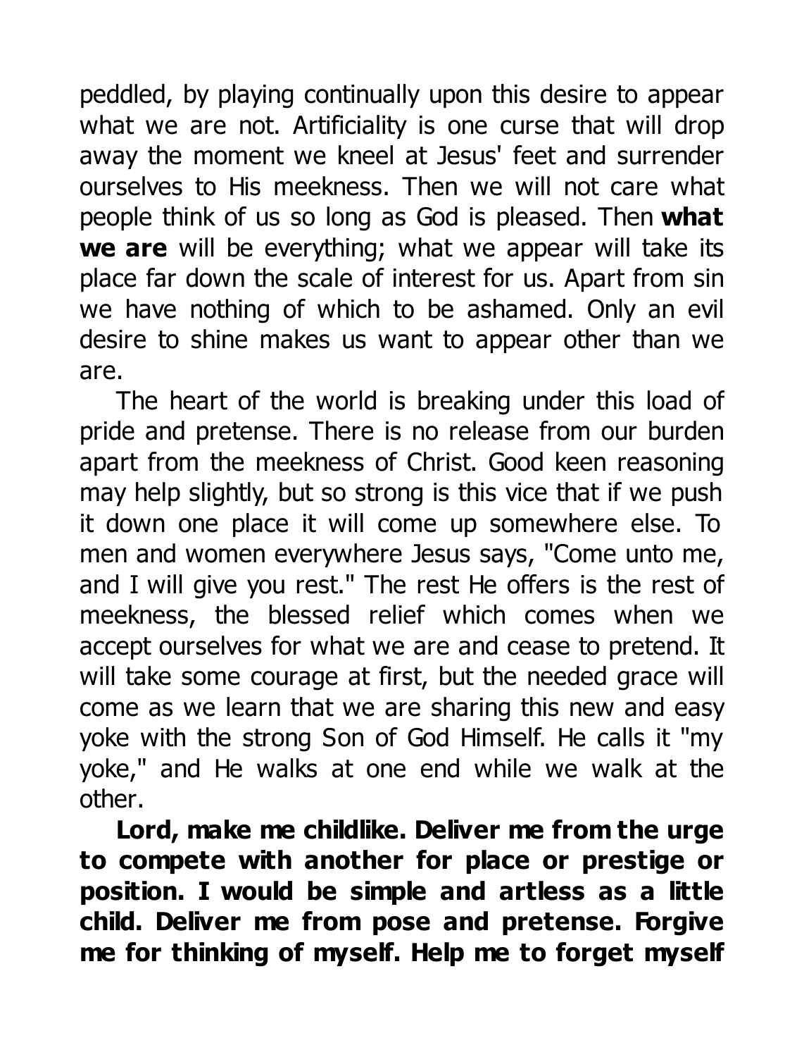peddled, by playing continually upon this desire to appear what we are not. Artificiality is one curse that will drop away the moment we kneel at Jesus' feet and surrender ourselves to His meekness. Then we will not care what people think of us so long as God is pleased. Then **what we are** will be everything; what we appear will take its place far down the scale of interest for us. Apart from sin we have nothing of which to be ashamed. Only an evil desire to shine makes us want to appear other than we are.

The heart of the world is breaking under this load of pride and pretense. There is no release from our burden apart from the meekness of Christ. Good keen reasoning may help slightly, but so strong is this vice that if we push it down one place it will come up somewhere else. To men and women everywhere Jesus says, "Come unto me, and I will give you rest." The rest He offers is the rest of meekness, the blessed relief which comes when we accept ourselves for what we are and cease to pretend. It will take some courage at first, but the needed grace will come as we learn that we are sharing this new and easy yoke with the strong Son of God Himself. He calls it "my yoke," and He walks at one end while we walk at the other.

**Lord, make me childlike. Deliver me from the urge to compete with another for place or prestige or position. I would be simple and artless as a little child. Deliver me from pose and pretense. Forgive me for thinking of myself. Help me to forget myself**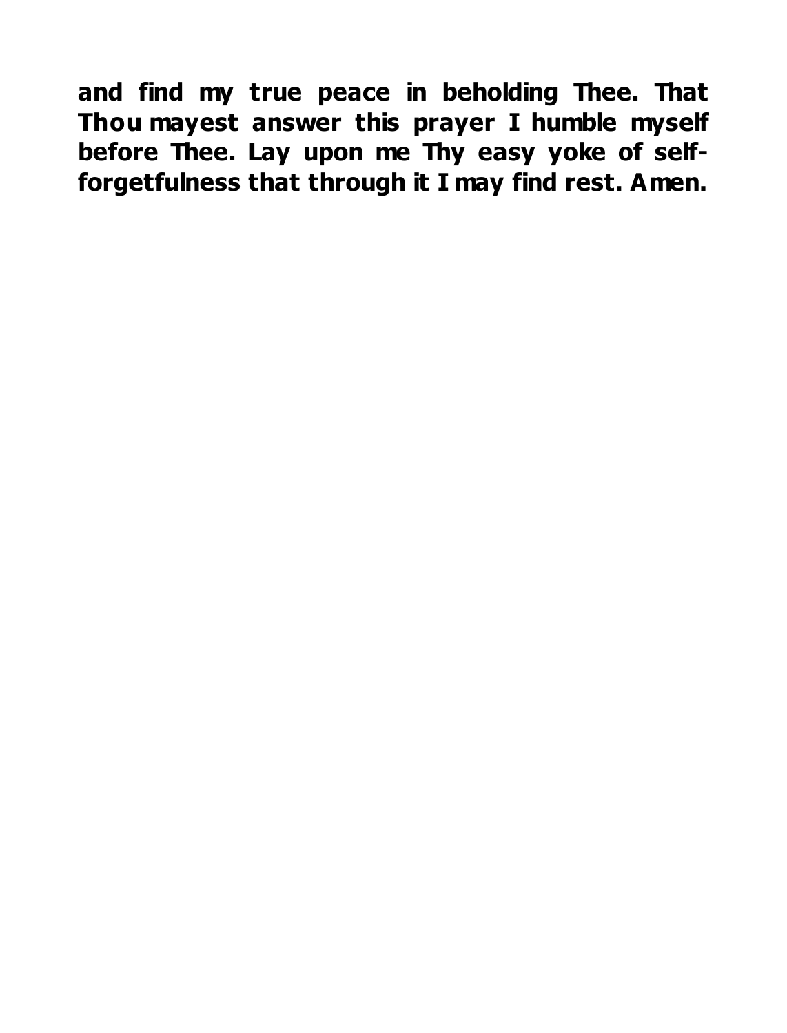**and find my true peace in beholding Thee. That Thou mayest answer this prayer I humble myself before Thee. Lay upon me Thy easy yoke of self-forgetfulness that through it I may find rest. Amen.**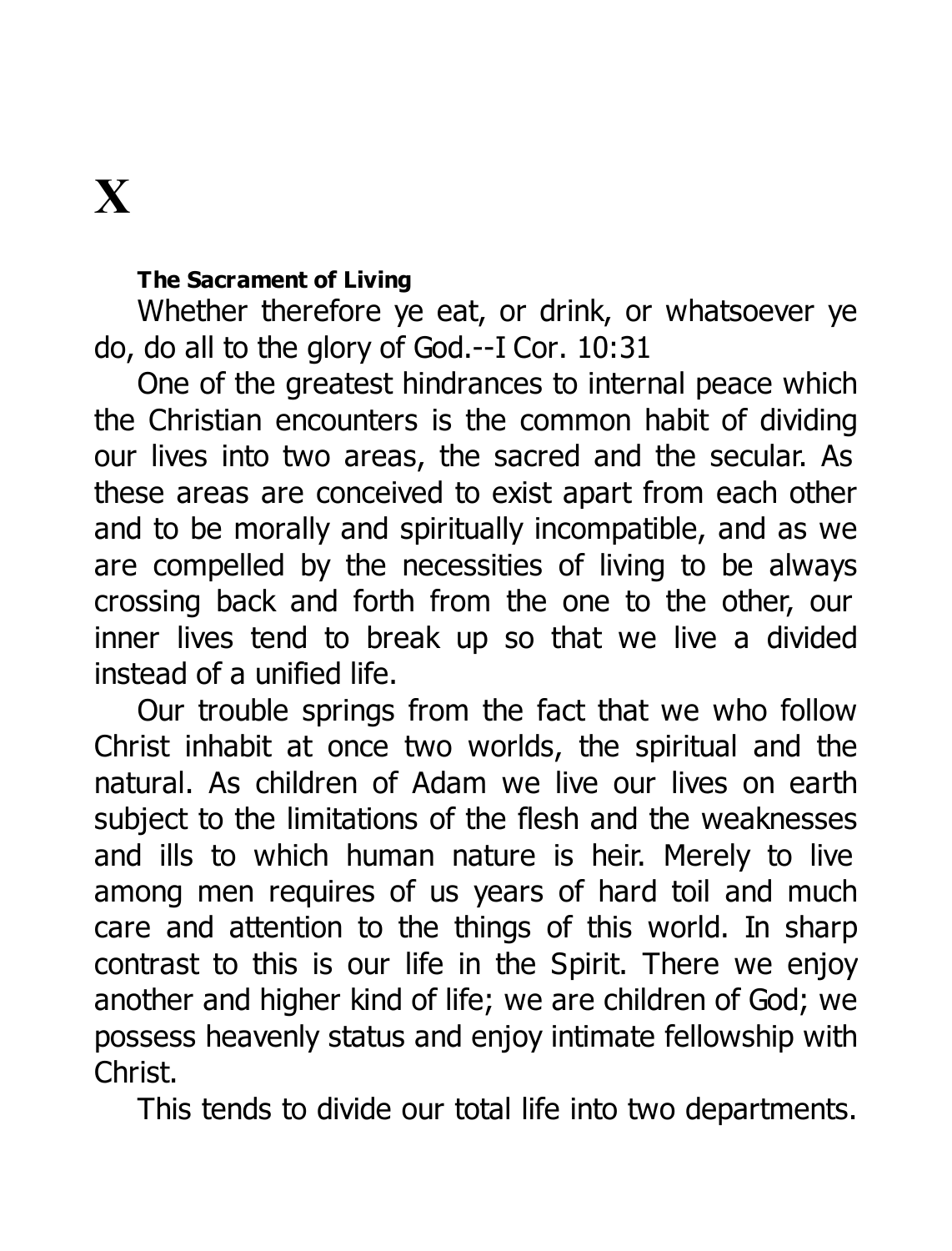# X

**The Sacrament of Living**

Whether therefore ye eat, or drink, or whatsoever ye do, do all to the glory of God.--I Cor. 10:31

One of the greatest hindrances to internal peace which the Christian encounters is the common habit of dividing our lives into two areas, the sacred and the secular. As these areas are conceived to exist apart from each other and to be morally and spiritually incompatible, and as we are compelled by the necessities of living to be always crossing back and forth from the one to the other, our inner lives tend to break up so that we live a divided instead of a unified life.

Our trouble springs from the fact that we who follow Christ inhabit at once two worlds, the spiritual and the natural. As children of Adam we live our lives on earth subject to the limitations of the flesh and the weaknesses and ills to which human nature is heir. Merely to live among men requires of us years of hard toil and much care and attention to the things of this world. In sharp contrast to this is our life in the Spirit. There we enjoy another and higher kind of life; we are children of God; we possess heavenly status and enjoy intimate fellowship with Christ.

This tends to divide our total life into two departments.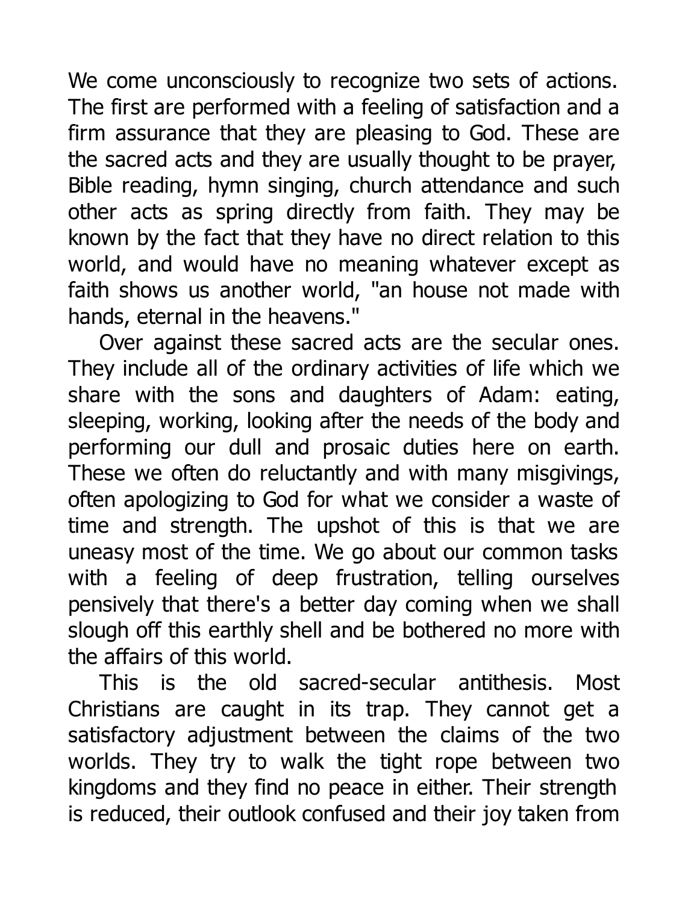We come unconsciously to recognize two sets of actions. The first are performed with a feeling of satisfaction and a firm assurance that they are pleasing to God. These are the sacred acts and they are usually thought to be prayer, Bible reading, hymn singing, church attendance and such other acts as spring directly from faith. They may be known by the fact that they have no direct relation to this world, and would have no meaning whatever except as faith shows us another world, "an house not made with hands, eternal in the heavens."

Over against these sacred acts are the secular ones. They include all of the ordinary activities of life which we share with the sons and daughters of Adam: eating, sleeping, working, looking after the needs of the body and performing our dull and prosaic duties here on earth. These we often do reluctantly and with many misgivings, often apologizing to God for what we consider a waste of time and strength. The upshot of this is that we are uneasy most of the time. We go about our common tasks with a feeling of deep frustration, telling ourselves pensively that there's a better day coming when we shall slough off this earthly shell and be bothered no more with the affairs of this world.

This is the old sacred-secular antithesis. Most Christians are caught in its trap. They cannot get a satisfactory adjustment between the claims of the two worlds. They try to walk the tight rope between two kingdoms and they find no peace in either. Their strength is reduced, their outlook confused and their joy taken from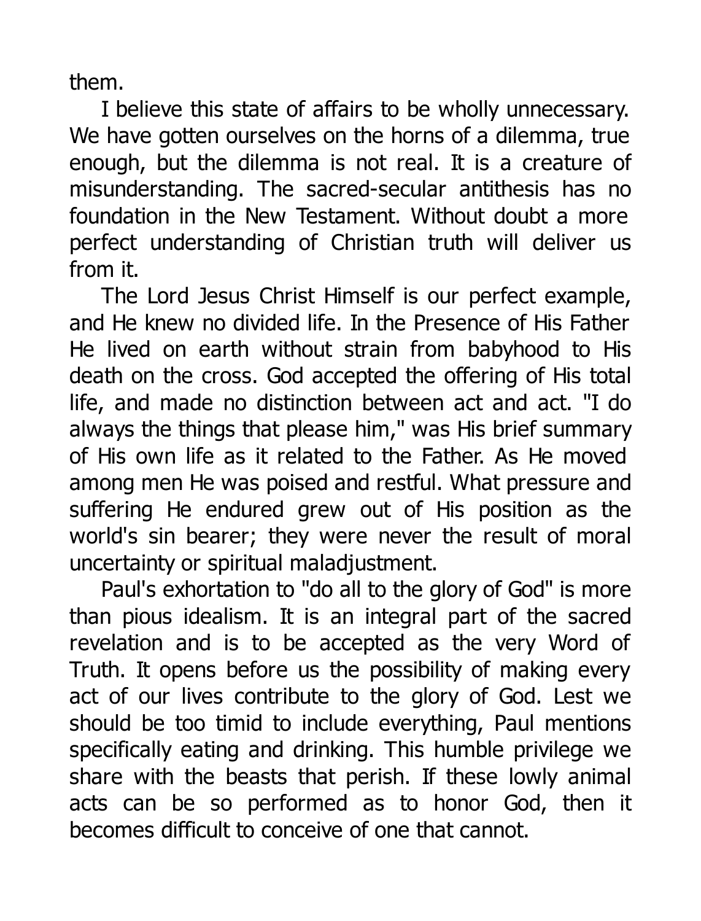them.

I believe this state of affairs to be wholly unnecessary. We have gotten ourselves on the horns of a dilemma, true enough, but the dilemma is not real. It is a creature of misunderstanding. The sacred-secular antithesis has no foundation in the New Testament. Without doubt a more perfect understanding of Christian truth will deliver us from it.

The Lord Jesus Christ Himself is our perfect example, and He knew no divided life. In the Presence of His Father He lived on earth without strain from babyhood to His death on the cross. God accepted the offering of His total life, and made no distinction between act and act. "I do always the things that please him," was His brief summary of His own life as it related to the Father. As He moved among men He was poised and restful. What pressure and suffering He endured grew out of His position as the world's sin bearer; they were never the result of moral uncertainty or spiritual maladjustment.

Paul's exhortation to "do all to the glory of God" is more than pious idealism. It is an integral part of the sacred revelation and is to be accepted as the very Word of Truth. It opens before us the possibility of making every act of our lives contribute to the glory of God. Lest we should be too timid to include everything, Paul mentions specifically eating and drinking. This humble privilege we share with the beasts that perish. If these lowly animal acts can be so performed as to honor God, then it becomes difficult to conceive of one that cannot.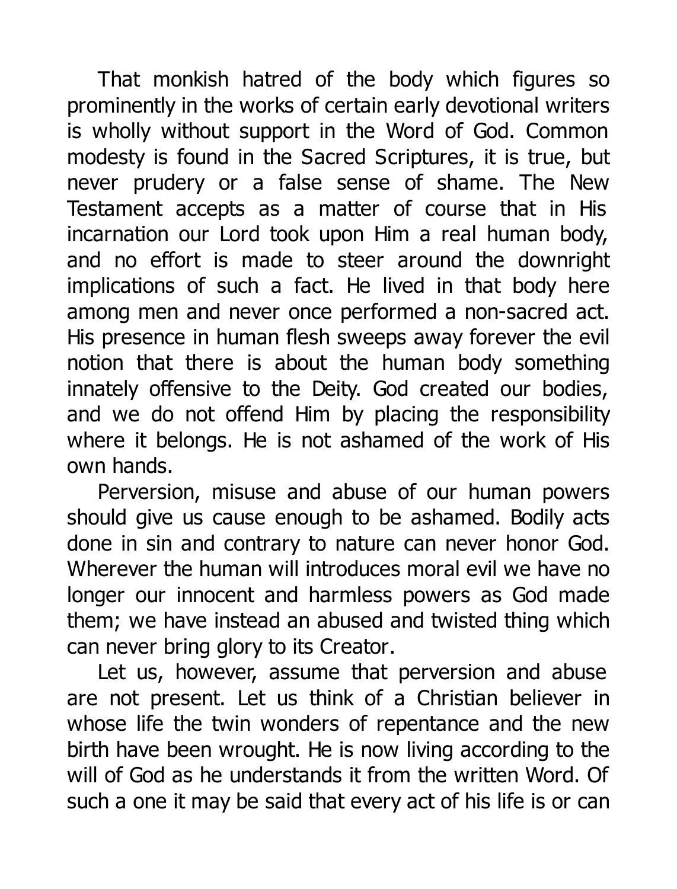That monkish hatred of the body which figures so prominently in the works of certain early devotional writers is wholly without support in the Word of God. Common modesty is found in the Sacred Scriptures, it is true, but never prudery or a false sense of shame. The New Testament accepts as a matter of course that in His incarnation our Lord took upon Him a real human body, and no effort is made to steer around the downright implications of such a fact. He lived in that body here among men and never once performed a non-sacred act. His presence in human flesh sweeps away forever the evil notion that there is about the human body something innately offensive to the Deity. God created our bodies, and we do not offend Him by placing the responsibility where it belongs. He is not ashamed of the work of His own hands.

Perversion, misuse and abuse of our human powers should give us cause enough to be ashamed. Bodily acts done in sin and contrary to nature can never honor God. Wherever the human will introduces moral evil we have no longer our innocent and harmless powers as God made them; we have instead an abused and twisted thing which can never bring glory to its Creator.

Let us, however, assume that perversion and abuse are not present. Let us think of a Christian believer in whose life the twin wonders of repentance and the new birth have been wrought. He is now living according to the will of God as he understands it from the written Word. Of such a one it may be said that every act of his life is or can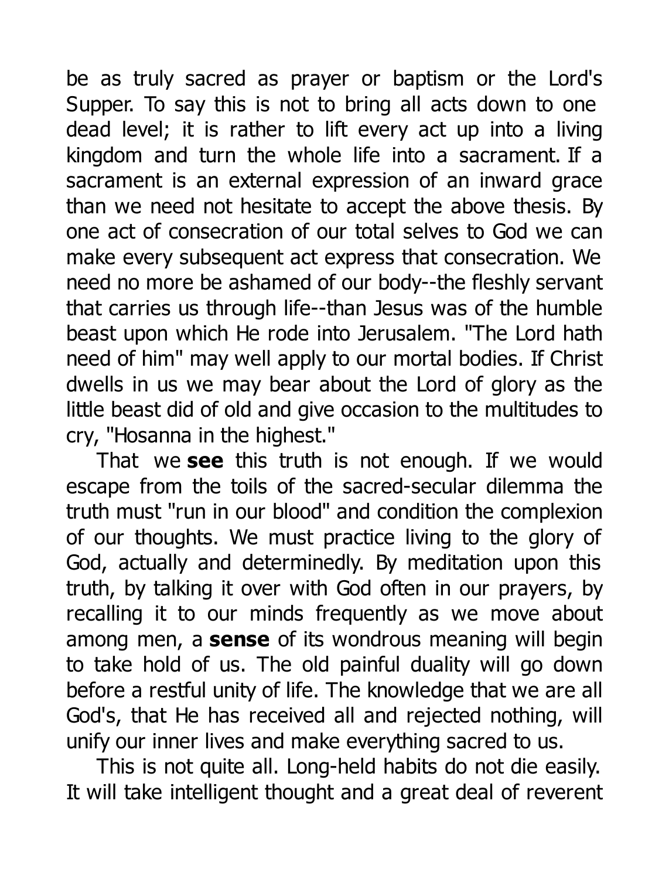be as truly sacred as prayer or baptism or the Lord's Supper. To say this is not to bring all acts down to one dead level; it is rather to lift every act up into a living kingdom and turn the whole life into a sacrament. If a sacrament is an external expression of an inward grace than we need not hesitate to accept the above thesis. By one act of consecration of our total selves to God we can make every subsequent act express that consecration. We need no more be ashamed of our body--the fleshly servant that carries us through life--than Jesus was of the humble beast upon which He rode into Jerusalem. "The Lord hath need of him" may well apply to our mortal bodies. If Christ dwells in us we may bear about the Lord of glory as the little beast did of old and give occasion to the multitudes to cry, "Hosanna in the highest."

That we **see** this truth is not enough. If we would escape from the toils of the sacred-secular dilemma the truth must "run in our blood" and condition the complexion of our thoughts. We must practice living to the glory of God, actually and determinedly. By meditation upon this truth, by talking it over with God often in our prayers, by recalling it to our minds frequently as we move about among men, a **sense** of its wondrous meaning will begin to take hold of us. The old painful duality will go down before a restful unity of life. The knowledge that we are all God's, that He has received all and rejected nothing, will unify our inner lives and make everything sacred to us.

This is not quite all. Long-held habits do not die easily. It will take intelligent thought and a great deal of reverent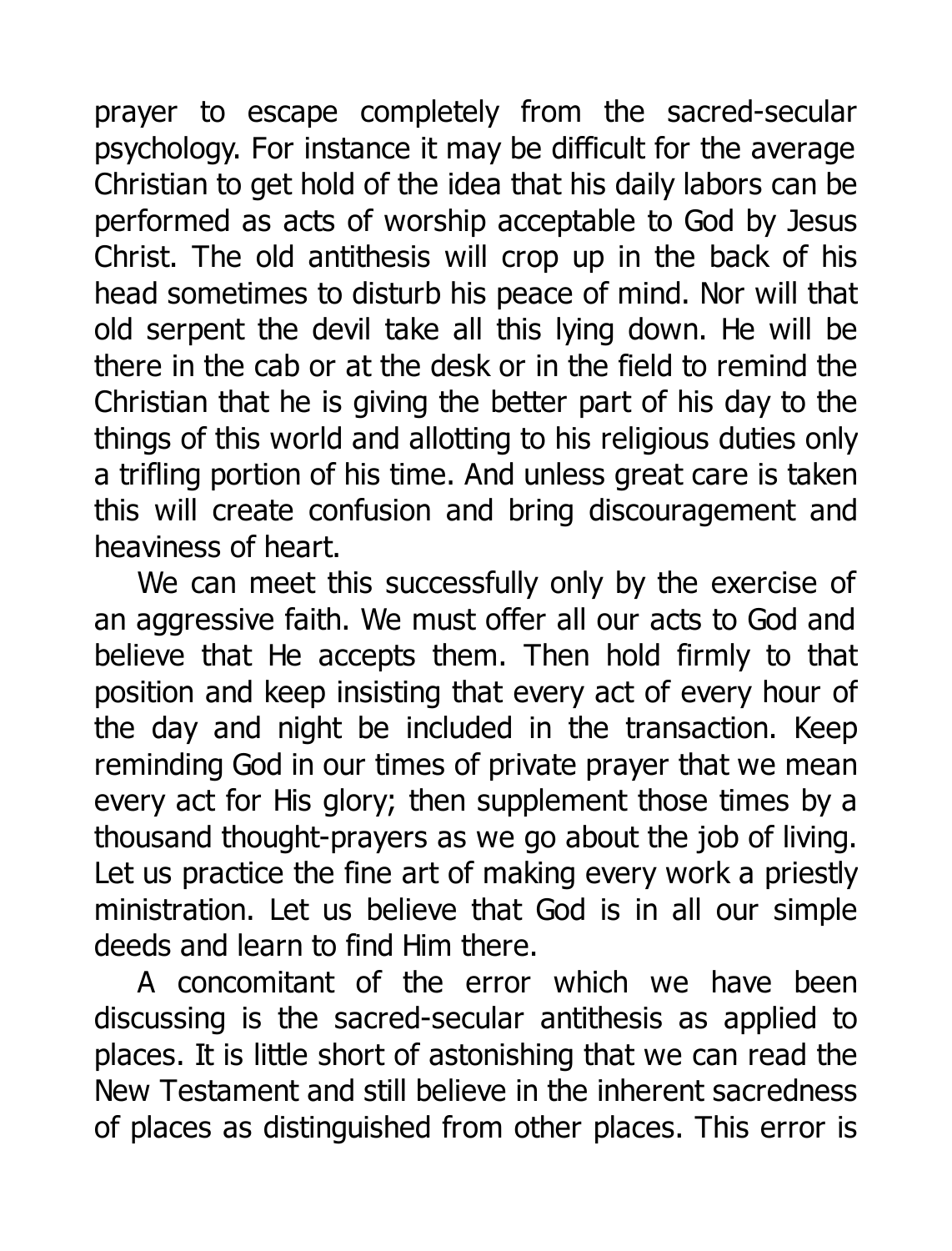prayer to escape completely from the sacred-secular psychology. For instance it may be difficult for the average Christian to get hold of the idea that his daily labors can be performed as acts of worship acceptable to God by Jesus Christ. The old antithesis will crop up in the back of his head sometimes to disturb his peace of mind. Nor will that old serpent the devil take all this lying down. He will be there in the cab or at the desk or in the field to remind the Christian that he is giving the better part of his day to the things of this world and allotting to his religious duties only a trifling portion of his time. And unless great care is taken this will create confusion and bring discouragement and heaviness of heart.

We can meet this successfully only by the exercise of an aggressive faith. We must offer all our acts to God and believe that He accepts them. Then hold firmly to that position and keep insisting that every act of every hour of the day and night be included in the transaction. Keep reminding God in our times of private prayer that we mean every act for His glory; then supplement those times by a thousand thought-prayers as we go about the job of living. Let us practice the fine art of making every work a priestly ministration. Let us believe that God is in all our simple deeds and learn to find Him there.

A concomitant of the error which we have been discussing is the sacred-secular antithesis as applied to places. It is little short of astonishing that we can read the New Testament and still believe in the inherent sacredness of places as distinguished from other places. This error is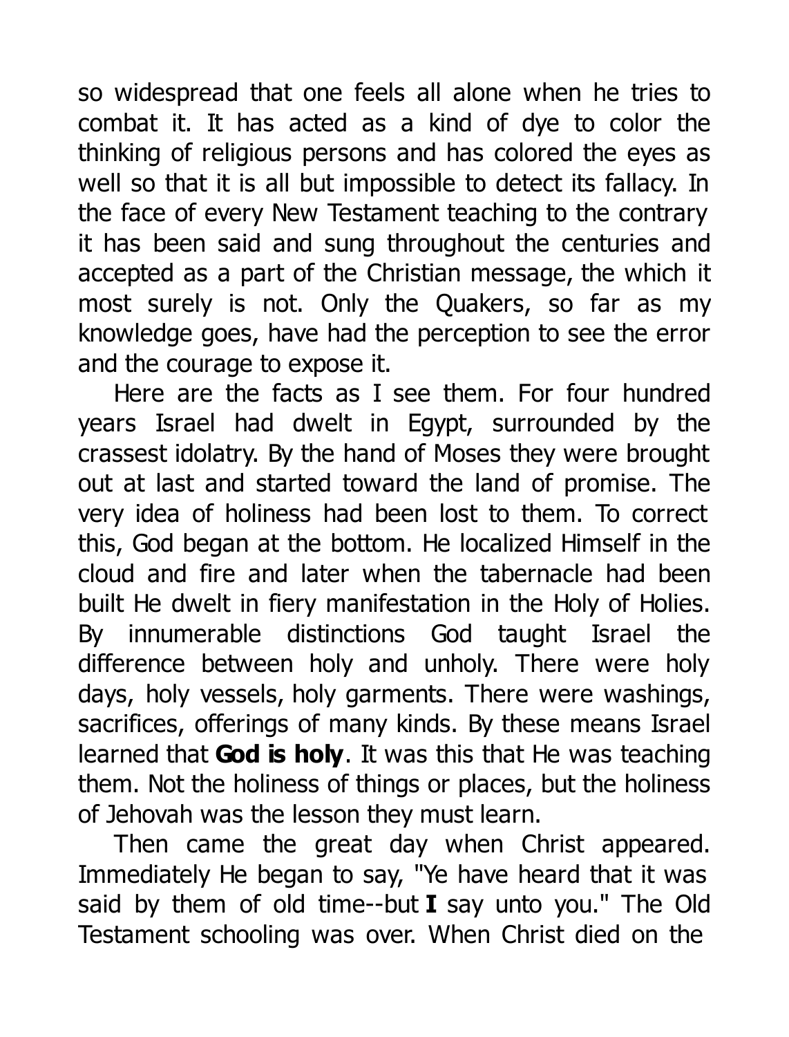so widespread that one feels all alone when he tries to combat it. It has acted as a kind of dye to color the thinking of religious persons and has colored the eyes as well so that it is all but impossible to detect its fallacy. In the face of every New Testament teaching to the contrary it has been said and sung throughout the centuries and accepted as a part of the Christian message, the which it most surely is not. Only the Quakers, so far as my knowledge goes, have had the perception to see the error and the courage to expose it.

Here are the facts as I see them. For four hundred years Israel had dwelt in Egypt, surrounded by the crassest idolatry. By the hand of Moses they were brought out at last and started toward the land of promise. The very idea of holiness had been lost to them. To correct this, God began at the bottom. He localized Himself in the cloud and fire and later when the tabernacle had been built He dwelt in fiery manifestation in the Holy of Holies. By innumerable distinctions God taught Israel the difference between holy and unholy. There were holy days, holy vessels, holy garments. There were washings, sacrifices, offerings of many kinds. By these means Israel learned that **God is holy**. It was this that He was teaching them. Not the holiness of things or places, but the holiness of Jehovah was the lesson they must learn.

Then came the great day when Christ appeared. Immediately He began to say, "Ye have heard that it was said by them of old time--but **I** say unto you." The Old Testament schooling was over. When Christ died on the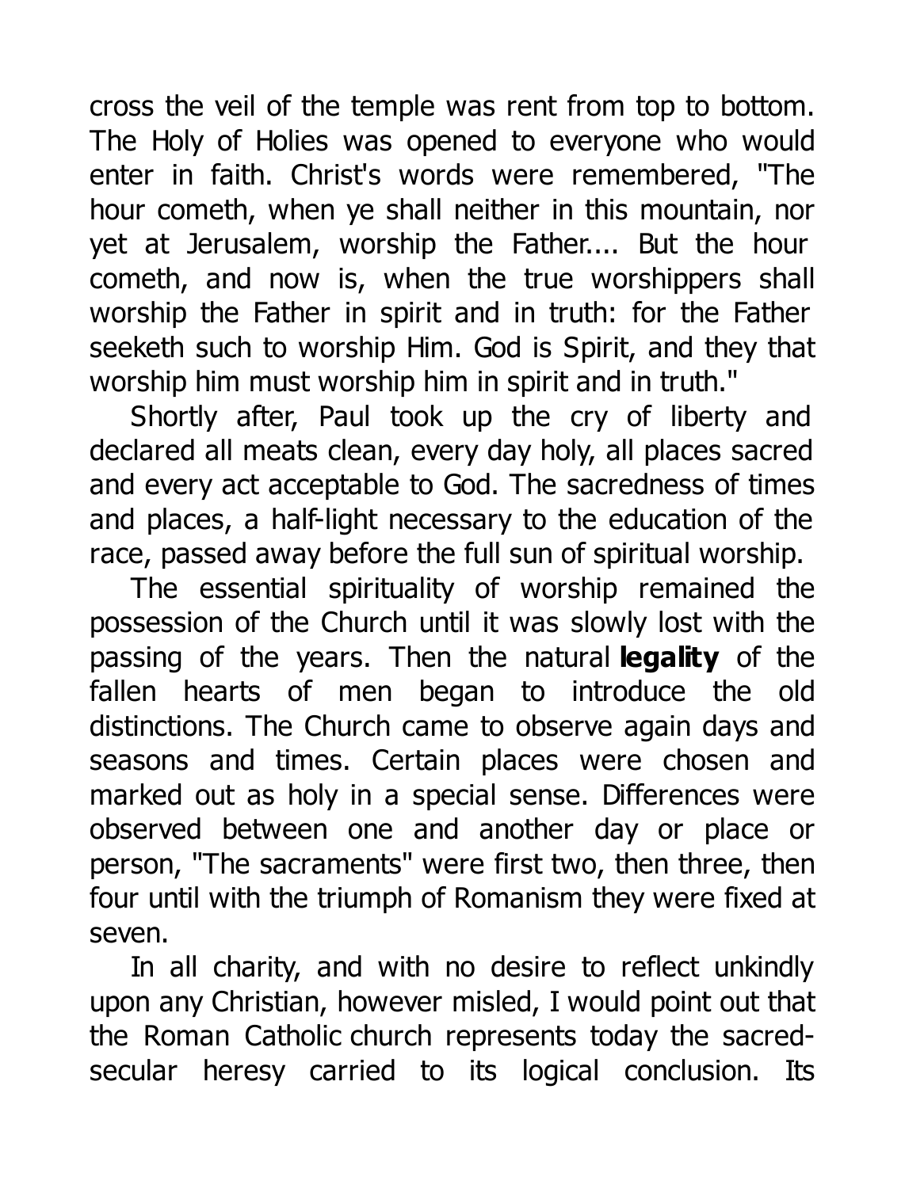cross the veil of the temple was rent from top to bottom. The Holy of Holies was opened to everyone who would enter in faith. Christ's words were remembered, "The hour cometh, when ye shall neither in this mountain, nor yet at Jerusalem, worship the Father.... But the hour cometh, and now is, when the true worshippers shall worship the Father in spirit and in truth: for the Father seeketh such to worship Him. God is Spirit, and they that worship him must worship him in spirit and in truth."

Shortly after, Paul took up the cry of liberty and declared all meats clean, every day holy, all places sacred and every act acceptable to God. The sacredness of times and places, a half-light necessary to the education of the race, passed away before the full sun of spiritual worship.

The essential spirituality of worship remained the possession of the Church until it was slowly lost with the passing of the years. Then the natural **legality** of the fallen hearts of men began to introduce the old distinctions. The Church came to observe again days and seasons and times. Certain places were chosen and marked out as holy in a special sense. Differences were observed between one and another day or place or person, "The sacraments" were first two, then three, then four until with the triumph of Romanism they were fixed at seven.

In all charity, and with no desire to reflect unkindly upon any Christian, however misled, I would point out that the Roman Catholic church represents today the sacred-secular heresy carried to its logical conclusion. Its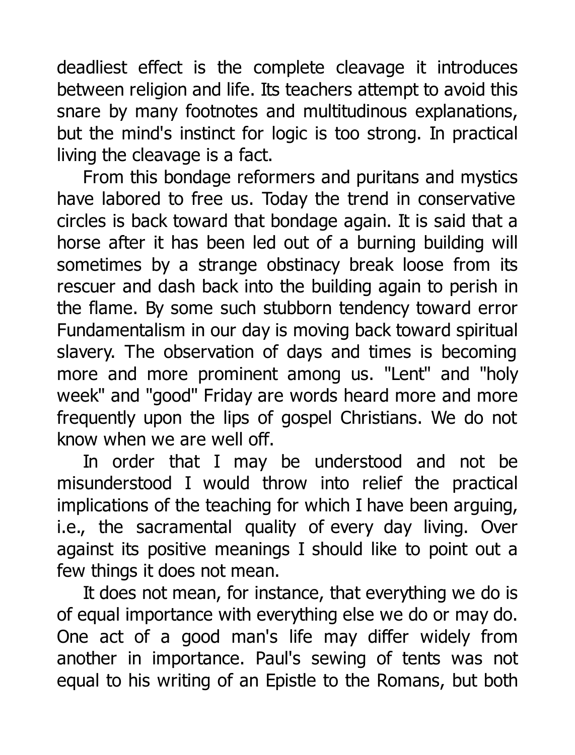deadliest effect is the complete cleavage it introduces between religion and life. Its teachers attempt to avoid this snare by many footnotes and multitudinous explanations, but the mind's instinct for logic is too strong. In practical living the cleavage is a fact.

From this bondage reformers and puritans and mystics have labored to free us. Today the trend in conservative circles is back toward that bondage again. It is said that a horse after it has been led out of a burning building will sometimes by a strange obstinacy break loose from its rescuer and dash back into the building again to perish in the flame. By some such stubborn tendency toward error Fundamentalism in our day is moving back toward spiritual slavery. The observation of days and times is becoming more and more prominent among us. "Lent" and "holy week" and "good" Friday are words heard more and more frequently upon the lips of gospel Christians. We do not know when we are well off.

In order that I may be understood and not be misunderstood I would throw into relief the practical implications of the teaching for which I have been arguing, i.e., the sacramental quality of every day living. Over against its positive meanings I should like to point out a few things it does not mean.

It does not mean, for instance, that everything we do is of equal importance with everything else we do or may do. One act of a good man's life may differ widely from another in importance. Paul's sewing of tents was not equal to his writing of an Epistle to the Romans, but both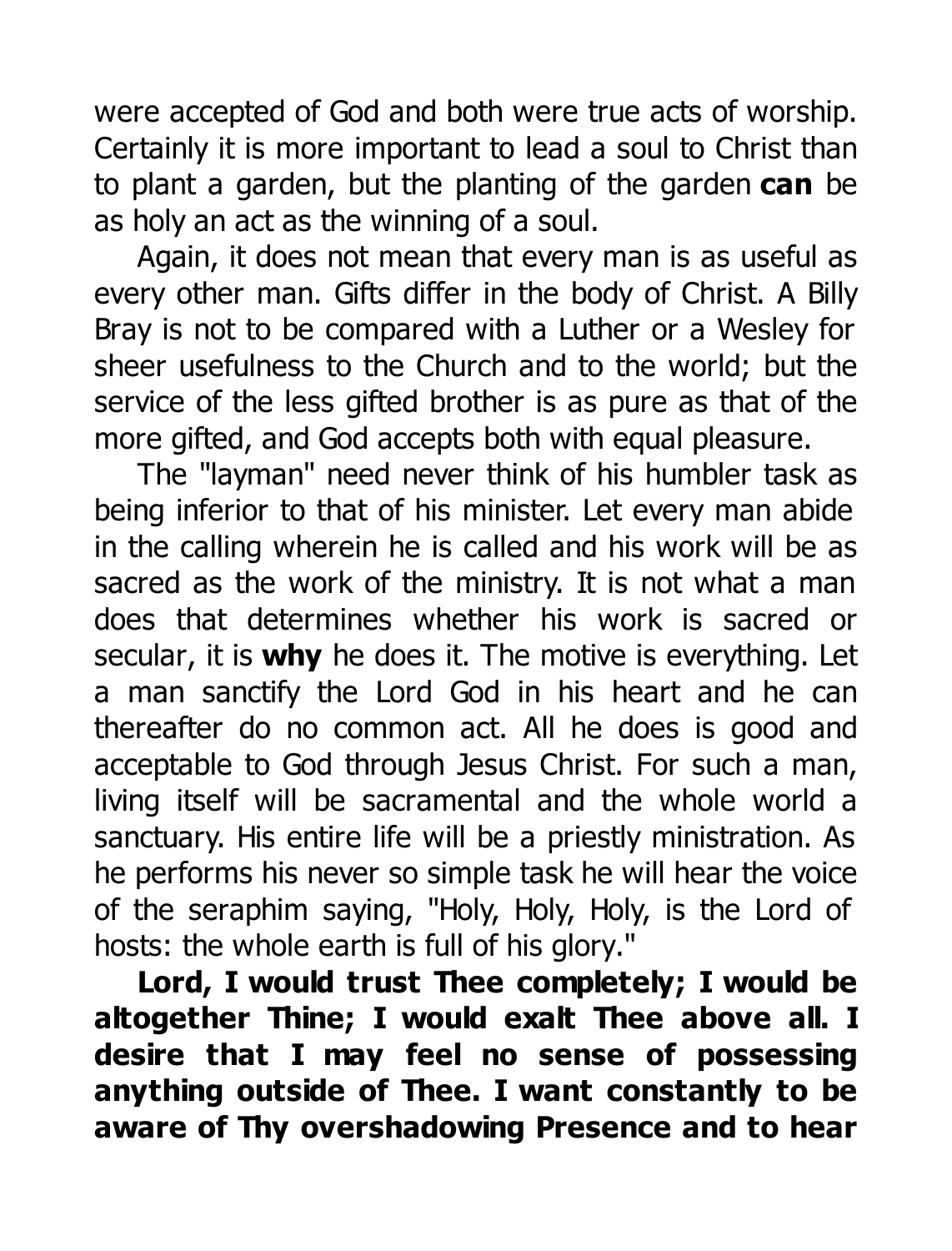were accepted of God and both were true acts of worship. Certainly it is more important to lead a soul to Christ than to plant a garden, but the planting of the garden **can** be as holy an act as the winning of a soul.

Again, it does not mean that every man is as useful as every other man. Gifts differ in the body of Christ. A Billy Bray is not to be compared with a Luther or a Wesley for sheer usefulness to the Church and to the world; but the service of the less gifted brother is as pure as that of the more gifted, and God accepts both with equal pleasure.

The "layman" need never think of his humbler task as being inferior to that of his minister. Let every man abide in the calling wherein he is called and his work will be as sacred as the work of the ministry. It is not what a man does that determines whether his work is sacred or secular, it is **why** he does it. The motive is everything. Let a man sanctify the Lord God in his heart and he can thereafter do no common act. All he does is good and acceptable to God through Jesus Christ. For such a man, living itself will be sacramental and the whole world a sanctuary. His entire life will be a priestly ministration. As he performs his never so simple task he will hear the voice of the seraphim saying, "Holy, Holy, Holy, is the Lord of hosts: the whole earth is full of his glory."

**Lord, I would trust Thee completely; I would be altogether Thine; I would exalt Thee above all. I desire that I may feel no sense of possessing anything outside of Thee. I want constantly to be aware of Thy overshadowing Presence and to hear**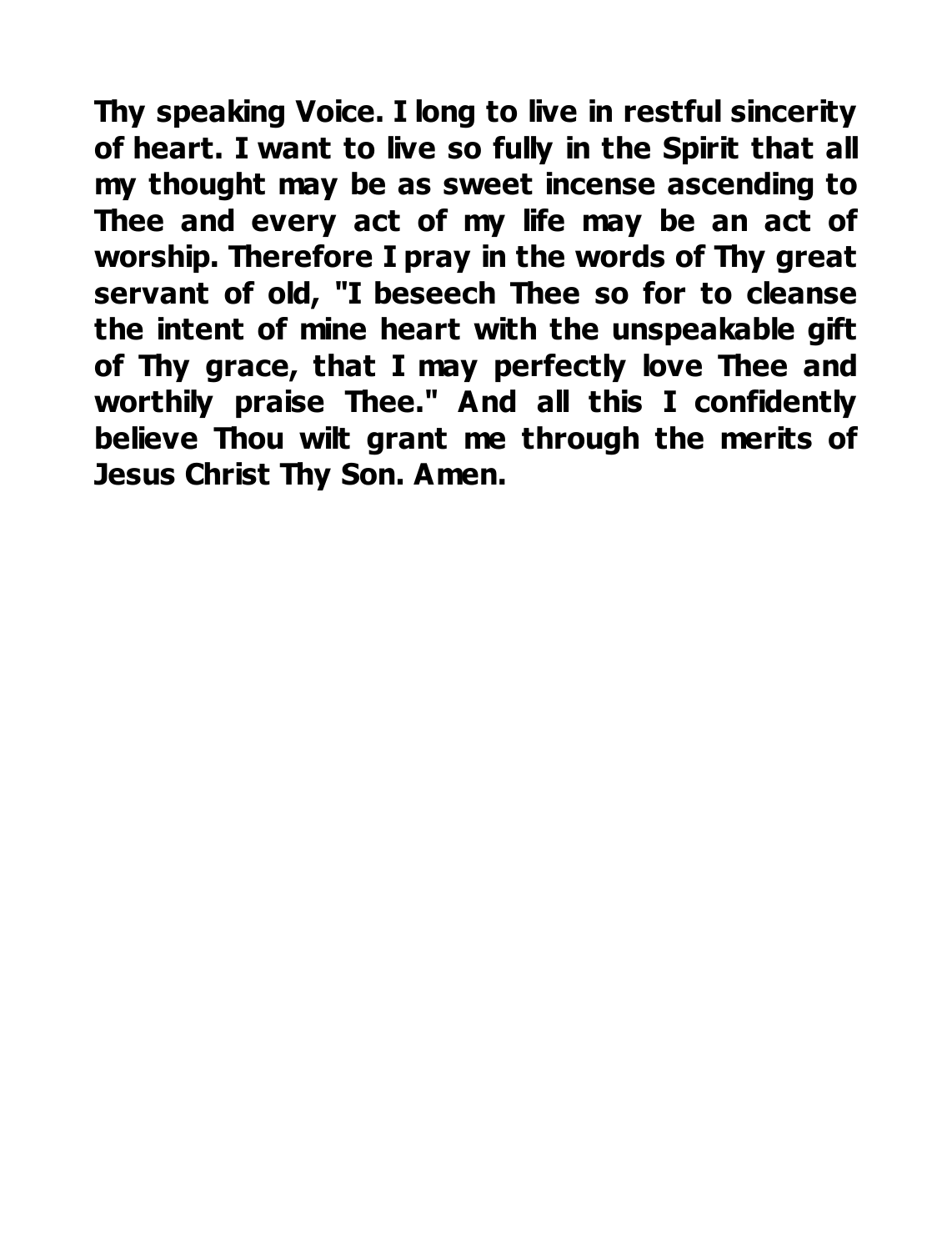**Thy speaking Voice. I long to live in restful sincerity of heart. I want to live so fully in the Spirit that all my thought may be as sweet incense ascending to Thee and every act of my life may be an act of worship. Therefore I pray in the words of Thy great servant of old, "I beseech Thee so for to cleanse the intent of mine heart with the unspeakable gift of Thy grace, that I may perfectly love Thee and worthily praise Thee." And all this I confidently believe Thou wilt grant me through the merits of Jesus Christ Thy Son. Amen.**